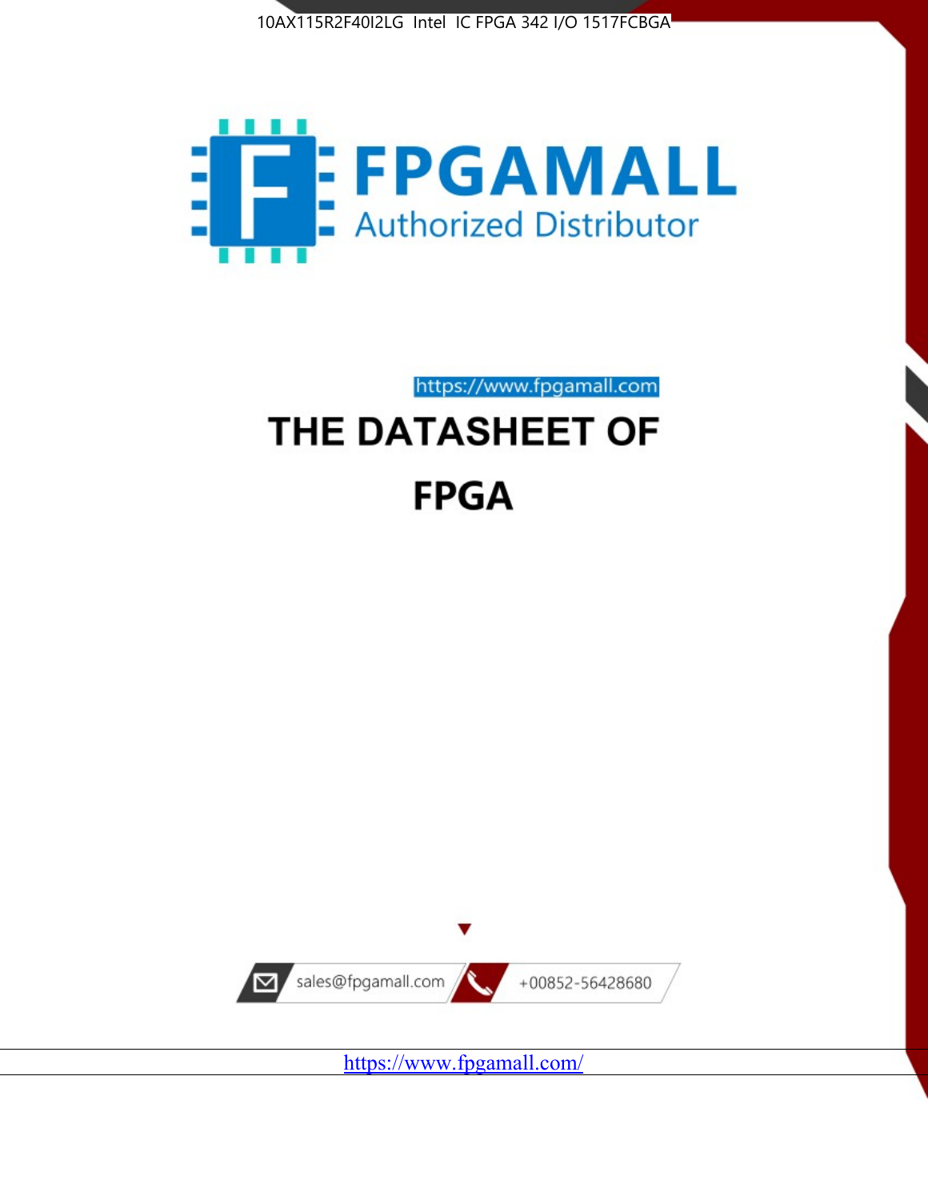10AX115R2F40I2LG Intel IC FPGA 342 I/O 1517FCBGA

FPGAMALL

Authorized Distributor

https://www.fpgamall.com

# THE DATASHEET OF

# FPGA

sales@fpgamall.com

+00852-56428680

https://www.fpgamall.com/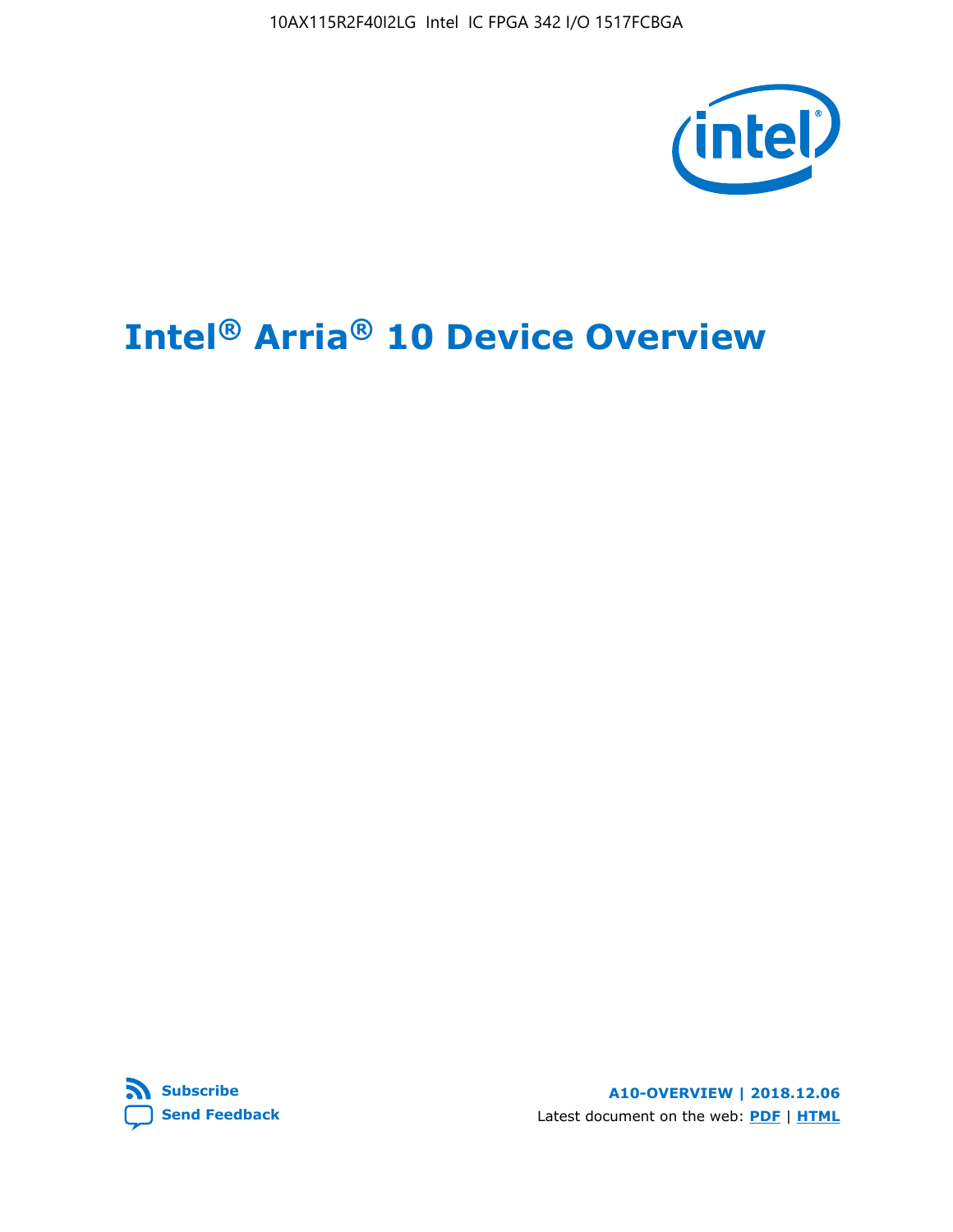10AX115R2F40I2LG Intel IC FPGA 342 I/O 1517FCBGA

# Intel® Arria® 10 Device Overview

Subscribe

Send Feedback

A10-OVERVIEW | 2018.12.06

Latest document on the web: PDF | HTML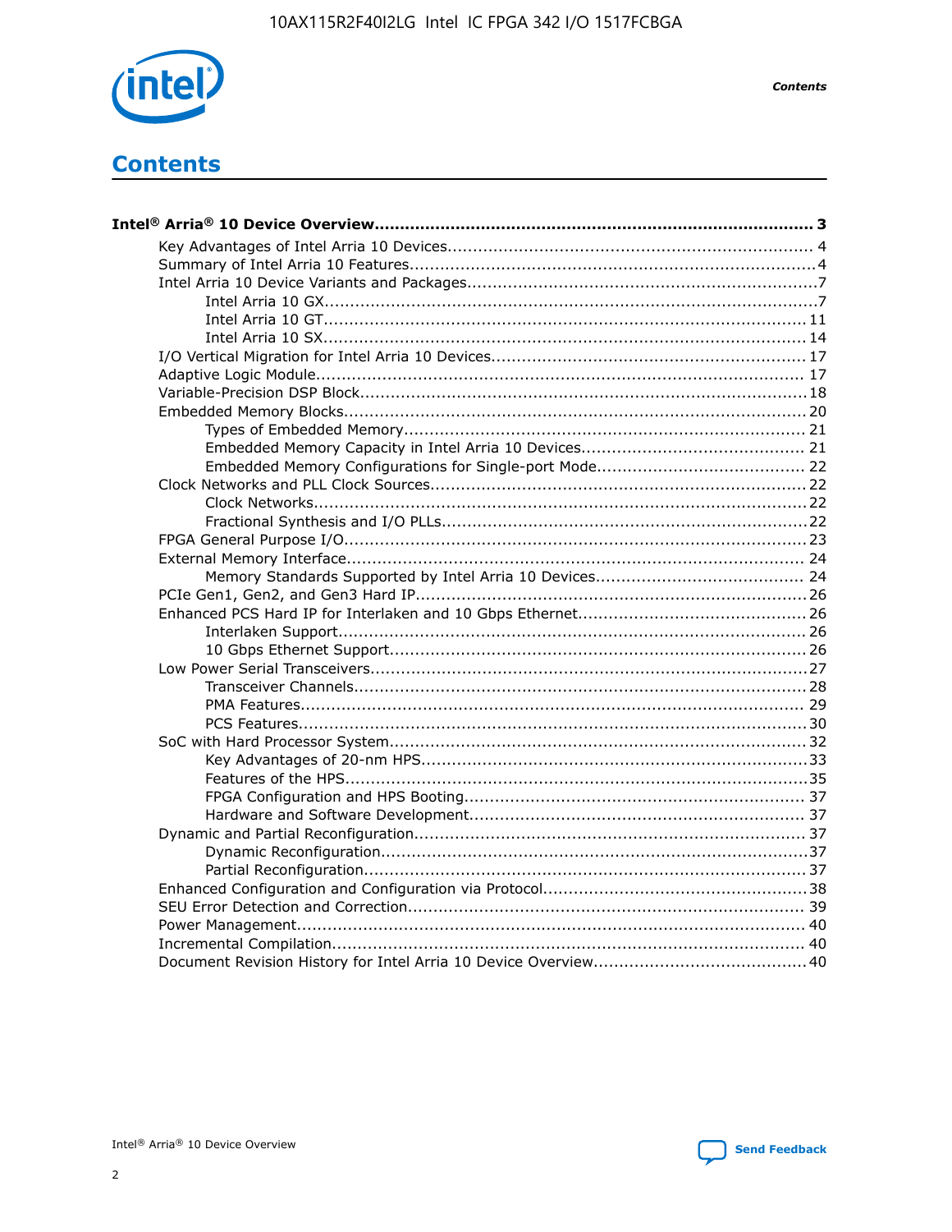# Contents

**Intel® Arria® 10 Device Overview....................................................................................... 3**

- Key Advantages of Intel Arria 10 Devices........................................................................ 4
- Summary of Intel Arria 10 Features................................................................................4
- Intel Arria 10 Device Variants and Packages.....................................................................7
  - Intel Arria 10 GX................................................................................................7
  - Intel Arria 10 GT.............................................................................................. 11
  - Intel Arria 10 SX.............................................................................................. 14
- I/O Vertical Migration for Intel Arria 10 Devices.............................................................. 17
- Adaptive Logic Module................................................................................................ 17
- Variable-Precision DSP Block........................................................................................18
- Embedded Memory Blocks........................................................................................... 20
  - Types of Embedded Memory............................................................................... 21
  - Embedded Memory Capacity in Intel Arria 10 Devices............................................ 21
  - Embedded Memory Configurations for Single-port Mode......................................... 22
- Clock Networks and PLL Clock Sources.......................................................................... 22
  - Clock Networks.................................................................................................22
  - Fractional Synthesis and I/O PLLs........................................................................22
- FPGA General Purpose I/O.......................................................................................... 23
- External Memory Interface.......................................................................................... 24
  - Memory Standards Supported by Intel Arria 10 Devices......................................... 24
- PCIe Gen1, Gen2, and Gen3 Hard IP.............................................................................26
- Enhanced PCS Hard IP for Interlaken and 10 Gbps Ethernet.............................................26
  - Interlaken Support............................................................................................ 26
  - 10 Gbps Ethernet Support.................................................................................. 26
- Low Power Serial Transceivers......................................................................................27
  - Transceiver Channels.........................................................................................28
  - PMA Features................................................................................................... 29
  - PCS Features....................................................................................................30
- SoC with Hard Processor System.................................................................................. 32
  - Key Advantages of 20-nm HPS............................................................................33
  - Features of the HPS...........................................................................................35
  - FPGA Configuration and HPS Booting................................................................... 37
  - Hardware and Software Development.................................................................. 37
- Dynamic and Partial Reconfiguration............................................................................. 37
  - Dynamic Reconfiguration...................................................................................37
  - Partial Reconfiguration.......................................................................................37
- Enhanced Configuration and Configuration via Protocol....................................................38
- SEU Error Detection and Correction.............................................................................. 39
- Power Management.................................................................................................... 40
- Incremental Compilation............................................................................................. 40
- Document Revision History for Intel Arria 10 Device Overview.......................................... 40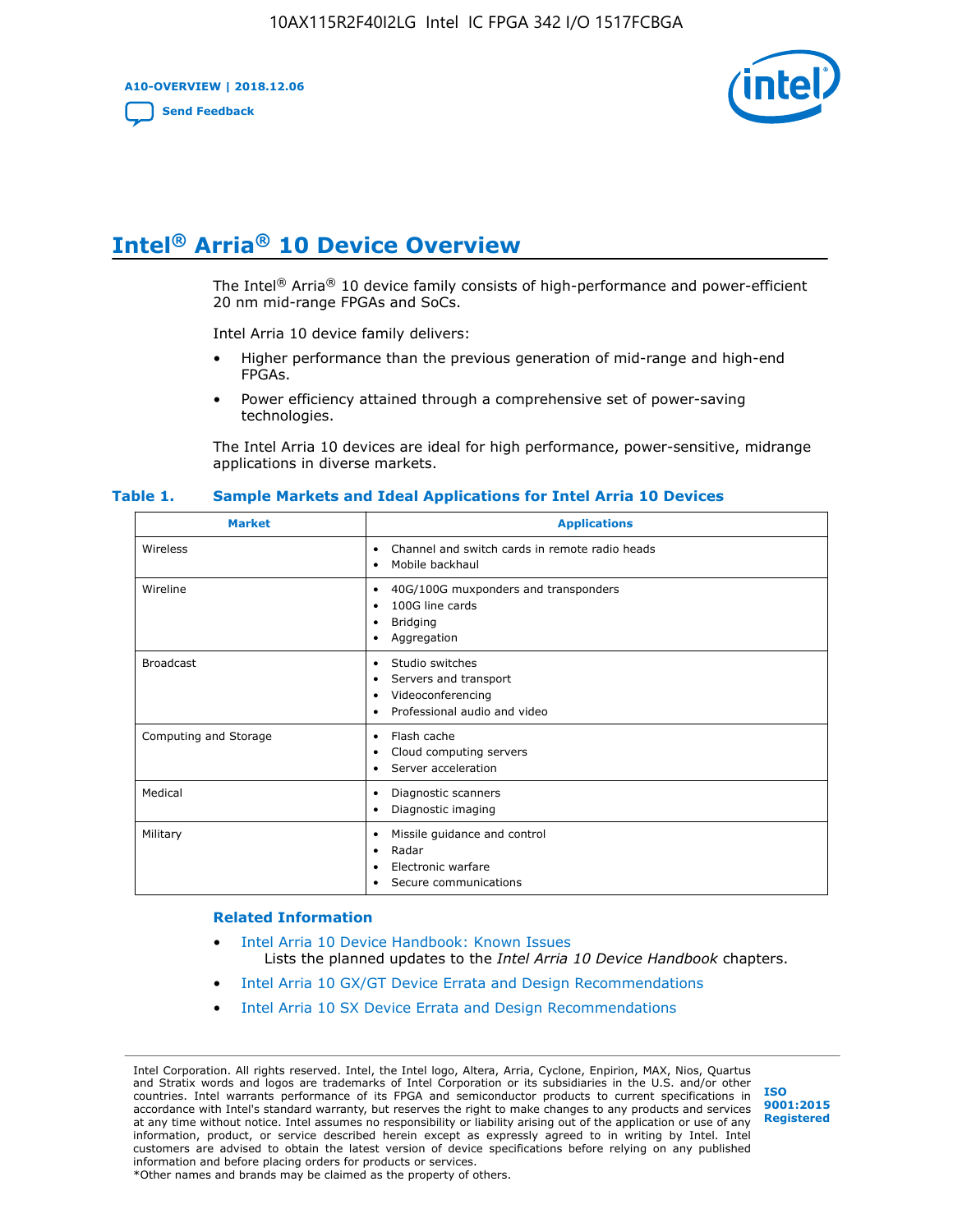# Intel® Arria® 10 Device Overview

The Intel® Arria® 10 device family consists of high-performance and power-efficient 20 nm mid-range FPGAs and SoCs.

Intel Arria 10 device family delivers:

- Higher performance than the previous generation of mid-range and high-end FPGAs.
- Power efficiency attained through a comprehensive set of power-saving technologies.

The Intel Arria 10 devices are ideal for high performance, power-sensitive, midrange applications in diverse markets.

**Table 1. Sample Markets and Ideal Applications for Intel Arria 10 Devices**

| Market | Applications |
| --- | --- |
| Wireless | • Channel and switch cards in remote radio heads<br>• Mobile backhaul |
| Wireline | • 40G/100G muxponders and transponders<br>• 100G line cards<br>• Bridging<br>• Aggregation |
| Broadcast | • Studio switches<br>• Servers and transport<br>• Videoconferencing<br>• Professional audio and video |
| Computing and Storage | • Flash cache<br>• Cloud computing servers<br>• Server acceleration |
| Medical | • Diagnostic scanners<br>• Diagnostic imaging |
| Military | • Missile guidance and control<br>• Radar<br>• Electronic warfare<br>• Secure communications |

### Related Information

- Intel Arria 10 Device Handbook: Known Issues
  Lists the planned updates to the *Intel Arria 10 Device Handbook* chapters.
- Intel Arria 10 GX/GT Device Errata and Design Recommendations
- Intel Arria 10 SX Device Errata and Design Recommendations

Intel Corporation. All rights reserved. Intel, the Intel logo, Altera, Arria, Cyclone, Enpirion, MAX, Nios, Quartus and Stratix words and logos are trademarks of Intel Corporation or its subsidiaries in the U.S. and/or other countries. Intel warrants performance of its FPGA and semiconductor products to current specifications in accordance with Intel's standard warranty, but reserves the right to make changes to any products and services at any time without notice. Intel assumes no responsibility or liability arising out of the application or use of any information, product, or service described herein except as expressly agreed to in writing by Intel. Intel customers are advised to obtain the latest version of device specifications before relying on any published information and before placing orders for products or services.
*Other names and brands may be claimed as the property of others.

ISO 9001:2015 Registered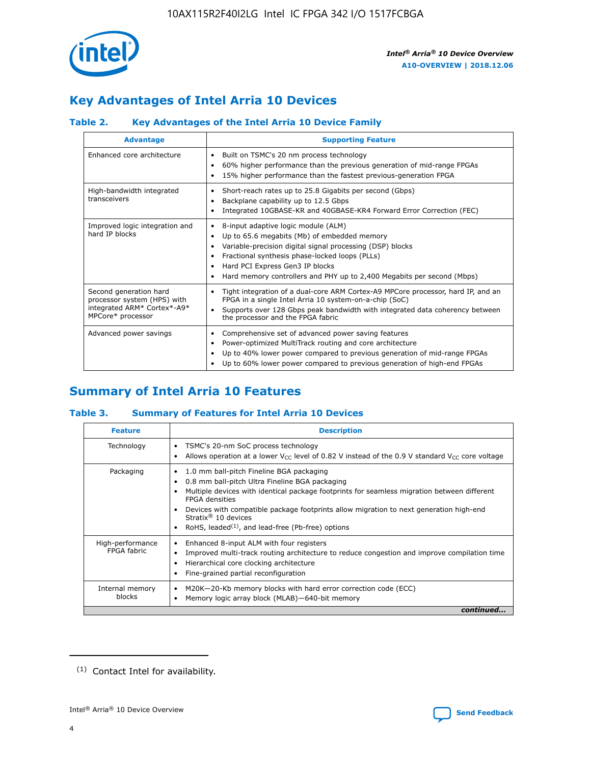## Key Advantages of Intel Arria 10 Devices

### Table 2. Key Advantages of the Intel Arria 10 Device Family

| Advantage | Supporting Feature |
|---|---|
| Enhanced core architecture | • Built on TSMC's 20 nm process technology<br>• 60% higher performance than the previous generation of mid-range FPGAs<br>• 15% higher performance than the fastest previous-generation FPGA |
| High-bandwidth integrated transceivers | • Short-reach rates up to 25.8 Gigabits per second (Gbps)<br>• Backplane capability up to 12.5 Gbps<br>• Integrated 10GBASE-KR and 40GBASE-KR4 Forward Error Correction (FEC) |
| Improved logic integration and hard IP blocks | • 8-input adaptive logic module (ALM)<br>• Up to 65.6 megabits (Mb) of embedded memory<br>• Variable-precision digital signal processing (DSP) blocks<br>• Fractional synthesis phase-locked loops (PLLs)<br>• Hard PCI Express Gen3 IP blocks<br>• Hard memory controllers and PHY up to 2,400 Megabits per second (Mbps) |
| Second generation hard processor system (HPS) with integrated ARM* Cortex*-A9* MPCore* processor | • Tight integration of a dual-core ARM Cortex-A9 MPCore processor, hard IP, and an FPGA in a single Intel Arria 10 system-on-a-chip (SoC)<br>• Supports over 128 Gbps peak bandwidth with integrated data coherency between the processor and the FPGA fabric |
| Advanced power savings | • Comprehensive set of advanced power saving features<br>• Power-optimized MultiTrack routing and core architecture<br>• Up to 40% lower power compared to previous generation of mid-range FPGAs<br>• Up to 60% lower power compared to previous generation of high-end FPGAs |

## Summary of Intel Arria 10 Features

### Table 3. Summary of Features for Intel Arria 10 Devices

| Feature | Description |
|---|---|
| Technology | • TSMC's 20-nm SoC process technology<br>• Allows operation at a lower $V_{CC}$ level of 0.82 V instead of the 0.9 V standard $V_{CC}$ core voltage |
| Packaging | • 1.0 mm ball-pitch Fineline BGA packaging<br>• 0.8 mm ball-pitch Ultra Fineline BGA packaging<br>• Multiple devices with identical package footprints for seamless migration between different FPGA densities<br>• Devices with compatible package footprints allow migration to next generation high-end Stratix® 10 devices<br>• RoHS, leaded[(1)], and lead-free (Pb-free) options |
| High-performance FPGA fabric | • Enhanced 8-input ALM with four registers<br>• Improved multi-track routing architecture to reduce congestion and improve compilation time<br>• Hierarchical core clocking architecture<br>• Fine-grained partial reconfiguration |
| Internal memory blocks | • M20K—20-Kb memory blocks with hard error correction code (ECC)<br>• Memory logic array block (MLAB)—640-bit memory |

*continued...*

(1) Contact Intel for availability.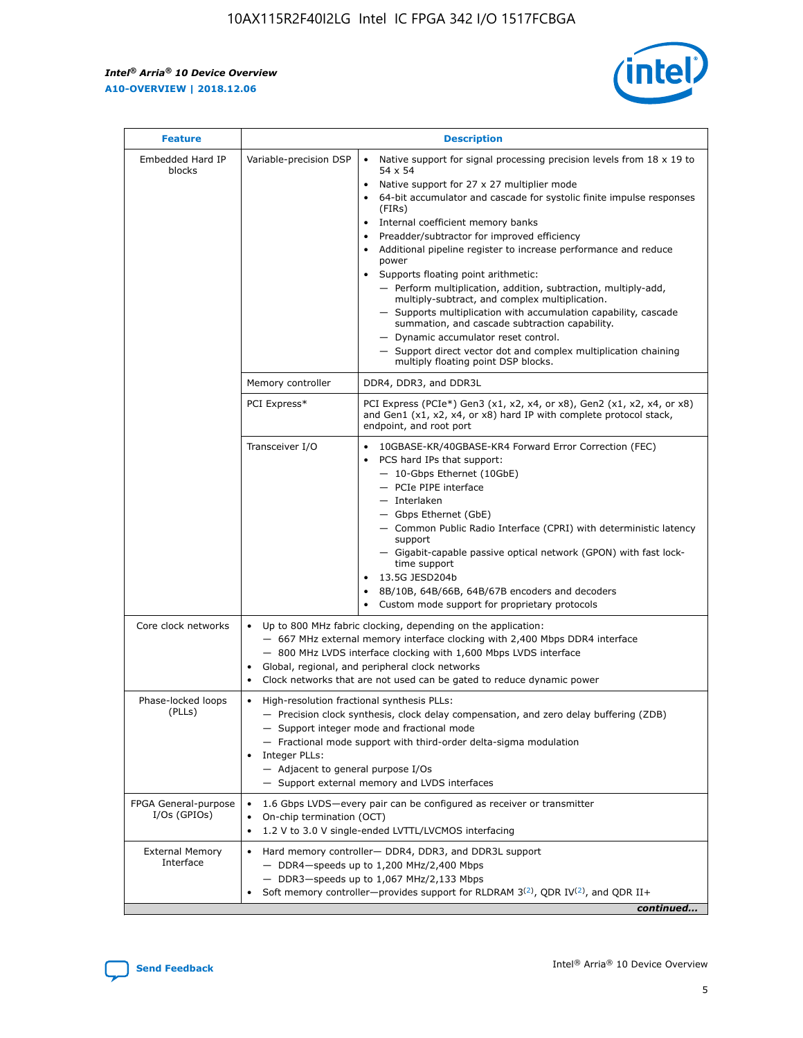| Feature | Description | |
|---|---|---|
| Embedded Hard IP blocks | Variable-precision DSP | • Native support for signal processing precision levels from 18 x 19 to 54 x 54<br>• Native support for 27 x 27 multiplier mode<br>• 64-bit accumulator and cascade for systolic finite impulse responses (FIRs)<br>• Internal coefficient memory banks<br>• Preadder/subtractor for improved efficiency<br>• Additional pipeline register to increase performance and reduce power<br>• Supports floating point arithmetic:<br>— Perform multiplication, addition, subtraction, multiply-add, multiply-subtract, and complex multiplication.<br>— Supports multiplication with accumulation capability, cascade summation, and cascade subtraction capability.<br>— Dynamic accumulator reset control.<br>— Support direct vector dot and complex multiplication chaining multiply floating point DSP blocks. |
| | Memory controller | DDR4, DDR3, and DDR3L |
| | PCI Express* | PCI Express (PCIe*) Gen3 (x1, x2, x4, or x8), Gen2 (x1, x2, x4, or x8) and Gen1 (x1, x2, x4, or x8) hard IP with complete protocol stack, endpoint, and root port |
| | Transceiver I/O | • 10GBASE-KR/40GBASE-KR4 Forward Error Correction (FEC)<br>• PCS hard IPs that support:<br>— 10-Gbps Ethernet (10GbE)<br>— PCIe PIPE interface<br>— Interlaken<br>— Gbps Ethernet (GbE)<br>— Common Public Radio Interface (CPRI) with deterministic latency support<br>— Gigabit-capable passive optical network (GPON) with fast lock-time support<br>• 13.5G JESD204b<br>• 8B/10B, 64B/66B, 64B/67B encoders and decoders<br>• Custom mode support for proprietary protocols |
| Core clock networks | • Up to 800 MHz fabric clocking, depending on the application:<br>— 667 MHz external memory interface clocking with 2,400 Mbps DDR4 interface<br>— 800 MHz LVDS interface clocking with 1,600 Mbps LVDS interface<br>• Global, regional, and peripheral clock networks<br>• Clock networks that are not used can be gated to reduce dynamic power | |
| Phase-locked loops (PLLs) | • High-resolution fractional synthesis PLLs:<br>— Precision clock synthesis, clock delay compensation, and zero delay buffering (ZDB)<br>— Support integer mode and fractional mode<br>— Fractional mode support with third-order delta-sigma modulation<br>• Integer PLLs:<br>— Adjacent to general purpose I/Os<br>— Support external memory and LVDS interfaces | |
| FPGA General-purpose I/Os (GPIOs) | • 1.6 Gbps LVDS—every pair can be configured as receiver or transmitter<br>• On-chip termination (OCT)<br>• 1.2 V to 3.0 V single-ended LVTTL/LVCMOS interfacing | |
| External Memory Interface | • Hard memory controller— DDR4, DDR3, and DDR3L support<br>— DDR4—speeds up to 1,200 MHz/2,400 Mbps<br>— DDR3—speeds up to 1,067 MHz/2,133 Mbps<br>• Soft memory controller—provides support for RLDRAM 3[(2)], QDR IV[(2)], and QDR II+ | |

*continued...*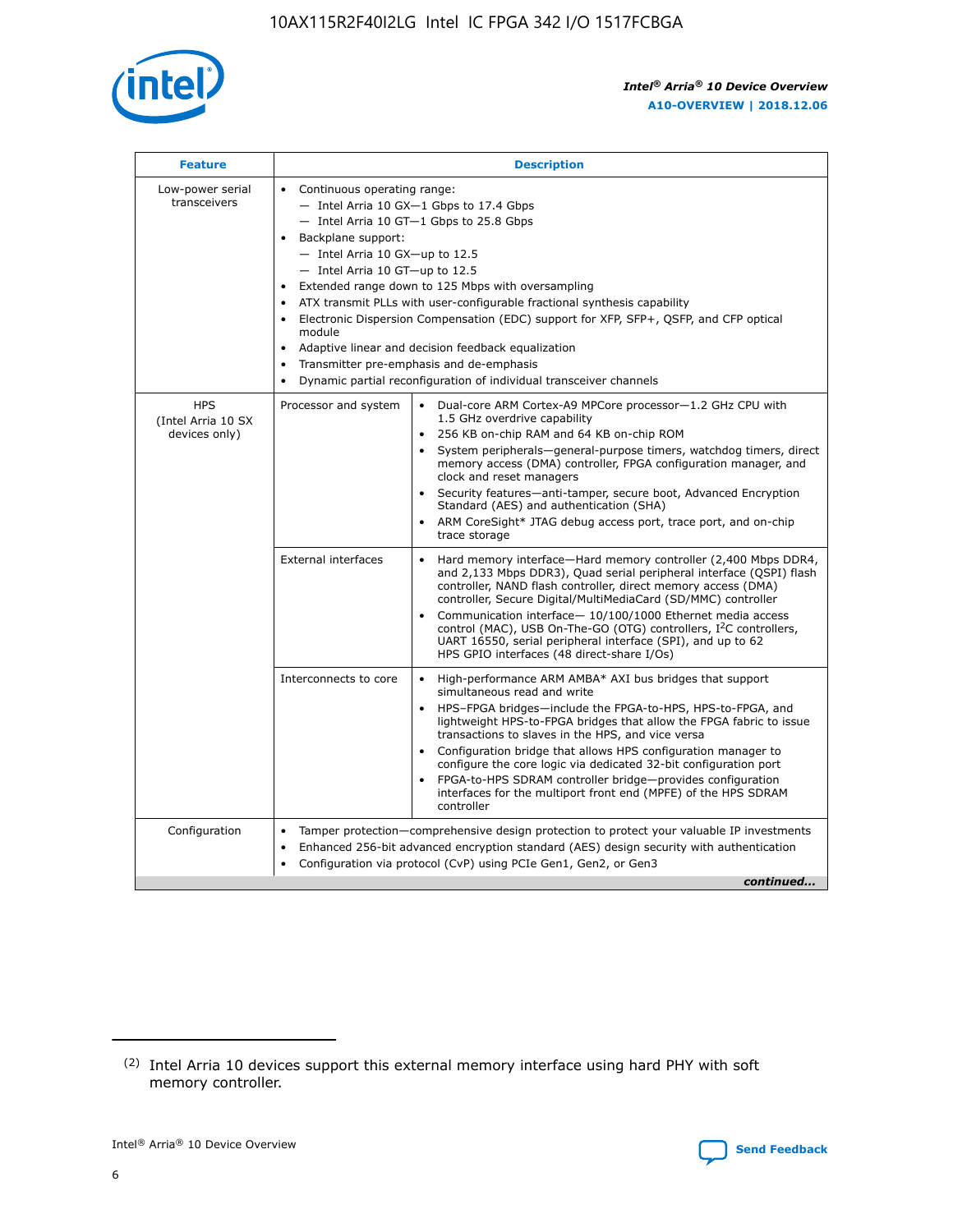| Feature | Description | |
| --- | --- | --- |
| Low-power serial transceivers | • Continuous operating range:<br>— Intel Arria 10 GX—1 Gbps to 17.4 Gbps<br>— Intel Arria 10 GT—1 Gbps to 25.8 Gbps<br>• Backplane support:<br>— Intel Arria 10 GX—up to 12.5<br>— Intel Arria 10 GT—up to 12.5<br>• Extended range down to 125 Mbps with oversampling<br>• ATX transmit PLLs with user-configurable fractional synthesis capability<br>• Electronic Dispersion Compensation (EDC) support for XFP, SFP+, QSFP, and CFP optical module<br>• Adaptive linear and decision feedback equalization<br>• Transmitter pre-emphasis and de-emphasis<br>• Dynamic partial reconfiguration of individual transceiver channels | |
| HPS (Intel Arria 10 SX devices only) | Processor and system | • Dual-core ARM Cortex-A9 MPCore processor—1.2 GHz CPU with 1.5 GHz overdrive capability<br>• 256 KB on-chip RAM and 64 KB on-chip ROM<br>• System peripherals—general-purpose timers, watchdog timers, direct memory access (DMA) controller, FPGA configuration manager, and clock and reset managers<br>• Security features—anti-tamper, secure boot, Advanced Encryption Standard (AES) and authentication (SHA)<br>• ARM CoreSight* JTAG debug access port, trace port, and on-chip trace storage |
| | External interfaces | • Hard memory interface—Hard memory controller (2,400 Mbps DDR4, and 2,133 Mbps DDR3), Quad serial peripheral interface (QSPI) flash controller, NAND flash controller, direct memory access (DMA) controller, Secure Digital/MultiMediaCard (SD/MMC) controller<br>• Communication interface— 10/100/1000 Ethernet media access control (MAC), USB On-The-GO (OTG) controllers, I²C controllers, UART 16550, serial peripheral interface (SPI), and up to 62 HPS GPIO interfaces (48 direct-share I/Os) |
| | Interconnects to core | • High-performance ARM AMBA* AXI bus bridges that support simultaneous read and write<br>• HPS–FPGA bridges—include the FPGA-to-HPS, HPS-to-FPGA, and lightweight HPS-to-FPGA bridges that allow the FPGA fabric to issue transactions to slaves in the HPS, and vice versa<br>• Configuration bridge that allows HPS configuration manager to configure the core logic via dedicated 32-bit configuration port<br>• FPGA-to-HPS SDRAM controller bridge—provides configuration interfaces for the multiport front end (MPFE) of the HPS SDRAM controller |
| Configuration | • Tamper protection—comprehensive design protection to protect your valuable IP investments<br>• Enhanced 256-bit advanced encryption standard (AES) design security with authentication<br>• Configuration via protocol (CvP) using PCIe Gen1, Gen2, or Gen3 | |

*continued...*

(2) Intel Arria 10 devices support this external memory interface using hard PHY with soft memory controller.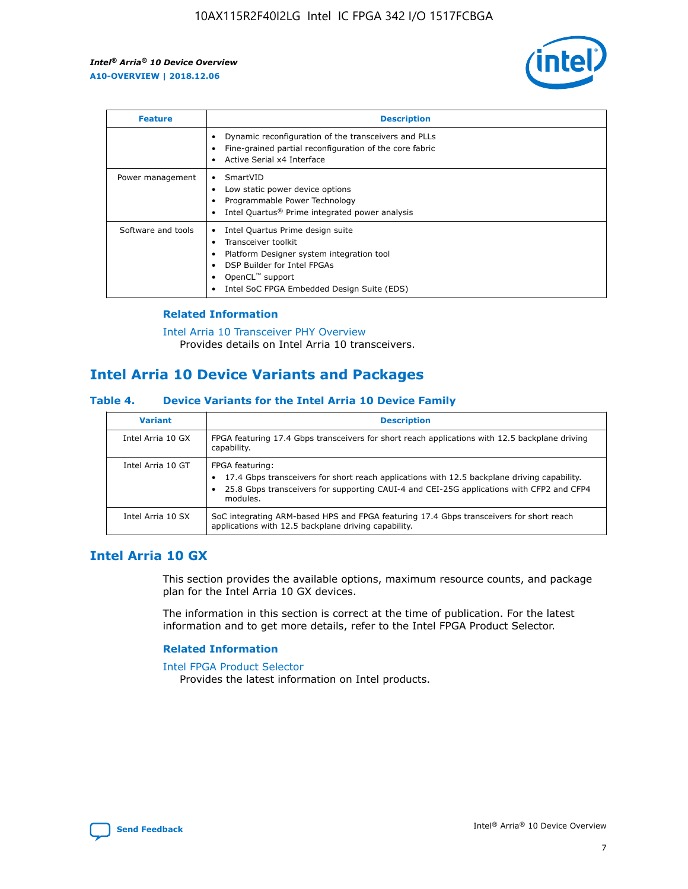| Feature | Description |
| --- | --- |
| | • Dynamic reconfiguration of the transceivers and PLLs<br>• Fine-grained partial reconfiguration of the core fabric<br>• Active Serial x4 Interface |
| Power management | • SmartVID<br>• Low static power device options<br>• Programmable Power Technology<br>• Intel Quartus® Prime integrated power analysis |
| Software and tools | • Intel Quartus Prime design suite<br>• Transceiver toolkit<br>• Platform Designer system integration tool<br>• DSP Builder for Intel FPGAs<br>• OpenCL™ support<br>• Intel SoC FPGA Embedded Design Suite (EDS) |

### Related Information

Intel Arria 10 Transceiver PHY Overview
Provides details on Intel Arria 10 transceivers.

## Intel Arria 10 Device Variants and Packages

#### Table 4. Device Variants for the Intel Arria 10 Device Family

| Variant | Description |
| --- | --- |
| Intel Arria 10 GX | FPGA featuring 17.4 Gbps transceivers for short reach applications with 12.5 backplane driving capability. |
| Intel Arria 10 GT | FPGA featuring:<br>• 17.4 Gbps transceivers for short reach applications with 12.5 backplane driving capability.<br>• 25.8 Gbps transceivers for supporting CAUI-4 and CEI-25G applications with CFP2 and CFP4 modules. |
| Intel Arria 10 SX | SoC integrating ARM-based HPS and FPGA featuring 17.4 Gbps transceivers for short reach applications with 12.5 backplane driving capability. |

## Intel Arria 10 GX

This section provides the available options, maximum resource counts, and package plan for the Intel Arria 10 GX devices.

The information in this section is correct at the time of publication. For the latest information and to get more details, refer to the Intel FPGA Product Selector.

### Related Information

Intel FPGA Product Selector
Provides the latest information on Intel products.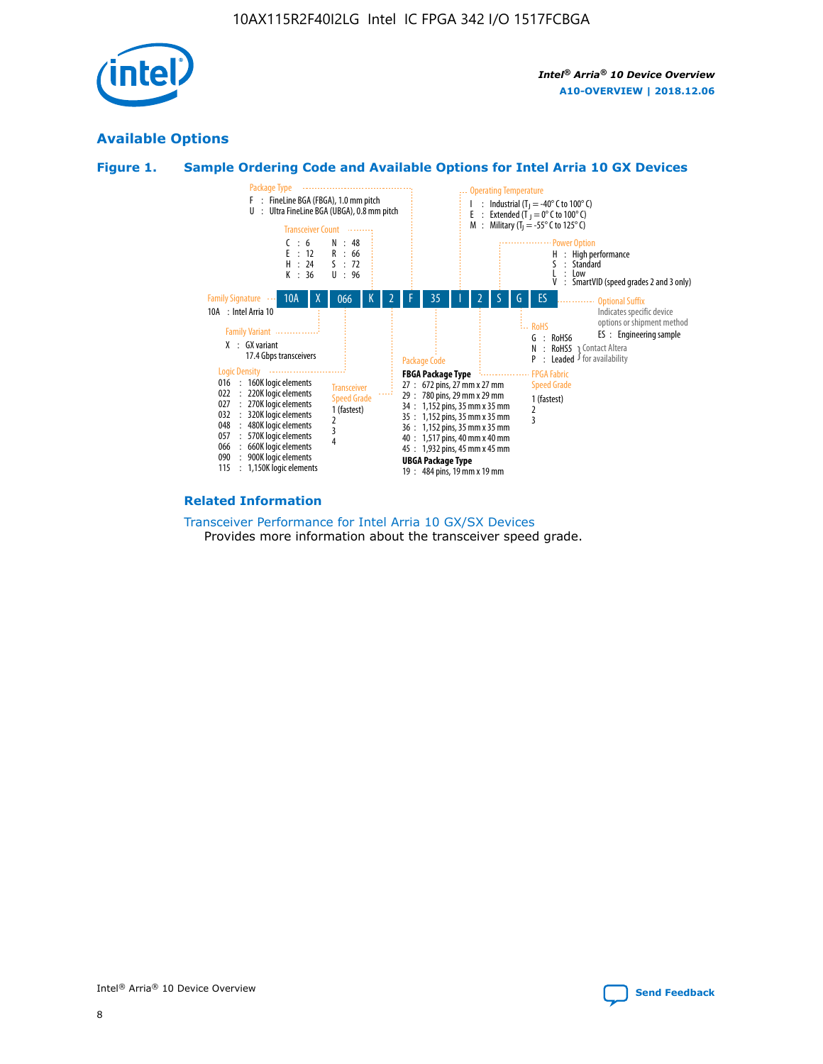## Available Options

### Figure 1. Sample Ordering Code and Available Options for Intel Arria 10 GX Devices

Sample ordering code: 10A X 066 K 2 F 35 I 2 S G ES

**Family Signature**
- 10A : Intel Arria 10

**Family Variant**
- X : GX variant 17.4 Gbps transceivers

**Logic Density**
- 016 : 160K logic elements
- 022 : 220K logic elements
- 027 : 270K logic elements
- 032 : 320K logic elements
- 048 : 480K logic elements
- 057 : 570K logic elements
- 066 : 660K logic elements
- 090 : 900K logic elements
- 115 : 1,150K logic elements

**Transceiver Count**
- C : 6
- E : 12
- H : 24
- K : 36
- N : 48
- R : 66
- S : 72
- U : 96

**Transceiver Speed Grade**
- 1 (fastest)
- 2
- 3
- 4

**Package Type**
- F : FineLine BGA (FBGA), 1.0 mm pitch
- U : Ultra FineLine BGA (UBGA), 0.8 mm pitch

**Package Code**

**FBGA Package Type**
- 27 : 672 pins, 27 mm x 27 mm
- 29 : 780 pins, 29 mm x 29 mm
- 34 : 1,152 pins, 35 mm x 35 mm
- 35 : 1,152 pins, 35 mm x 35 mm
- 36 : 1,152 pins, 35 mm x 35 mm
- 40 : 1,517 pins, 40 mm x 40 mm
- 45 : 1,932 pins, 45 mm x 45 mm

**UBGA Package Type**
- 19 : 484 pins, 19 mm x 19 mm

**Operating Temperature**
- I : Industrial ($T_J$ = -40° C to 100° C)
- E : Extended ($T_J$ = 0° C to 100° C)
- M : Military ($T_J$ = -55° C to 125° C)

**FPGA Fabric Speed Grade**
- 1 (fastest)
- 2
- 3

**Power Option**
- H : High performance
- S : Standard
- L : Low
- V : SmartVID (speed grades 2 and 3 only)

**RoHS**
- G : RoHS6
- N : RoHS5 (Contact Altera for availability)
- P : Leaded (Contact Altera for availability)

**Optional Suffix**

Indicates specific device options or shipment method
- ES : Engineering sample

### Related Information

Transceiver Performance for Intel Arria 10 GX/SX Devices

Provides more information about the transceiver speed grade.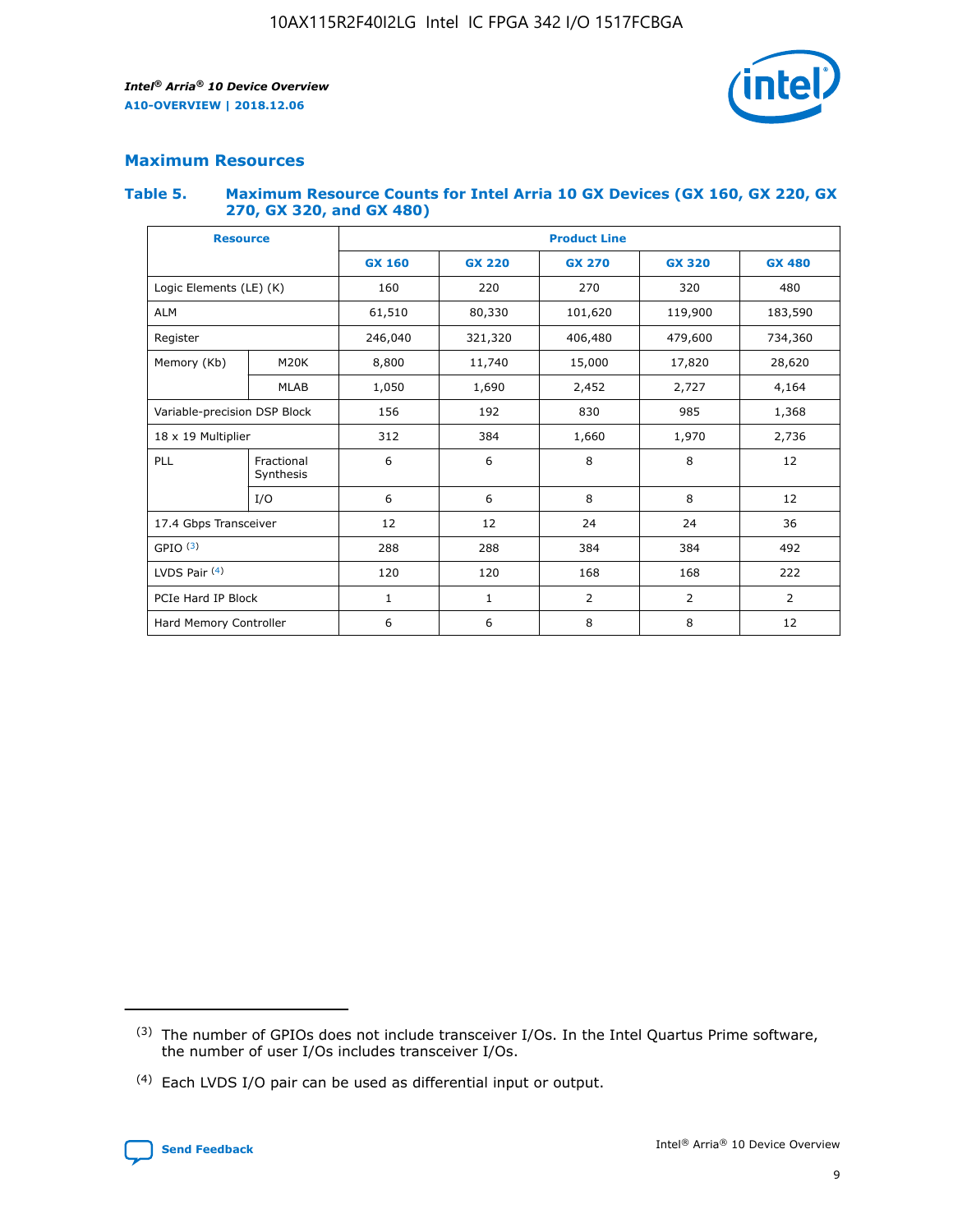## Maximum Resources

### Table 5. Maximum Resource Counts for Intel Arria 10 GX Devices (GX 160, GX 220, GX 270, GX 320, and GX 480)

| Resource | | Product Line | | | | |
|---|---|---|---|---|---|---|
| | | GX 160 | GX 220 | GX 270 | GX 320 | GX 480 |
| Logic Elements (LE) (K) | | 160 | 220 | 270 | 320 | 480 |
| ALM | | 61,510 | 80,330 | 101,620 | 119,900 | 183,590 |
| Register | | 246,040 | 321,320 | 406,480 | 479,600 | 734,360 |
| Memory (Kb) | M20K | 8,800 | 11,740 | 15,000 | 17,820 | 28,620 |
| | MLAB | 1,050 | 1,690 | 2,452 | 2,727 | 4,164 |
| Variable-precision DSP Block | | 156 | 192 | 830 | 985 | 1,368 |
| 18 x 19 Multiplier | | 312 | 384 | 1,660 | 1,970 | 2,736 |
| PLL | Fractional Synthesis | 6 | 6 | 8 | 8 | 12 |
| | I/O | 6 | 6 | 8 | 8 | 12 |
| 17.4 Gbps Transceiver | | 12 | 12 | 24 | 24 | 36 |
| GPIO [3] | | 288 | 288 | 384 | 384 | 492 |
| LVDS Pair [4] | | 120 | 120 | 168 | 168 | 222 |
| PCIe Hard IP Block | | 1 | 1 | 2 | 2 | 2 |
| Hard Memory Controller | | 6 | 6 | 8 | 8 | 12 |

[3] The number of GPIOs does not include transceiver I/Os. In the Intel Quartus Prime software, the number of user I/Os includes transceiver I/Os.

[4] Each LVDS I/O pair can be used as differential input or output.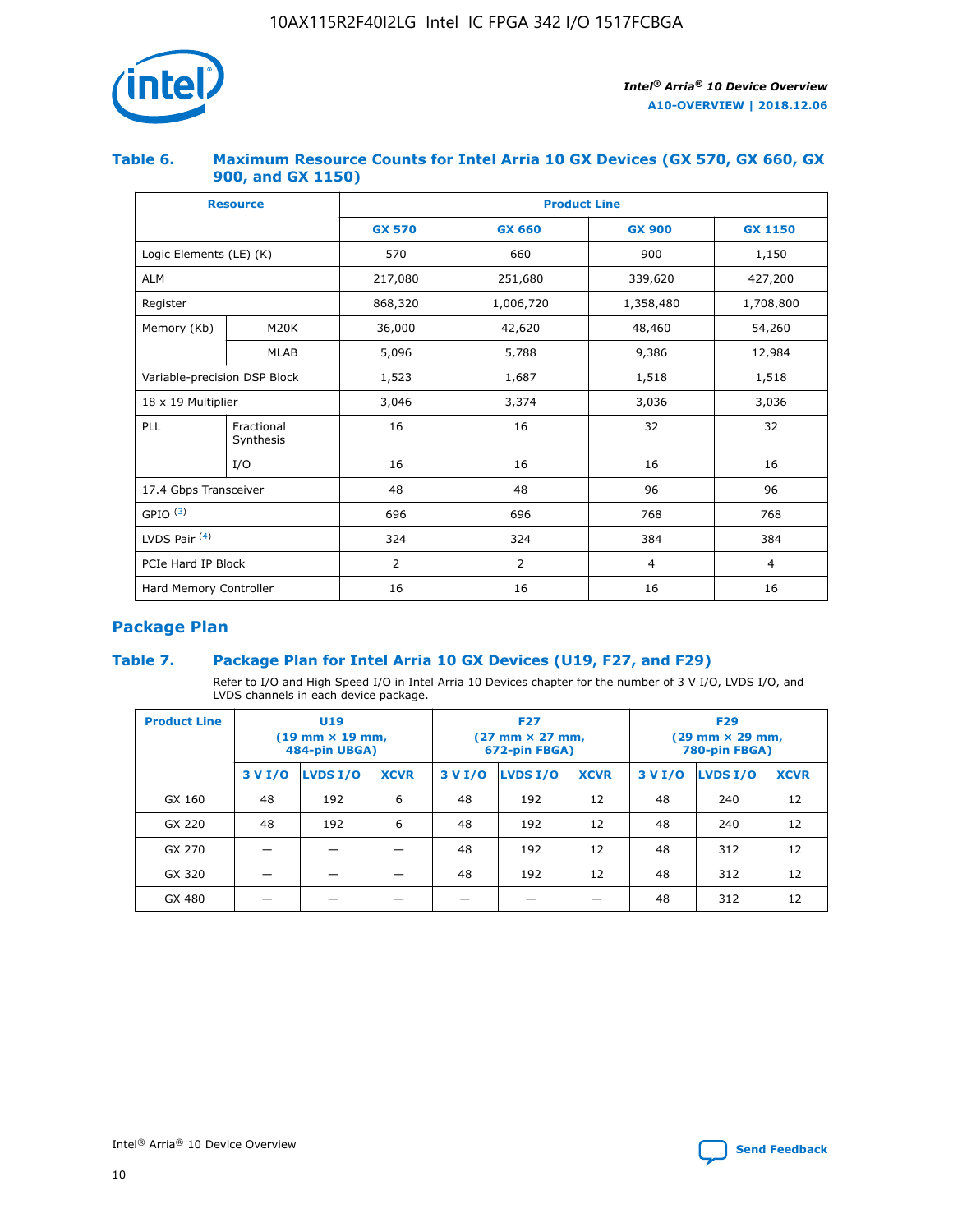### Table 6. Maximum Resource Counts for Intel Arria 10 GX Devices (GX 570, GX 660, GX 900, and GX 1150)

| Resource | | Product Line | | | |
|---|---|---|---|---|---|
| | | GX 570 | GX 660 | GX 900 | GX 1150 |
| Logic Elements (LE) (K) | | 570 | 660 | 900 | 1,150 |
| ALM | | 217,080 | 251,680 | 339,620 | 427,200 |
| Register | | 868,320 | 1,006,720 | 1,358,480 | 1,708,800 |
| Memory (Kb) | M20K | 36,000 | 42,620 | 48,460 | 54,260 |
| | MLAB | 5,096 | 5,788 | 9,386 | 12,984 |
| Variable-precision DSP Block | | 1,523 | 1,687 | 1,518 | 1,518 |
| 18 x 19 Multiplier | | 3,046 | 3,374 | 3,036 | 3,036 |
| PLL | Fractional Synthesis | 16 | 16 | 32 | 32 |
| | I/O | 16 | 16 | 16 | 16 |
| 17.4 Gbps Transceiver | | 48 | 48 | 96 | 96 |
| GPIO [(3)] | | 696 | 696 | 768 | 768 |
| LVDS Pair [(4)] | | 324 | 324 | 384 | 384 |
| PCIe Hard IP Block | | 2 | 2 | 4 | 4 |
| Hard Memory Controller | | 16 | 16 | 16 | 16 |

## Package Plan

### Table 7. Package Plan for Intel Arria 10 GX Devices (U19, F27, and F29)

Refer to I/O and High Speed I/O in Intel Arria 10 Devices chapter for the number of 3 V I/O, LVDS I/O, and LVDS channels in each device package.

| Product Line | U19 (19 mm × 19 mm, 484-pin UBGA) | | | F27 (27 mm × 27 mm, 672-pin FBGA) | | | F29 (29 mm × 29 mm, 780-pin FBGA) | | |
|---|---|---|---|---|---|---|---|---|---|
| | 3 V I/O | LVDS I/O | XCVR | 3 V I/O | LVDS I/O | XCVR | 3 V I/O | LVDS I/O | XCVR |
| GX 160 | 48 | 192 | 6 | 48 | 192 | 12 | 48 | 240 | 12 |
| GX 220 | 48 | 192 | 6 | 48 | 192 | 12 | 48 | 240 | 12 |
| GX 270 | — | — | — | 48 | 192 | 12 | 48 | 312 | 12 |
| GX 320 | — | — | — | 48 | 192 | 12 | 48 | 312 | 12 |
| GX 480 | — | — | — | — | — | — | 48 | 312 | 12 |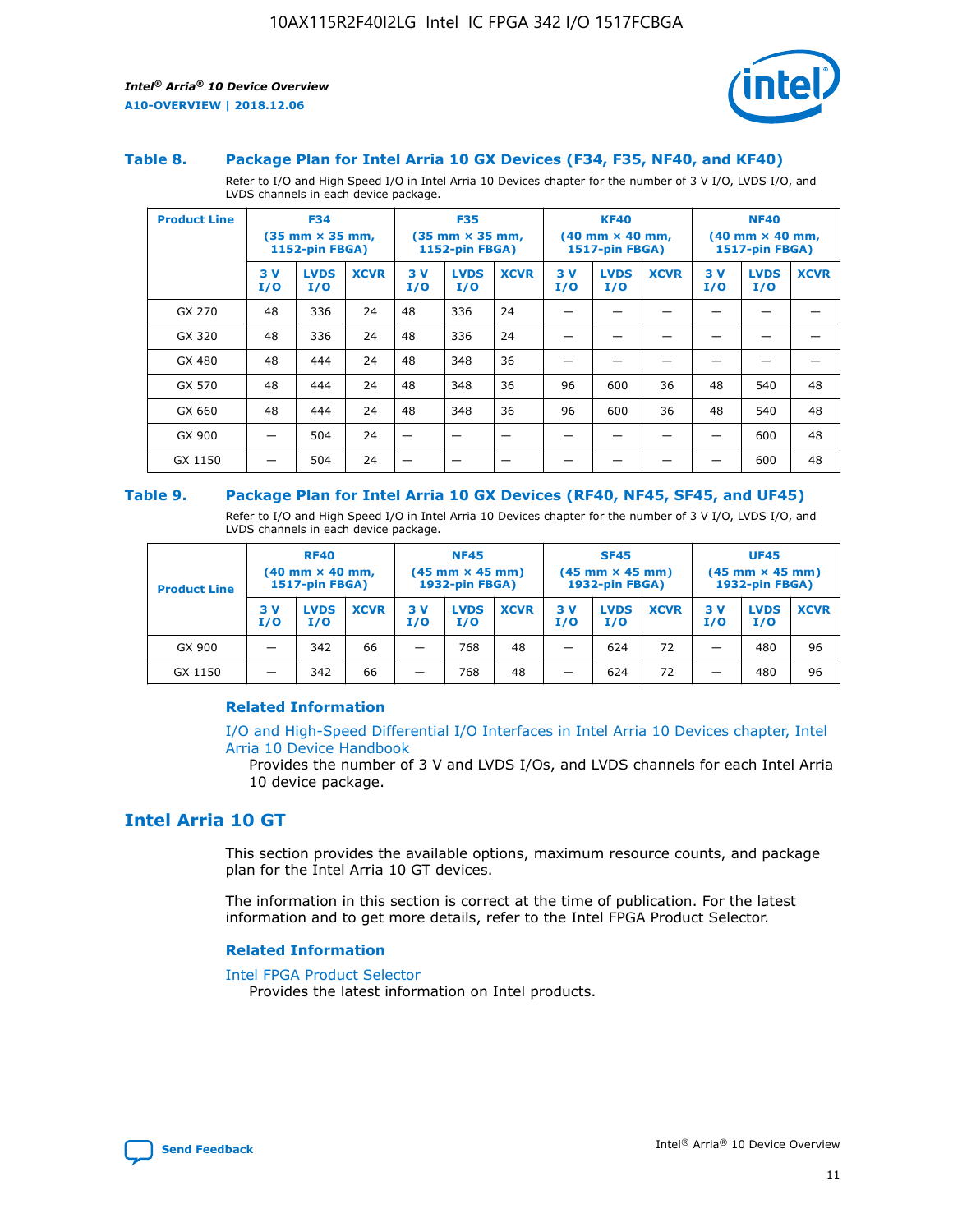### Table 8. Package Plan for Intel Arria 10 GX Devices (F34, F35, NF40, and KF40)

Refer to I/O and High Speed I/O in Intel Arria 10 Devices chapter for the number of 3 V I/O, LVDS I/O, and LVDS channels in each device package.

| Product Line | F34 (35 mm × 35 mm, 1152-pin FBGA) | | | F35 (35 mm × 35 mm, 1152-pin FBGA) | | | KF40 (40 mm × 40 mm, 1517-pin FBGA) | | | NF40 (40 mm × 40 mm, 1517-pin FBGA) | | |
|---|---|---|---|---|---|---|---|---|---|---|---|---|
| | 3 V I/O | LVDS I/O | XCVR | 3 V I/O | LVDS I/O | XCVR | 3 V I/O | LVDS I/O | XCVR | 3 V I/O | LVDS I/O | XCVR |
| GX 270 | 48 | 336 | 24 | 48 | 336 | 24 | — | — | — | — | — | — |
| GX 320 | 48 | 336 | 24 | 48 | 336 | 24 | — | — | — | — | — | — |
| GX 480 | 48 | 444 | 24 | 48 | 348 | 36 | — | — | — | — | — | — |
| GX 570 | 48 | 444 | 24 | 48 | 348 | 36 | 96 | 600 | 36 | 48 | 540 | 48 |
| GX 660 | 48 | 444 | 24 | 48 | 348 | 36 | 96 | 600 | 36 | 48 | 540 | 48 |
| GX 900 | — | 504 | 24 | — | — | — | — | — | — | — | 600 | 48 |
| GX 1150 | — | 504 | 24 | — | — | — | — | — | — | — | 600 | 48 |

### Table 9. Package Plan for Intel Arria 10 GX Devices (RF40, NF45, SF45, and UF45)

Refer to I/O and High Speed I/O in Intel Arria 10 Devices chapter for the number of 3 V I/O, LVDS I/O, and LVDS channels in each device package.

| Product Line | RF40 (40 mm × 40 mm, 1517-pin FBGA) | | | NF45 (45 mm × 45 mm) 1932-pin FBGA) | | | SF45 (45 mm × 45 mm) 1932-pin FBGA) | | | UF45 (45 mm × 45 mm) 1932-pin FBGA) | | |
|---|---|---|---|---|---|---|---|---|---|---|---|---|
| | 3 V I/O | LVDS I/O | XCVR | 3 V I/O | LVDS I/O | XCVR | 3 V I/O | LVDS I/O | XCVR | 3 V I/O | LVDS I/O | XCVR |
| GX 900 | — | 342 | 66 | — | 768 | 48 | — | 624 | 72 | — | 480 | 96 |
| GX 1150 | — | 342 | 66 | — | 768 | 48 | — | 624 | 72 | — | 480 | 96 |

#### Related Information

I/O and High-Speed Differential I/O Interfaces in Intel Arria 10 Devices chapter, Intel Arria 10 Device Handbook

Provides the number of 3 V and LVDS I/Os, and LVDS channels for each Intel Arria 10 device package.

## Intel Arria 10 GT

This section provides the available options, maximum resource counts, and package plan for the Intel Arria 10 GT devices.

The information in this section is correct at the time of publication. For the latest information and to get more details, refer to the Intel FPGA Product Selector.

#### Related Information

Intel FPGA Product Selector

Provides the latest information on Intel products.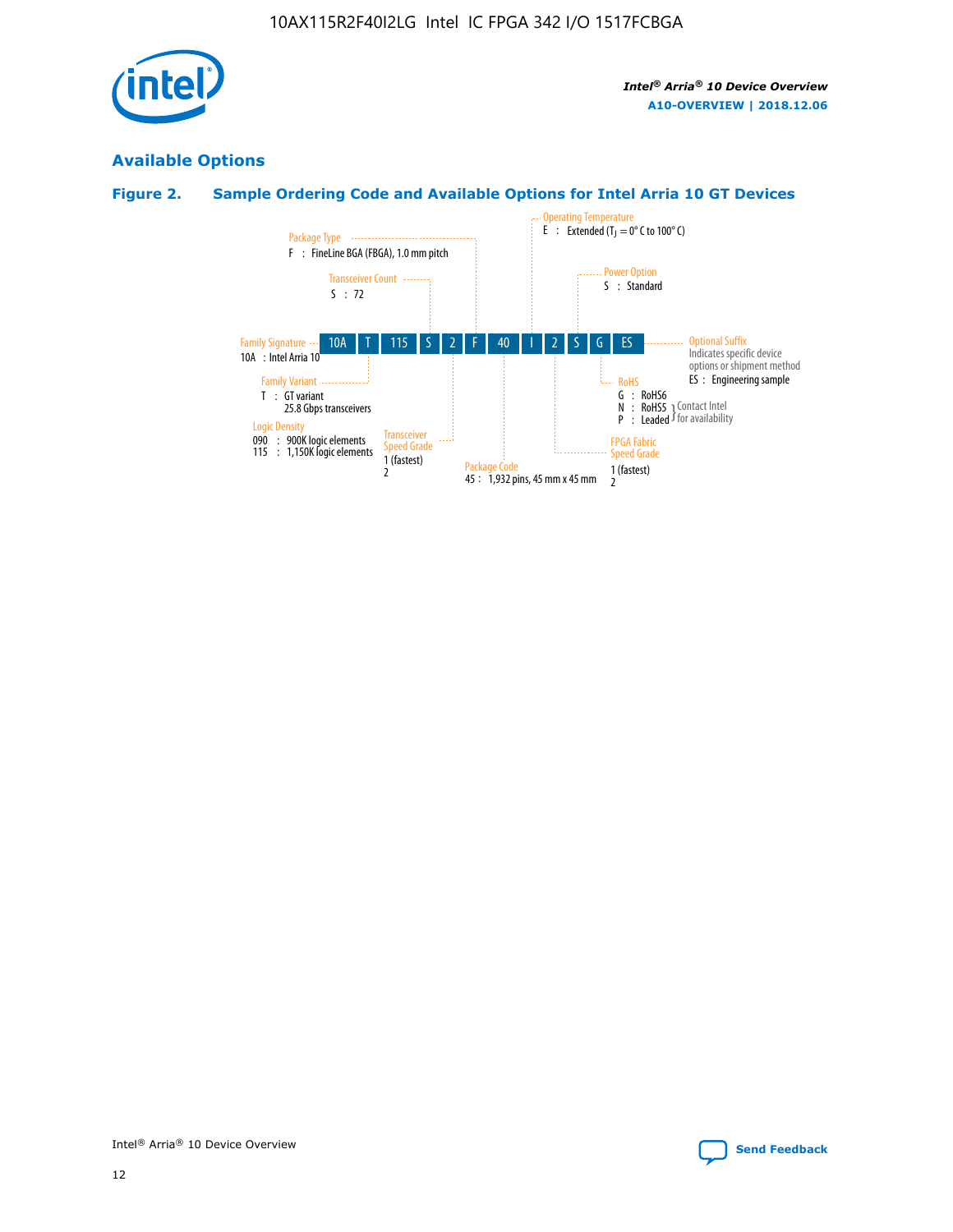## Available Options

### Figure 2. Sample Ordering Code and Available Options for Intel Arria 10 GT Devices

| 10A | T | 115 | S | 2 | F | 40 | I | 2 | S | G | ES |
|---|---|---|---|---|---|---|---|---|---|---|---|

**Family Signature**
10A : Intel Arria 10

**Family Variant**
T : GT variant
25.8 Gbps transceivers

**Logic Density**
090 : 900K logic elements
115 : 1,150K logic elements

**Transceiver Count**
S : 72

**Transceiver Speed Grade**
1 (fastest)
2

**Package Type**
F : FineLine BGA (FBGA), 1.0 mm pitch

**Package Code**
45 : 1,932 pins, 45 mm x 45 mm

**Operating Temperature**
E : Extended ($T_J$ = 0° C to 100° C)

**FPGA Fabric Speed Grade**
1 (fastest)
2

**Power Option**
S : Standard

**RoHS**
G : RoHS6
N : RoHS5 } Contact Intel for availability
P : Leaded } Contact Intel for availability

**Optional Suffix**
Indicates specific device options or shipment method
ES : Engineering sample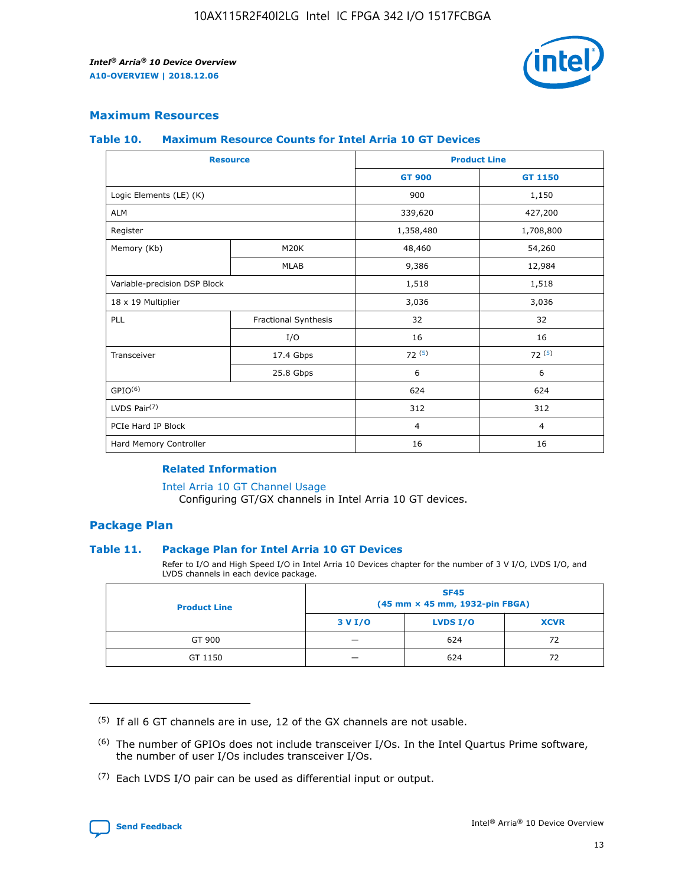## Maximum Resources

### Table 10. Maximum Resource Counts for Intel Arria 10 GT Devices

| Resource | | Product Line | |
|---|---|---|---|
| | | GT 900 | GT 1150 |
| Logic Elements (LE) (K) | | 900 | 1,150 |
| ALM | | 339,620 | 427,200 |
| Register | | 1,358,480 | 1,708,800 |
| Memory (Kb) | M20K | 48,460 | 54,260 |
| | MLAB | 9,386 | 12,984 |
| Variable-precision DSP Block | | 1,518 | 1,518 |
| 18 x 19 Multiplier | | 3,036 | 3,036 |
| PLL | Fractional Synthesis | 32 | 32 |
| | I/O | 16 | 16 |
| Transceiver | 17.4 Gbps | 72 (5) | 72 (5) |
| | 25.8 Gbps | 6 | 6 |
| GPIO(6) | | 624 | 624 |
| LVDS Pair(7) | | 312 | 312 |
| PCIe Hard IP Block | | 4 | 4 |
| Hard Memory Controller | | 16 | 16 |

**Related Information**

Intel Arria 10 GT Channel Usage
Configuring GT/GX channels in Intel Arria 10 GT devices.

## Package Plan

### Table 11. Package Plan for Intel Arria 10 GT Devices

Refer to I/O and High Speed I/O in Intel Arria 10 Devices chapter for the number of 3 V I/O, LVDS I/O, and LVDS channels in each device package.

| Product Line | SF45 (45 mm × 45 mm, 1932-pin FBGA) | | |
|---|---|---|---|
| | 3 V I/O | LVDS I/O | XCVR |
| GT 900 | — | 624 | 72 |
| GT 1150 | — | 624 | 72 |

(5) If all 6 GT channels are in use, 12 of the GX channels are not usable.

(6) The number of GPIOs does not include transceiver I/Os. In the Intel Quartus Prime software, the number of user I/Os includes transceiver I/Os.

(7) Each LVDS I/O pair can be used as differential input or output.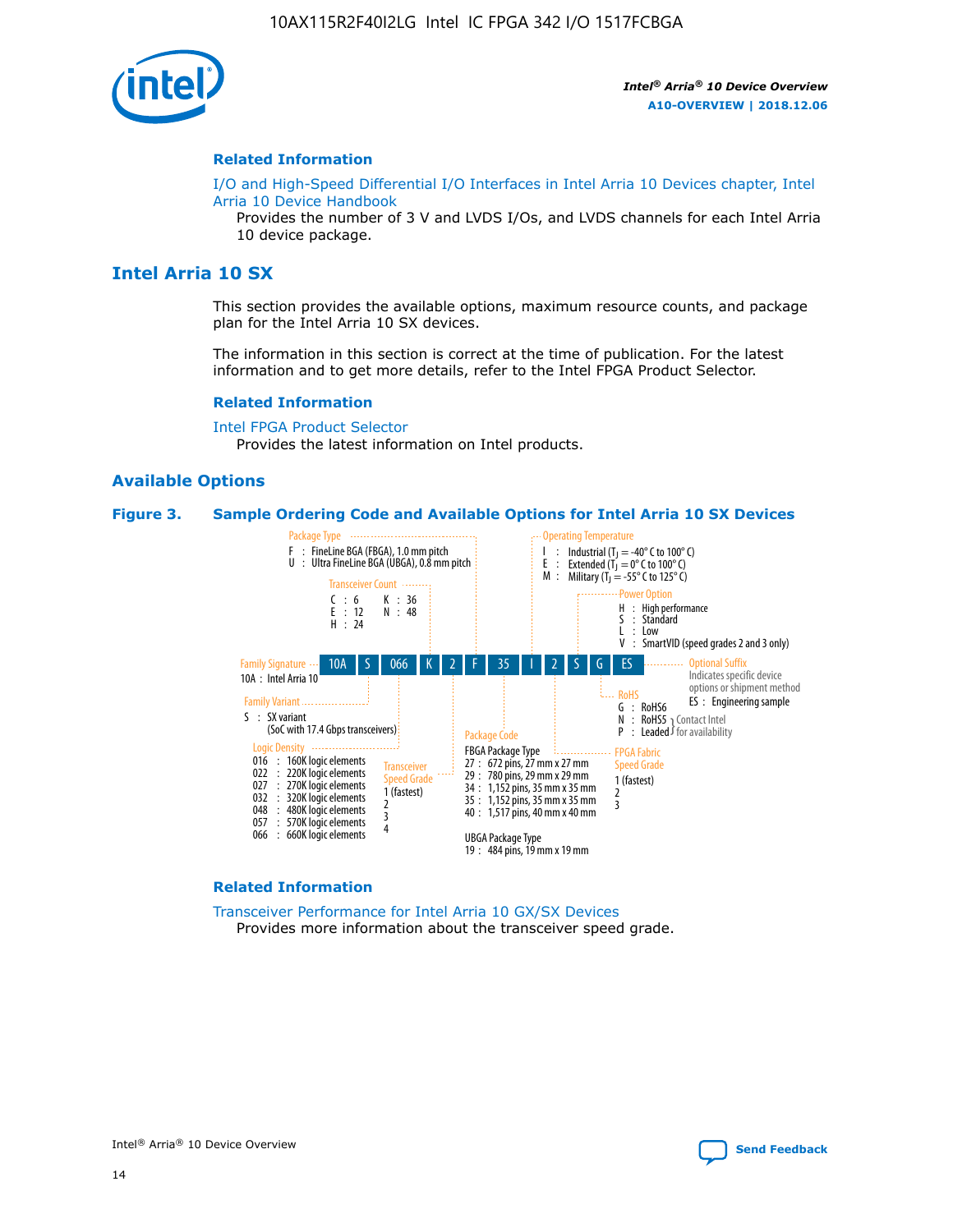#### Related Information

I/O and High-Speed Differential I/O Interfaces in Intel Arria 10 Devices chapter, Intel Arria 10 Device Handbook
Provides the number of 3 V and LVDS I/Os, and LVDS channels for each Intel Arria 10 device package.

## Intel Arria 10 SX

This section provides the available options, maximum resource counts, and package plan for the Intel Arria 10 SX devices.

The information in this section is correct at the time of publication. For the latest information and to get more details, refer to the Intel FPGA Product Selector.

#### Related Information

Intel FPGA Product Selector
Provides the latest information on Intel products.

### Available Options

**Figure 3. Sample Ordering Code and Available Options for Intel Arria 10 SX Devices**

Sample ordering code: 10A S 066 K 2 F 35 I 2 S G ES

- **Family Signature**
  - 10A : Intel Arria 10
- **Family Variant**
  - S : SX variant (SoC with 17.4 Gbps transceivers)
- **Logic Density**
  - 016 : 160K logic elements
  - 022 : 220K logic elements
  - 027 : 270K logic elements
  - 032 : 320K logic elements
  - 048 : 480K logic elements
  - 057 : 570K logic elements
  - 066 : 660K logic elements
- **Transceiver Count**
  - C : 6
  - E : 12
  - H : 24
  - K : 36
  - N : 48
- **Transceiver Speed Grade**
  - 1 (fastest)
  - 2
  - 3
  - 4
- **Package Type**
  - F : FineLine BGA (FBGA), 1.0 mm pitch
  - U : Ultra FineLine BGA (UBGA), 0.8 mm pitch
- **Package Code**
  - FBGA Package Type
    - 27 : 672 pins, 27 mm x 27 mm
    - 29 : 780 pins, 29 mm x 29 mm
    - 34 : 1,152 pins, 35 mm x 35 mm
    - 35 : 1,152 pins, 35 mm x 35 mm
    - 40 : 1,517 pins, 40 mm x 40 mm
  - UBGA Package Type
    - 19 : 484 pins, 19 mm x 19 mm
- **Operating Temperature**
  - I : Industrial ($T_J$ = -40° C to 100° C)
  - E : Extended ($T_J$ = 0° C to 100° C)
  - M : Military ($T_J$ = -55° C to 125° C)
- **FPGA Fabric Speed Grade**
  - 1 (fastest)
  - 2
  - 3
- **Power Option**
  - H : High performance
  - S : Standard
  - L : Low
  - V : SmartVID (speed grades 2 and 3 only)
- **RoHS**
  - G : RoHS6
  - N : RoHS5 (Contact Intel for availability)
  - P : Leaded (Contact Intel for availability)
- **Optional Suffix**
  - Indicates specific device options or shipment method
  - ES : Engineering sample

#### Related Information

Transceiver Performance for Intel Arria 10 GX/SX Devices
Provides more information about the transceiver speed grade.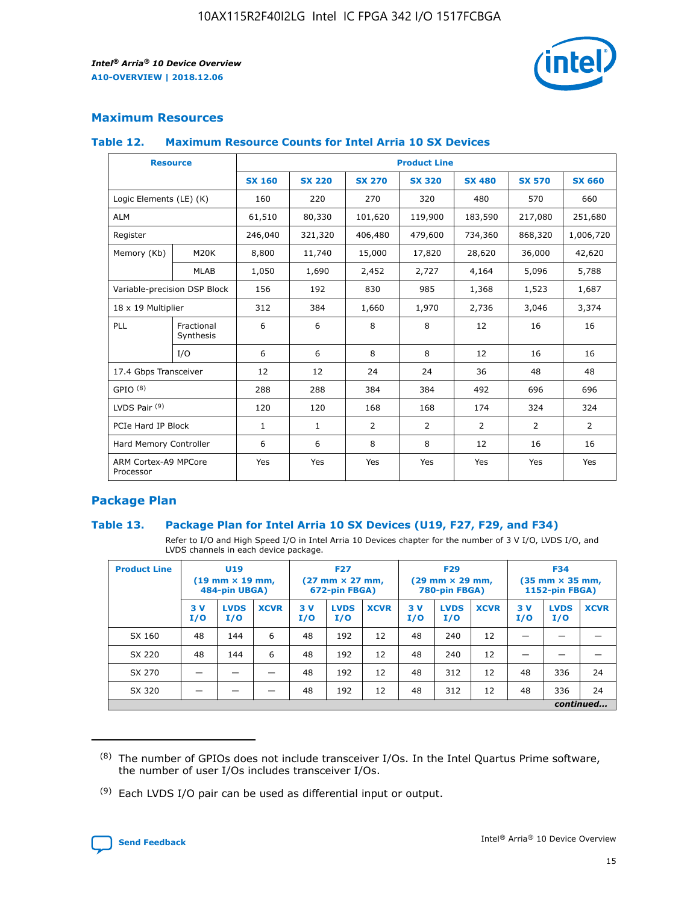## Maximum Resources

### Table 12. Maximum Resource Counts for Intel Arria 10 SX Devices

| Resource | | Product Line | | | | | | |
|---|---|---|---|---|---|---|---|---|
| | | SX 160 | SX 220 | SX 270 | SX 320 | SX 480 | SX 570 | SX 660 |
| Logic Elements (LE) (K) | | 160 | 220 | 270 | 320 | 480 | 570 | 660 |
| ALM | | 61,510 | 80,330 | 101,620 | 119,900 | 183,590 | 217,080 | 251,680 |
| Register | | 246,040 | 321,320 | 406,480 | 479,600 | 734,360 | 868,320 | 1,006,720 |
| Memory (Kb) | M20K | 8,800 | 11,740 | 15,000 | 17,820 | 28,620 | 36,000 | 42,620 |
| | MLAB | 1,050 | 1,690 | 2,452 | 2,727 | 4,164 | 5,096 | 5,788 |
| Variable-precision DSP Block | | 156 | 192 | 830 | 985 | 1,368 | 1,523 | 1,687 |
| 18 x 19 Multiplier | | 312 | 384 | 1,660 | 1,970 | 2,736 | 3,046 | 3,374 |
| PLL | Fractional Synthesis | 6 | 6 | 8 | 8 | 12 | 16 | 16 |
| | I/O | 6 | 6 | 8 | 8 | 12 | 16 | 16 |
| 17.4 Gbps Transceiver | | 12 | 12 | 24 | 24 | 36 | 48 | 48 |
| GPIO [8] | | 288 | 288 | 384 | 384 | 492 | 696 | 696 |
| LVDS Pair [9] | | 120 | 120 | 168 | 168 | 174 | 324 | 324 |
| PCIe Hard IP Block | | 1 | 1 | 2 | 2 | 2 | 2 | 2 |
| Hard Memory Controller | | 6 | 6 | 8 | 8 | 12 | 16 | 16 |
| ARM Cortex-A9 MPCore Processor | | Yes | Yes | Yes | Yes | Yes | Yes | Yes |

## Package Plan

### Table 13. Package Plan for Intel Arria 10 SX Devices (U19, F27, F29, and F34)

Refer to I/O and High Speed I/O in Intel Arria 10 Devices chapter for the number of 3 V I/O, LVDS I/O, and LVDS channels in each device package.

| Product Line | U19 (19 mm × 19 mm, 484-pin UBGA) | | | F27 (27 mm × 27 mm, 672-pin FBGA) | | | F29 (29 mm × 29 mm, 780-pin FBGA) | | | F34 (35 mm × 35 mm, 1152-pin FBGA) | | |
|---|---|---|---|---|---|---|---|---|---|---|---|---|
| | 3 V I/O | LVDS I/O | XCVR | 3 V I/O | LVDS I/O | XCVR | 3 V I/O | LVDS I/O | XCVR | 3 V I/O | LVDS I/O | XCVR |
| SX 160 | 48 | 144 | 6 | 48 | 192 | 12 | 48 | 240 | 12 | — | — | — |
| SX 220 | 48 | 144 | 6 | 48 | 192 | 12 | 48 | 240 | 12 | — | — | — |
| SX 270 | — | — | — | 48 | 192 | 12 | 48 | 312 | 12 | 48 | 336 | 24 |
| SX 320 | — | — | — | 48 | 192 | 12 | 48 | 312 | 12 | 48 | 336 | 24 |

*continued...*

(8) The number of GPIOs does not include transceiver I/Os. In the Intel Quartus Prime software, the number of user I/Os includes transceiver I/Os.

(9) Each LVDS I/O pair can be used as differential input or output.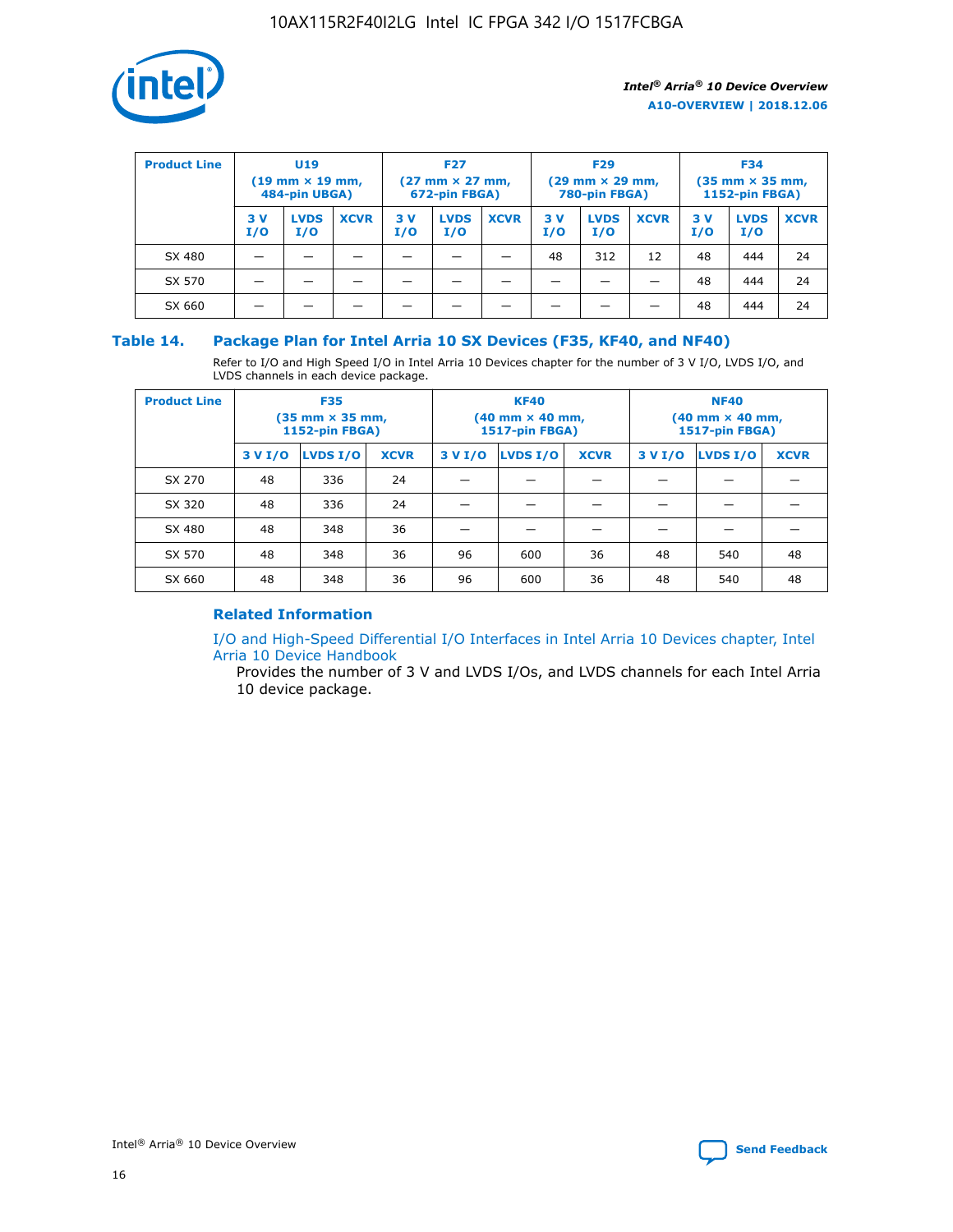| Product Line | U19 (19 mm × 19 mm, 484-pin UBGA) | | | F27 (27 mm × 27 mm, 672-pin FBGA) | | | F29 (29 mm × 29 mm, 780-pin FBGA) | | | F34 (35 mm × 35 mm, 1152-pin FBGA) | | |
|---|---|---|---|---|---|---|---|---|---|---|---|---|
| | 3 V I/O | LVDS I/O | XCVR | 3 V I/O | LVDS I/O | XCVR | 3 V I/O | LVDS I/O | XCVR | 3 V I/O | LVDS I/O | XCVR |
| SX 480 | — | — | — | — | — | — | 48 | 312 | 12 | 48 | 444 | 24 |
| SX 570 | — | — | — | — | — | — | — | — | — | 48 | 444 | 24 |
| SX 660 | — | — | — | — | — | — | — | — | — | 48 | 444 | 24 |

## Table 14. Package Plan for Intel Arria 10 SX Devices (F35, KF40, and NF40)

Refer to I/O and High Speed I/O in Intel Arria 10 Devices chapter for the number of 3 V I/O, LVDS I/O, and LVDS channels in each device package.

| Product Line | F35 (35 mm × 35 mm, 1152-pin FBGA) | | | KF40 (40 mm × 40 mm, 1517-pin FBGA) | | | NF40 (40 mm × 40 mm, 1517-pin FBGA) | | |
|---|---|---|---|---|---|---|---|---|---|
| | 3 V I/O | LVDS I/O | XCVR | 3 V I/O | LVDS I/O | XCVR | 3 V I/O | LVDS I/O | XCVR |
| SX 270 | 48 | 336 | 24 | — | — | — | — | — | — |
| SX 320 | 48 | 336 | 24 | — | — | — | — | — | — |
| SX 480 | 48 | 348 | 36 | — | — | — | — | — | — |
| SX 570 | 48 | 348 | 36 | 96 | 600 | 36 | 48 | 540 | 48 |
| SX 660 | 48 | 348 | 36 | 96 | 600 | 36 | 48 | 540 | 48 |

### Related Information

I/O and High-Speed Differential I/O Interfaces in Intel Arria 10 Devices chapter, Intel Arria 10 Device Handbook

Provides the number of 3 V and LVDS I/Os, and LVDS channels for each Intel Arria 10 device package.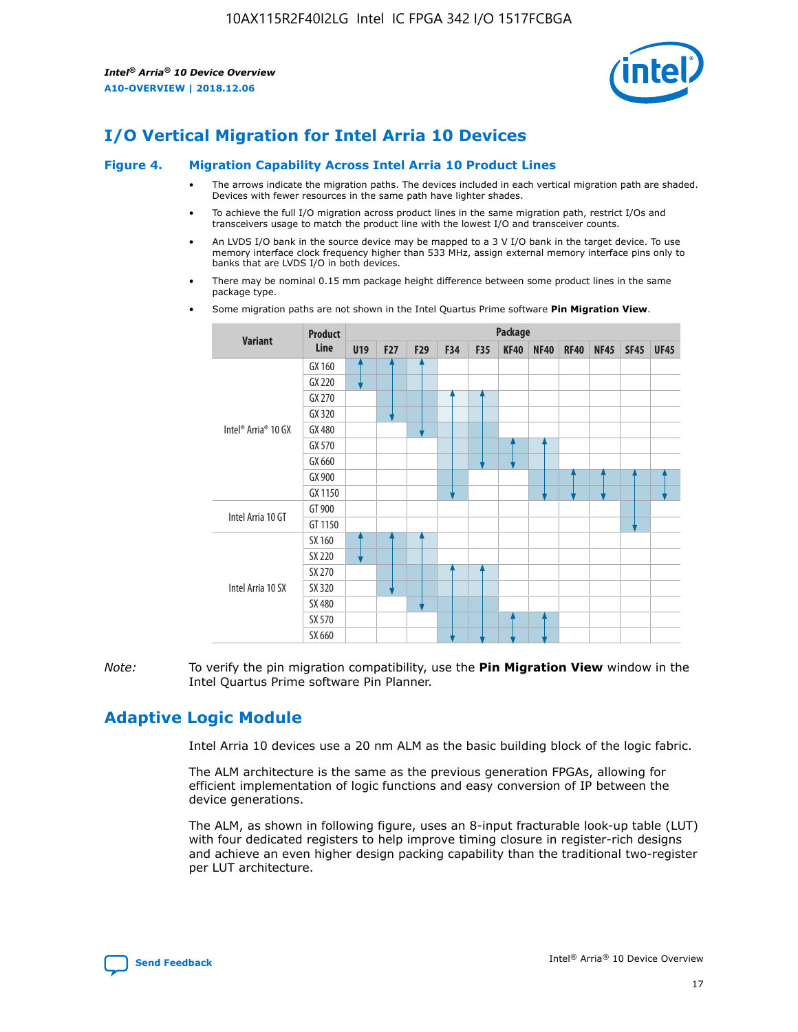# I/O Vertical Migration for Intel Arria 10 Devices

**Figure 4. Migration Capability Across Intel Arria 10 Product Lines**

- The arrows indicate the migration paths. The devices included in each vertical migration path are shaded. Devices with fewer resources in the same path have lighter shades.
- To achieve the full I/O migration across product lines in the same migration path, restrict I/Os and transceivers usage to match the product line with the lowest I/O and transceiver counts.
- An LVDS I/O bank in the source device may be mapped to a 3 V I/O bank in the target device. To use memory interface clock frequency higher than 533 MHz, assign external memory interface pins only to banks that are LVDS I/O in both devices.
- There may be nominal 0.15 mm package height difference between some product lines in the same package type.
- Some migration paths are not shown in the Intel Quartus Prime software **Pin Migration View**.

| Variant | Product Line | Package | | | | | | | | | | |
|---|---|---|---|---|---|---|---|---|---|---|---|---|
| | | U19 | F27 | F29 | F34 | F35 | KF40 | NF40 | RF40 | NF45 | SF45 | UF45 |
| Intel® Arria® 10 GX | GX 160 | | | | | | | | | | | |
| | GX 220 | | | | | | | | | | | |
| | GX 270 | | | | | | | | | | | |
| | GX 320 | | | | | | | | | | | |
| | GX 480 | | | | | | | | | | | |
| | GX 570 | | | | | | | | | | | |
| | GX 660 | | | | | | | | | | | |
| | GX 900 | | | | | | | | | | | |
| | GX 1150 | | | | | | | | | | | |
| Intel Arria 10 GT | GT 900 | | | | | | | | | | | |
| | GT 1150 | | | | | | | | | | | |
| Intel Arria 10 SX | SX 160 | | | | | | | | | | | |
| | SX 220 | | | | | | | | | | | |
| | SX 270 | | | | | | | | | | | |
| | SX 320 | | | | | | | | | | | |
| | SX 480 | | | | | | | | | | | |
| | SX 570 | | | | | | | | | | | |
| | SX 660 | | | | | | | | | | | |

*Note:* To verify the pin migration compatibility, use the **Pin Migration View** window in the Intel Quartus Prime software Pin Planner.

# Adaptive Logic Module

Intel Arria 10 devices use a 20 nm ALM as the basic building block of the logic fabric.

The ALM architecture is the same as the previous generation FPGAs, allowing for efficient implementation of logic functions and easy conversion of IP between the device generations.

The ALM, as shown in following figure, uses an 8-input fracturable look-up table (LUT) with four dedicated registers to help improve timing closure in register-rich designs and achieve an even higher design packing capability than the traditional two-register per LUT architecture.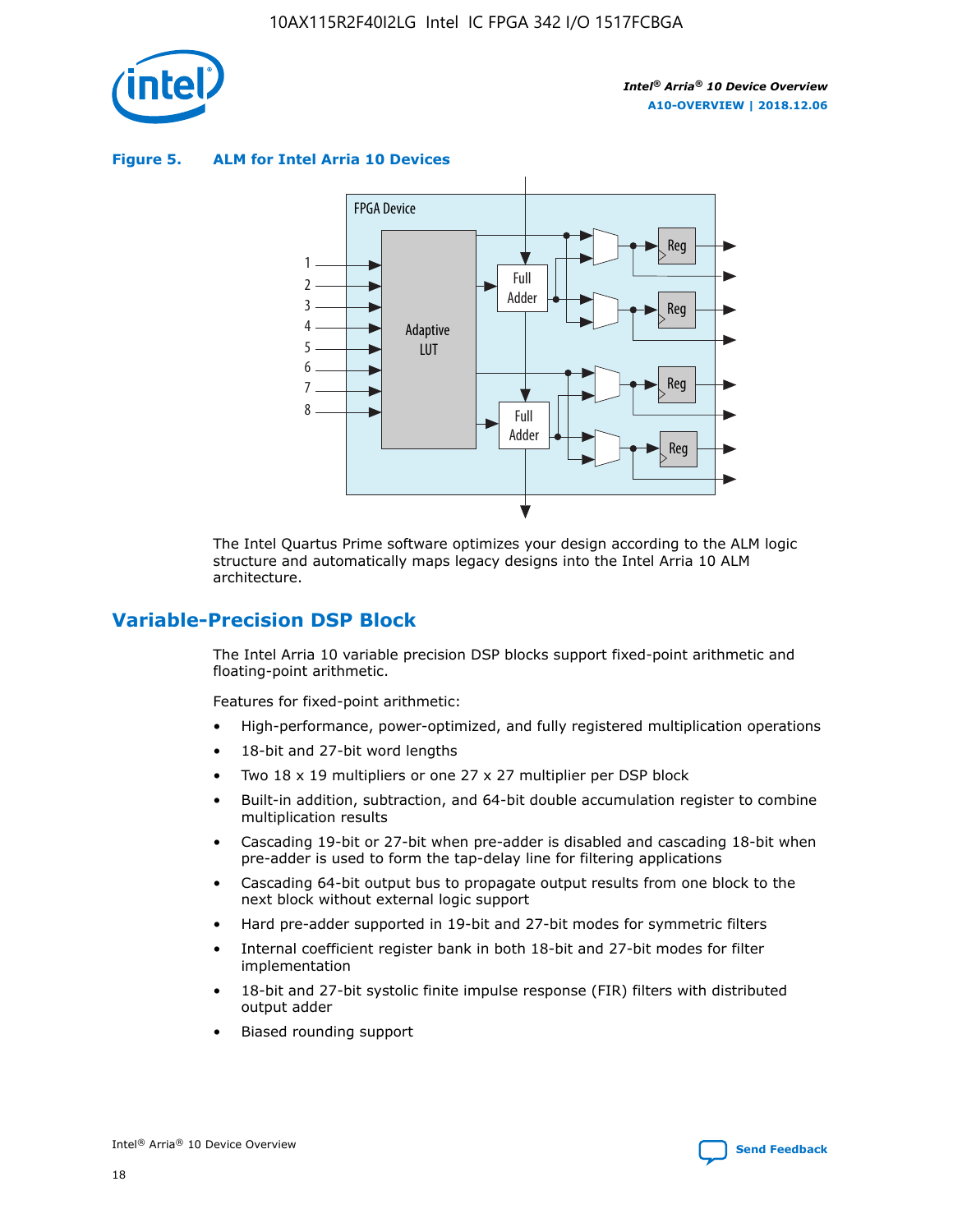**Figure 5. ALM for Intel Arria 10 Devices**

The Intel Quartus Prime software optimizes your design according to the ALM logic structure and automatically maps legacy designs into the Intel Arria 10 ALM architecture.

## Variable-Precision DSP Block

The Intel Arria 10 variable precision DSP blocks support fixed-point arithmetic and floating-point arithmetic.

Features for fixed-point arithmetic:

- High-performance, power-optimized, and fully registered multiplication operations
- 18-bit and 27-bit word lengths
- Two 18 x 19 multipliers or one 27 x 27 multiplier per DSP block
- Built-in addition, subtraction, and 64-bit double accumulation register to combine multiplication results
- Cascading 19-bit or 27-bit when pre-adder is disabled and cascading 18-bit when pre-adder is used to form the tap-delay line for filtering applications
- Cascading 64-bit output bus to propagate output results from one block to the next block without external logic support
- Hard pre-adder supported in 19-bit and 27-bit modes for symmetric filters
- Internal coefficient register bank in both 18-bit and 27-bit modes for filter implementation
- 18-bit and 27-bit systolic finite impulse response (FIR) filters with distributed output adder
- Biased rounding support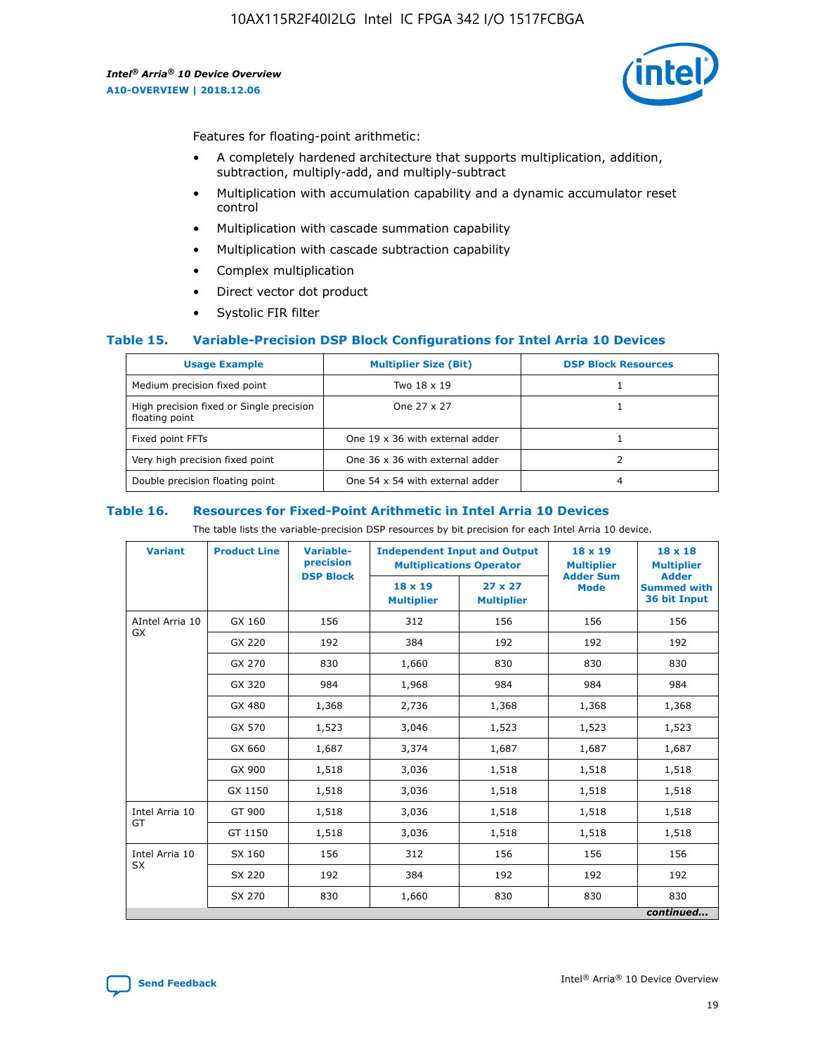Features for floating-point arithmetic:

- A completely hardened architecture that supports multiplication, addition, subtraction, multiply-add, and multiply-subtract
- Multiplication with accumulation capability and a dynamic accumulator reset control
- Multiplication with cascade summation capability
- Multiplication with cascade subtraction capability
- Complex multiplication
- Direct vector dot product
- Systolic FIR filter

### Table 15. Variable-Precision DSP Block Configurations for Intel Arria 10 Devices

| Usage Example | Multiplier Size (Bit) | DSP Block Resources |
|---|---|---|
| Medium precision fixed point | Two 18 x 19 | 1 |
| High precision fixed or Single precision floating point | One 27 x 27 | 1 |
| Fixed point FFTs | One 19 x 36 with external adder | 1 |
| Very high precision fixed point | One 36 x 36 with external adder | 2 |
| Double precision floating point | One 54 x 54 with external adder | 4 |

### Table 16. Resources for Fixed-Point Arithmetic in Intel Arria 10 Devices

The table lists the variable-precision DSP resources by bit precision for each Intel Arria 10 device.

| Variant | Product Line | Variable-precision DSP Block | Independent Input and Output Multiplications Operator | | 18 x 19 Multiplier Adder Sum Mode | 18 x 18 Multiplier Adder Summed with 36 bit Input |
|---|---|---|---|---|---|---|
| | | | 18 x 19 Multiplier | 27 x 27 Multiplier | | |
| AIntel Arria 10 GX | GX 160 | 156 | 312 | 156 | 156 | 156 |
| | GX 220 | 192 | 384 | 192 | 192 | 192 |
| | GX 270 | 830 | 1,660 | 830 | 830 | 830 |
| | GX 320 | 984 | 1,968 | 984 | 984 | 984 |
| | GX 480 | 1,368 | 2,736 | 1,368 | 1,368 | 1,368 |
| | GX 570 | 1,523 | 3,046 | 1,523 | 1,523 | 1,523 |
| | GX 660 | 1,687 | 3,374 | 1,687 | 1,687 | 1,687 |
| | GX 900 | 1,518 | 3,036 | 1,518 | 1,518 | 1,518 |
| | GX 1150 | 1,518 | 3,036 | 1,518 | 1,518 | 1,518 |
| Intel Arria 10 GT | GT 900 | 1,518 | 3,036 | 1,518 | 1,518 | 1,518 |
| | GT 1150 | 1,518 | 3,036 | 1,518 | 1,518 | 1,518 |
| Intel Arria 10 SX | SX 160 | 156 | 312 | 156 | 156 | 156 |
| | SX 220 | 192 | 384 | 192 | 192 | 192 |
| | SX 270 | 830 | 1,660 | 830 | 830 | 830 |

*continued...*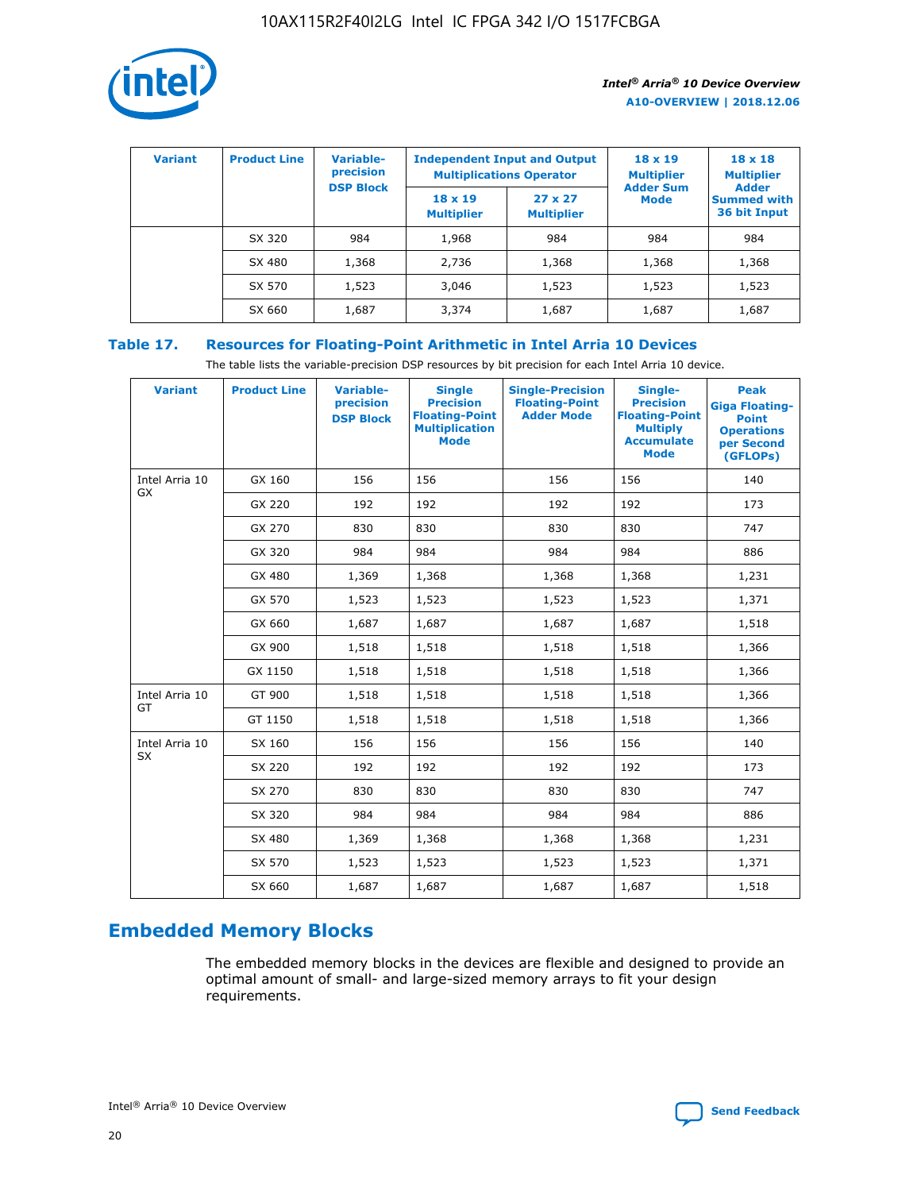| Variant | Product Line | Variable-precision DSP Block | Independent Input and Output Multiplications Operator | | 18 x 19 Multiplier Adder Sum Mode | 18 x 18 Multiplier Adder Summed with 36 bit Input |
|---|---|---|---|---|---|---|
| | | | 18 x 19 Multiplier | 27 x 27 Multiplier | | |
| | SX 320 | 984 | 1,968 | 984 | 984 | 984 |
| | SX 480 | 1,368 | 2,736 | 1,368 | 1,368 | 1,368 |
| | SX 570 | 1,523 | 3,046 | 1,523 | 1,523 | 1,523 |
| | SX 660 | 1,687 | 3,374 | 1,687 | 1,687 | 1,687 |

**Table 17. Resources for Floating-Point Arithmetic in Intel Arria 10 Devices**

The table lists the variable-precision DSP resources by bit precision for each Intel Arria 10 device.

| Variant | Product Line | Variable-precision DSP Block | Single Precision Floating-Point Multiplication Mode | Single-Precision Floating-Point Adder Mode | Single-Precision Floating-Point Multiply Accumulate Mode | Peak Giga Floating-Point Operations per Second (GFLOPs) |
|---|---|---|---|---|---|---|
| Intel Arria 10 GX | GX 160 | 156 | 156 | 156 | 156 | 140 |
| | GX 220 | 192 | 192 | 192 | 192 | 173 |
| | GX 270 | 830 | 830 | 830 | 830 | 747 |
| | GX 320 | 984 | 984 | 984 | 984 | 886 |
| | GX 480 | 1,369 | 1,368 | 1,368 | 1,368 | 1,231 |
| | GX 570 | 1,523 | 1,523 | 1,523 | 1,523 | 1,371 |
| | GX 660 | 1,687 | 1,687 | 1,687 | 1,687 | 1,518 |
| | GX 900 | 1,518 | 1,518 | 1,518 | 1,518 | 1,366 |
| | GX 1150 | 1,518 | 1,518 | 1,518 | 1,518 | 1,366 |
| Intel Arria 10 GT | GT 900 | 1,518 | 1,518 | 1,518 | 1,518 | 1,366 |
| | GT 1150 | 1,518 | 1,518 | 1,518 | 1,518 | 1,366 |
| Intel Arria 10 SX | SX 160 | 156 | 156 | 156 | 156 | 140 |
| | SX 220 | 192 | 192 | 192 | 192 | 173 |
| | SX 270 | 830 | 830 | 830 | 830 | 747 |
| | SX 320 | 984 | 984 | 984 | 984 | 886 |
| | SX 480 | 1,369 | 1,368 | 1,368 | 1,368 | 1,231 |
| | SX 570 | 1,523 | 1,523 | 1,523 | 1,523 | 1,371 |
| | SX 660 | 1,687 | 1,687 | 1,687 | 1,687 | 1,518 |

## Embedded Memory Blocks

The embedded memory blocks in the devices are flexible and designed to provide an optimal amount of small- and large-sized memory arrays to fit your design requirements.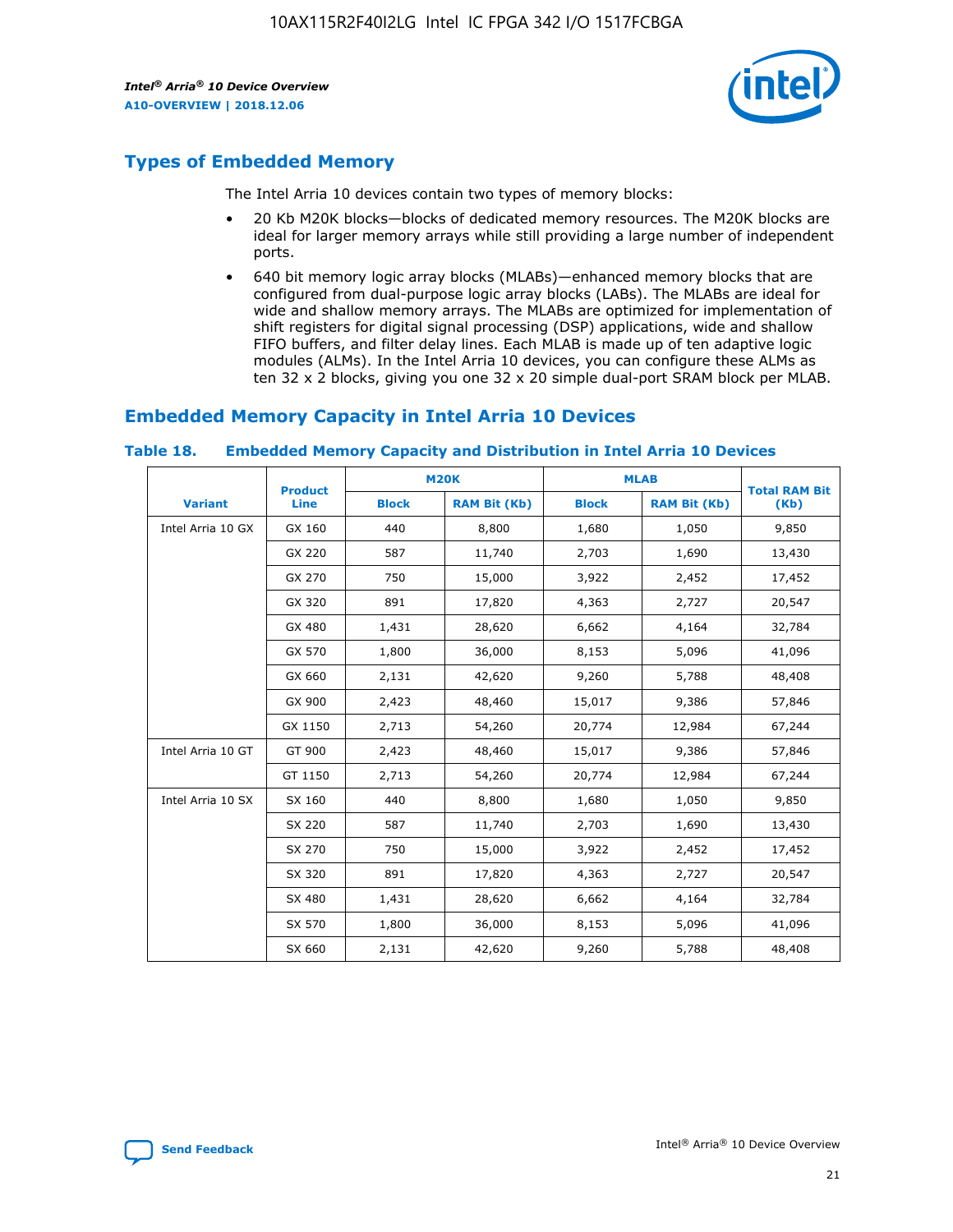## Types of Embedded Memory

The Intel Arria 10 devices contain two types of memory blocks:

- 20 Kb M20K blocks—blocks of dedicated memory resources. The M20K blocks are ideal for larger memory arrays while still providing a large number of independent ports.
- 640 bit memory logic array blocks (MLABs)—enhanced memory blocks that are configured from dual-purpose logic array blocks (LABs). The MLABs are ideal for wide and shallow memory arrays. The MLABs are optimized for implementation of shift registers for digital signal processing (DSP) applications, wide and shallow FIFO buffers, and filter delay lines. Each MLAB is made up of ten adaptive logic modules (ALMs). In the Intel Arria 10 devices, you can configure these ALMs as ten 32 x 2 blocks, giving you one 32 x 20 simple dual-port SRAM block per MLAB.

## Embedded Memory Capacity in Intel Arria 10 Devices

**Table 18. Embedded Memory Capacity and Distribution in Intel Arria 10 Devices**

| Variant | Product Line | M20K | | MLAB | | Total RAM Bit (Kb) |
|---|---|---|---|---|---|---|
| | | Block | RAM Bit (Kb) | Block | RAM Bit (Kb) | |
| Intel Arria 10 GX | GX 160 | 440 | 8,800 | 1,680 | 1,050 | 9,850 |
| | GX 220 | 587 | 11,740 | 2,703 | 1,690 | 13,430 |
| | GX 270 | 750 | 15,000 | 3,922 | 2,452 | 17,452 |
| | GX 320 | 891 | 17,820 | 4,363 | 2,727 | 20,547 |
| | GX 480 | 1,431 | 28,620 | 6,662 | 4,164 | 32,784 |
| | GX 570 | 1,800 | 36,000 | 8,153 | 5,096 | 41,096 |
| | GX 660 | 2,131 | 42,620 | 9,260 | 5,788 | 48,408 |
| | GX 900 | 2,423 | 48,460 | 15,017 | 9,386 | 57,846 |
| | GX 1150 | 2,713 | 54,260 | 20,774 | 12,984 | 67,244 |
| Intel Arria 10 GT | GT 900 | 2,423 | 48,460 | 15,017 | 9,386 | 57,846 |
| | GT 1150 | 2,713 | 54,260 | 20,774 | 12,984 | 67,244 |
| Intel Arria 10 SX | SX 160 | 440 | 8,800 | 1,680 | 1,050 | 9,850 |
| | SX 220 | 587 | 11,740 | 2,703 | 1,690 | 13,430 |
| | SX 270 | 750 | 15,000 | 3,922 | 2,452 | 17,452 |
| | SX 320 | 891 | 17,820 | 4,363 | 2,727 | 20,547 |
| | SX 480 | 1,431 | 28,620 | 6,662 | 4,164 | 32,784 |
| | SX 570 | 1,800 | 36,000 | 8,153 | 5,096 | 41,096 |
| | SX 660 | 2,131 | 42,620 | 9,260 | 5,788 | 48,408 |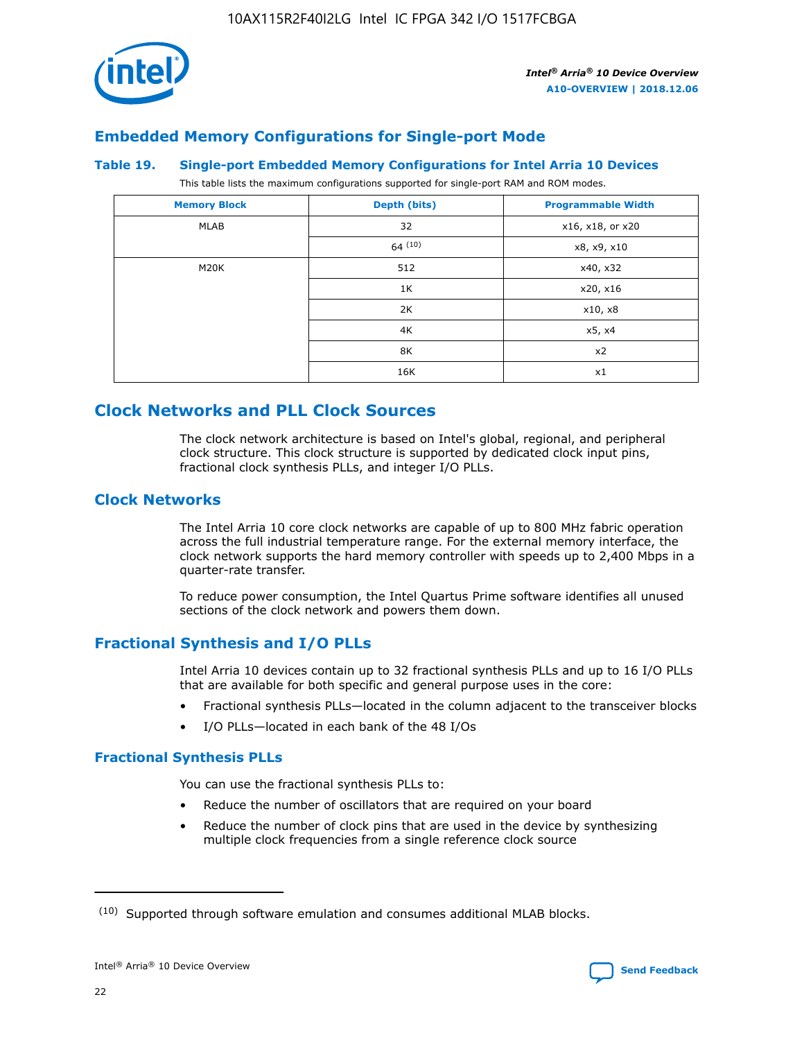## Embedded Memory Configurations for Single-port Mode

**Table 19. Single-port Embedded Memory Configurations for Intel Arria 10 Devices**

This table lists the maximum configurations supported for single-port RAM and ROM modes.

| Memory Block | Depth (bits) | Programmable Width |
| --- | --- | --- |
| MLAB | 32 | x16, x18, or x20 |
| | 64 [10] | x8, x9, x10 |
| M20K | 512 | x40, x32 |
| | 1K | x20, x16 |
| | 2K | x10, x8 |
| | 4K | x5, x4 |
| | 8K | x2 |
| | 16K | x1 |

## Clock Networks and PLL Clock Sources

The clock network architecture is based on Intel's global, regional, and peripheral clock structure. This clock structure is supported by dedicated clock input pins, fractional clock synthesis PLLs, and integer I/O PLLs.

### Clock Networks

The Intel Arria 10 core clock networks are capable of up to 800 MHz fabric operation across the full industrial temperature range. For the external memory interface, the clock network supports the hard memory controller with speeds up to 2,400 Mbps in a quarter-rate transfer.

To reduce power consumption, the Intel Quartus Prime software identifies all unused sections of the clock network and powers them down.

### Fractional Synthesis and I/O PLLs

Intel Arria 10 devices contain up to 32 fractional synthesis PLLs and up to 16 I/O PLLs that are available for both specific and general purpose uses in the core:

- Fractional synthesis PLLs—located in the column adjacent to the transceiver blocks
- I/O PLLs—located in each bank of the 48 I/Os

#### Fractional Synthesis PLLs

You can use the fractional synthesis PLLs to:

- Reduce the number of oscillators that are required on your board
- Reduce the number of clock pins that are used in the device by synthesizing multiple clock frequencies from a single reference clock source

(10) Supported through software emulation and consumes additional MLAB blocks.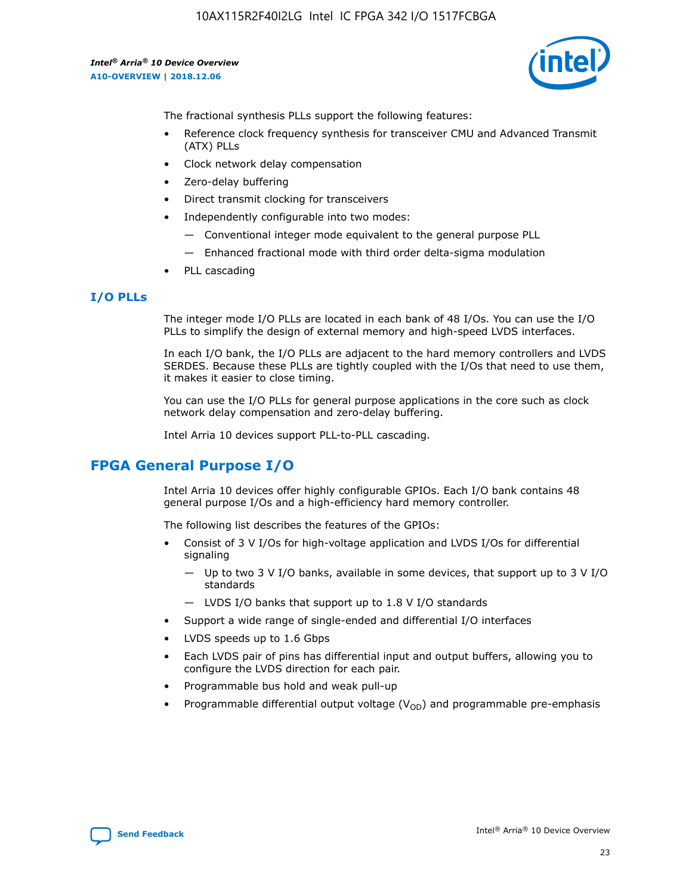The fractional synthesis PLLs support the following features:

- Reference clock frequency synthesis for transceiver CMU and Advanced Transmit (ATX) PLLs
- Clock network delay compensation
- Zero-delay buffering
- Direct transmit clocking for transceivers
- Independently configurable into two modes:
  - Conventional integer mode equivalent to the general purpose PLL
  - Enhanced fractional mode with third order delta-sigma modulation
- PLL cascading

### I/O PLLs

The integer mode I/O PLLs are located in each bank of 48 I/Os. You can use the I/O PLLs to simplify the design of external memory and high-speed LVDS interfaces.

In each I/O bank, the I/O PLLs are adjacent to the hard memory controllers and LVDS SERDES. Because these PLLs are tightly coupled with the I/Os that need to use them, it makes it easier to close timing.

You can use the I/O PLLs for general purpose applications in the core such as clock network delay compensation and zero-delay buffering.

Intel Arria 10 devices support PLL-to-PLL cascading.

## FPGA General Purpose I/O

Intel Arria 10 devices offer highly configurable GPIOs. Each I/O bank contains 48 general purpose I/Os and a high-efficiency hard memory controller.

The following list describes the features of the GPIOs:

- Consist of 3 V I/Os for high-voltage application and LVDS I/Os for differential signaling
  - Up to two 3 V I/O banks, available in some devices, that support up to 3 V I/O standards
  - LVDS I/O banks that support up to 1.8 V I/O standards
- Support a wide range of single-ended and differential I/O interfaces
- LVDS speeds up to 1.6 Gbps
- Each LVDS pair of pins has differential input and output buffers, allowing you to configure the LVDS direction for each pair.
- Programmable bus hold and weak pull-up
- Programmable differential output voltage ($V_{OD}$) and programmable pre-emphasis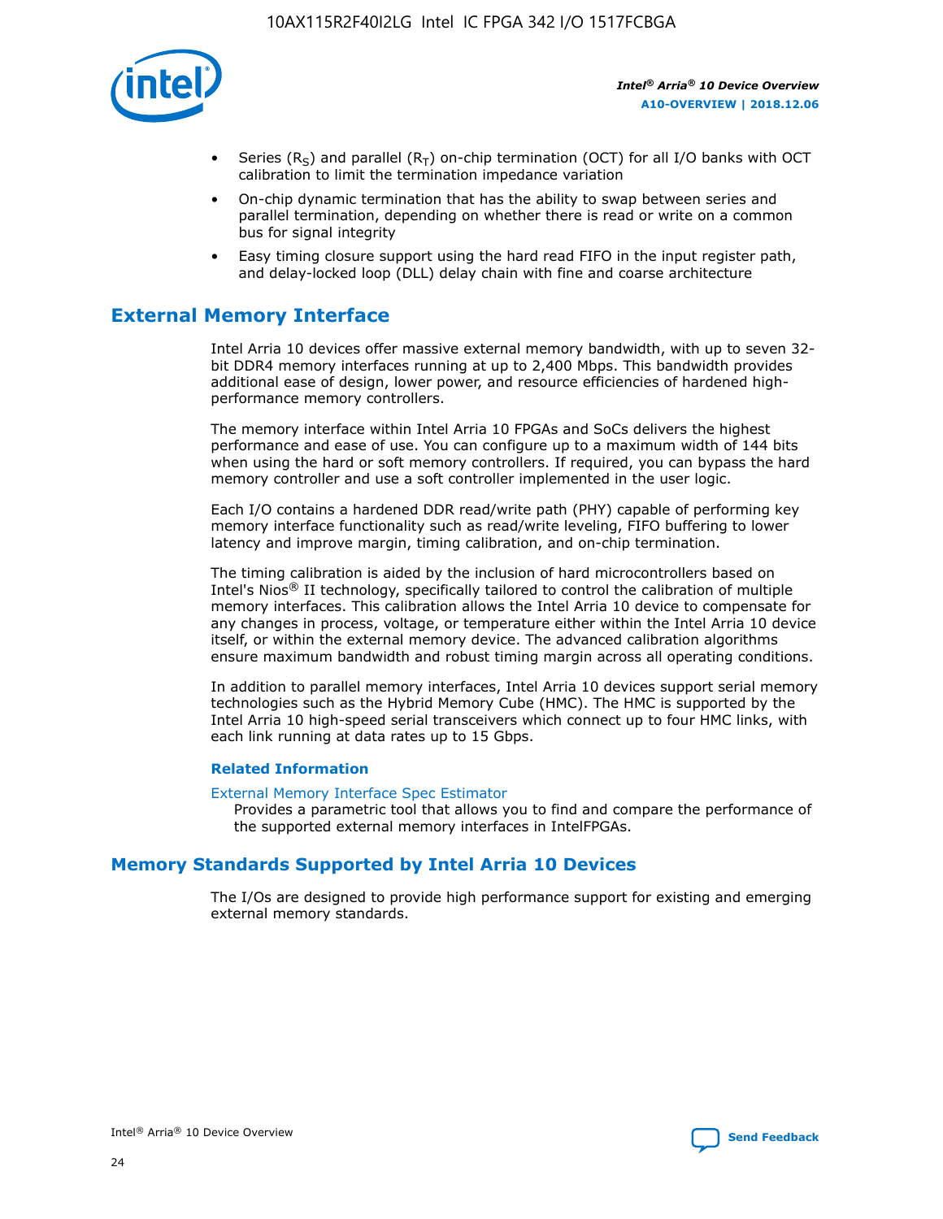- Series ($R_S$) and parallel ($R_T$) on-chip termination (OCT) for all I/O banks with OCT calibration to limit the termination impedance variation
- On-chip dynamic termination that has the ability to swap between series and parallel termination, depending on whether there is read or write on a common bus for signal integrity
- Easy timing closure support using the hard read FIFO in the input register path, and delay-locked loop (DLL) delay chain with fine and coarse architecture

## External Memory Interface

Intel Arria 10 devices offer massive external memory bandwidth, with up to seven 32-bit DDR4 memory interfaces running at up to 2,400 Mbps. This bandwidth provides additional ease of design, lower power, and resource efficiencies of hardened high-performance memory controllers.

The memory interface within Intel Arria 10 FPGAs and SoCs delivers the highest performance and ease of use. You can configure up to a maximum width of 144 bits when using the hard or soft memory controllers. If required, you can bypass the hard memory controller and use a soft controller implemented in the user logic.

Each I/O contains a hardened DDR read/write path (PHY) capable of performing key memory interface functionality such as read/write leveling, FIFO buffering to lower latency and improve margin, timing calibration, and on-chip termination.

The timing calibration is aided by the inclusion of hard microcontrollers based on Intel's Nios® II technology, specifically tailored to control the calibration of multiple memory interfaces. This calibration allows the Intel Arria 10 device to compensate for any changes in process, voltage, or temperature either within the Intel Arria 10 device itself, or within the external memory device. The advanced calibration algorithms ensure maximum bandwidth and robust timing margin across all operating conditions.

In addition to parallel memory interfaces, Intel Arria 10 devices support serial memory technologies such as the Hybrid Memory Cube (HMC). The HMC is supported by the Intel Arria 10 high-speed serial transceivers which connect up to four HMC links, with each link running at data rates up to 15 Gbps.

### Related Information

External Memory Interface Spec Estimator

Provides a parametric tool that allows you to find and compare the performance of the supported external memory interfaces in IntelFPGAs.

## Memory Standards Supported by Intel Arria 10 Devices

The I/Os are designed to provide high performance support for existing and emerging external memory standards.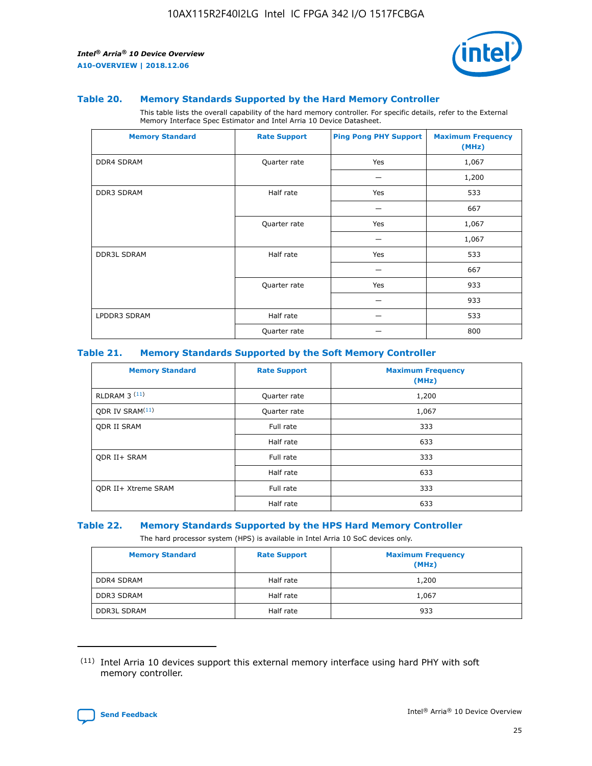### Table 20. Memory Standards Supported by the Hard Memory Controller

This table lists the overall capability of the hard memory controller. For specific details, refer to the External Memory Interface Spec Estimator and Intel Arria 10 Device Datasheet.

| Memory Standard | Rate Support | Ping Pong PHY Support | Maximum Frequency (MHz) |
|---|---|---|---|
| DDR4 SDRAM | Quarter rate | Yes | 1,067 |
| | | — | 1,200 |
| DDR3 SDRAM | Half rate | Yes | 533 |
| | | — | 667 |
| | Quarter rate | Yes | 1,067 |
| | | — | 1,067 |
| DDR3L SDRAM | Half rate | Yes | 533 |
| | | — | 667 |
| | Quarter rate | Yes | 933 |
| | | — | 933 |
| LPDDR3 SDRAM | Half rate | — | 533 |
| | Quarter rate | — | 800 |

### Table 21. Memory Standards Supported by the Soft Memory Controller

| Memory Standard | Rate Support | Maximum Frequency (MHz) |
|---|---|---|
| RLDRAM 3 [11] | Quarter rate | 1,200 |
| QDR IV SRAM[11] | Quarter rate | 1,067 |
| QDR II SRAM | Full rate | 333 |
| | Half rate | 633 |
| QDR II+ SRAM | Full rate | 333 |
| | Half rate | 633 |
| QDR II+ Xtreme SRAM | Full rate | 333 |
| | Half rate | 633 |

### Table 22. Memory Standards Supported by the HPS Hard Memory Controller

The hard processor system (HPS) is available in Intel Arria 10 SoC devices only.

| Memory Standard | Rate Support | Maximum Frequency (MHz) |
|---|---|---|
| DDR4 SDRAM | Half rate | 1,200 |
| DDR3 SDRAM | Half rate | 1,067 |
| DDR3L SDRAM | Half rate | 933 |

(11) Intel Arria 10 devices support this external memory interface using hard PHY with soft memory controller.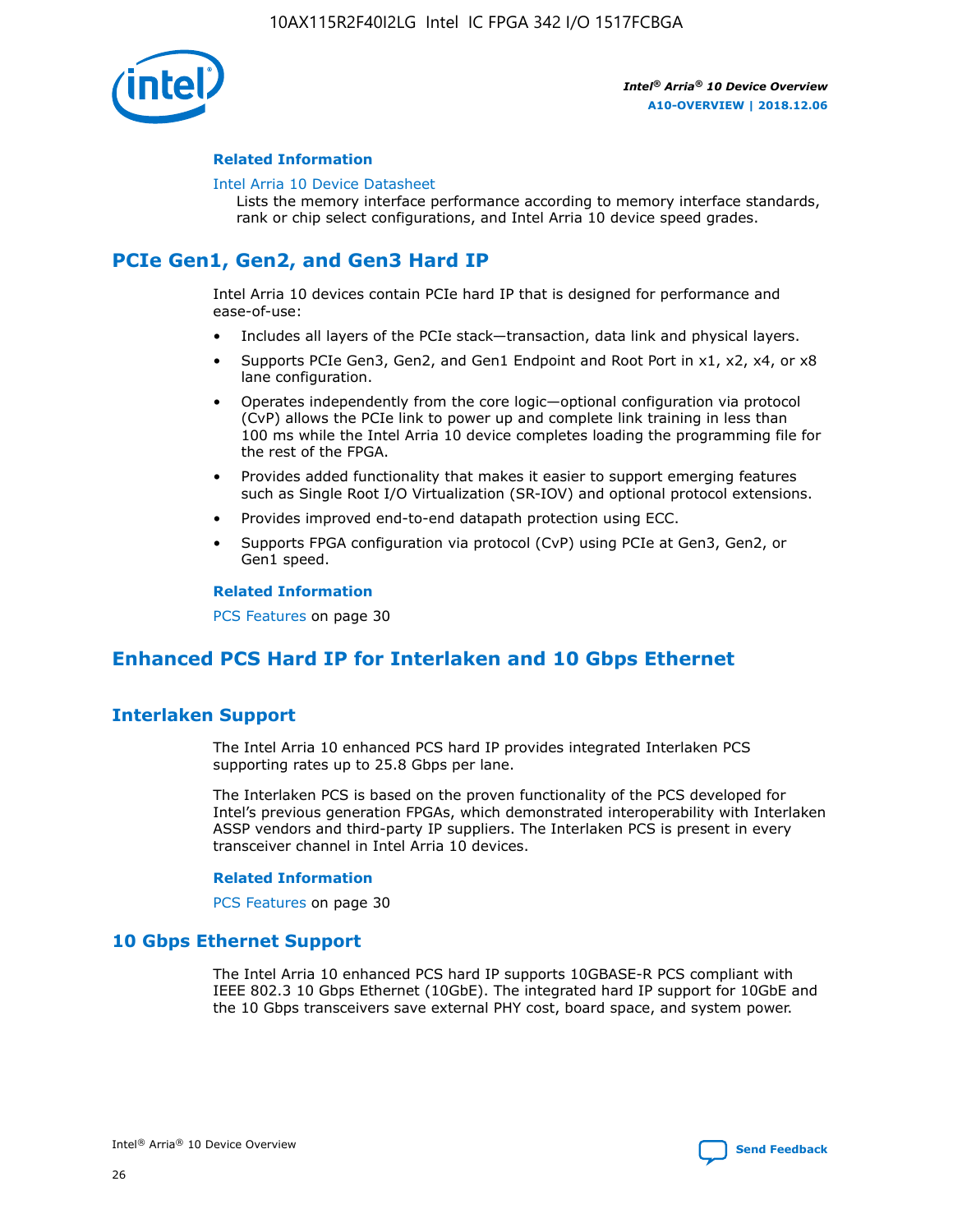#### Related Information

Intel Arria 10 Device Datasheet

Lists the memory interface performance according to memory interface standards, rank or chip select configurations, and Intel Arria 10 device speed grades.

## PCIe Gen1, Gen2, and Gen3 Hard IP

Intel Arria 10 devices contain PCIe hard IP that is designed for performance and ease-of-use:

- Includes all layers of the PCIe stack—transaction, data link and physical layers.
- Supports PCIe Gen3, Gen2, and Gen1 Endpoint and Root Port in x1, x2, x4, or x8 lane configuration.
- Operates independently from the core logic—optional configuration via protocol (CvP) allows the PCIe link to power up and complete link training in less than 100 ms while the Intel Arria 10 device completes loading the programming file for the rest of the FPGA.
- Provides added functionality that makes it easier to support emerging features such as Single Root I/O Virtualization (SR-IOV) and optional protocol extensions.
- Provides improved end-to-end datapath protection using ECC.
- Supports FPGA configuration via protocol (CvP) using PCIe at Gen3, Gen2, or Gen1 speed.

#### Related Information

PCS Features on page 30

## Enhanced PCS Hard IP for Interlaken and 10 Gbps Ethernet

### Interlaken Support

The Intel Arria 10 enhanced PCS hard IP provides integrated Interlaken PCS supporting rates up to 25.8 Gbps per lane.

The Interlaken PCS is based on the proven functionality of the PCS developed for Intel's previous generation FPGAs, which demonstrated interoperability with Interlaken ASSP vendors and third-party IP suppliers. The Interlaken PCS is present in every transceiver channel in Intel Arria 10 devices.

#### Related Information

PCS Features on page 30

### 10 Gbps Ethernet Support

The Intel Arria 10 enhanced PCS hard IP supports 10GBASE-R PCS compliant with IEEE 802.3 10 Gbps Ethernet (10GbE). The integrated hard IP support for 10GbE and the 10 Gbps transceivers save external PHY cost, board space, and system power.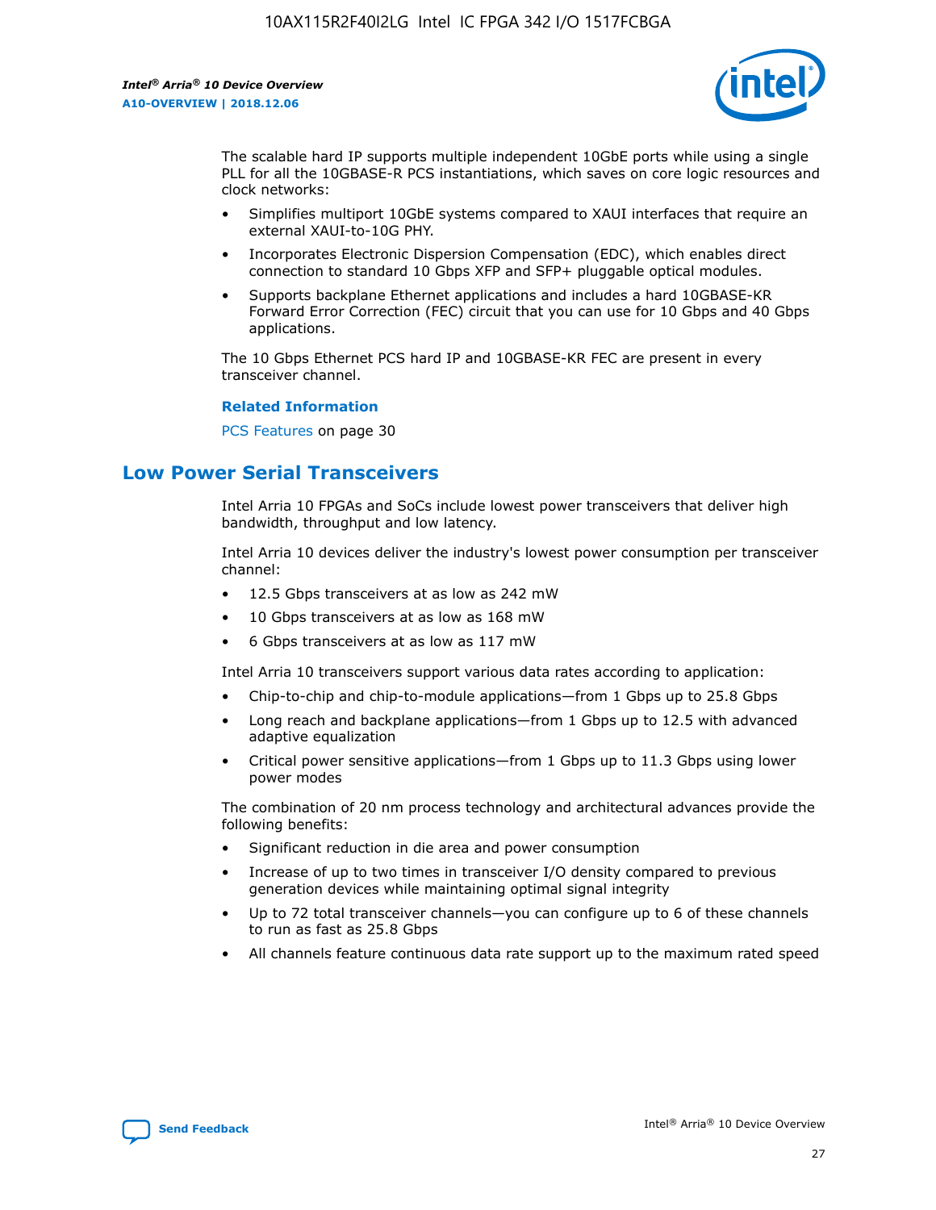The scalable hard IP supports multiple independent 10GbE ports while using a single PLL for all the 10GBASE-R PCS instantiations, which saves on core logic resources and clock networks:

- Simplifies multiport 10GbE systems compared to XAUI interfaces that require an external XAUI-to-10G PHY.
- Incorporates Electronic Dispersion Compensation (EDC), which enables direct connection to standard 10 Gbps XFP and SFP+ pluggable optical modules.
- Supports backplane Ethernet applications and includes a hard 10GBASE-KR Forward Error Correction (FEC) circuit that you can use for 10 Gbps and 40 Gbps applications.

The 10 Gbps Ethernet PCS hard IP and 10GBASE-KR FEC are present in every transceiver channel.

**Related Information**

PCS Features on page 30

## Low Power Serial Transceivers

Intel Arria 10 FPGAs and SoCs include lowest power transceivers that deliver high bandwidth, throughput and low latency.

Intel Arria 10 devices deliver the industry's lowest power consumption per transceiver channel:

- 12.5 Gbps transceivers at as low as 242 mW
- 10 Gbps transceivers at as low as 168 mW
- 6 Gbps transceivers at as low as 117 mW

Intel Arria 10 transceivers support various data rates according to application:

- Chip-to-chip and chip-to-module applications—from 1 Gbps up to 25.8 Gbps
- Long reach and backplane applications—from 1 Gbps up to 12.5 with advanced adaptive equalization
- Critical power sensitive applications—from 1 Gbps up to 11.3 Gbps using lower power modes

The combination of 20 nm process technology and architectural advances provide the following benefits:

- Significant reduction in die area and power consumption
- Increase of up to two times in transceiver I/O density compared to previous generation devices while maintaining optimal signal integrity
- Up to 72 total transceiver channels—you can configure up to 6 of these channels to run as fast as 25.8 Gbps
- All channels feature continuous data rate support up to the maximum rated speed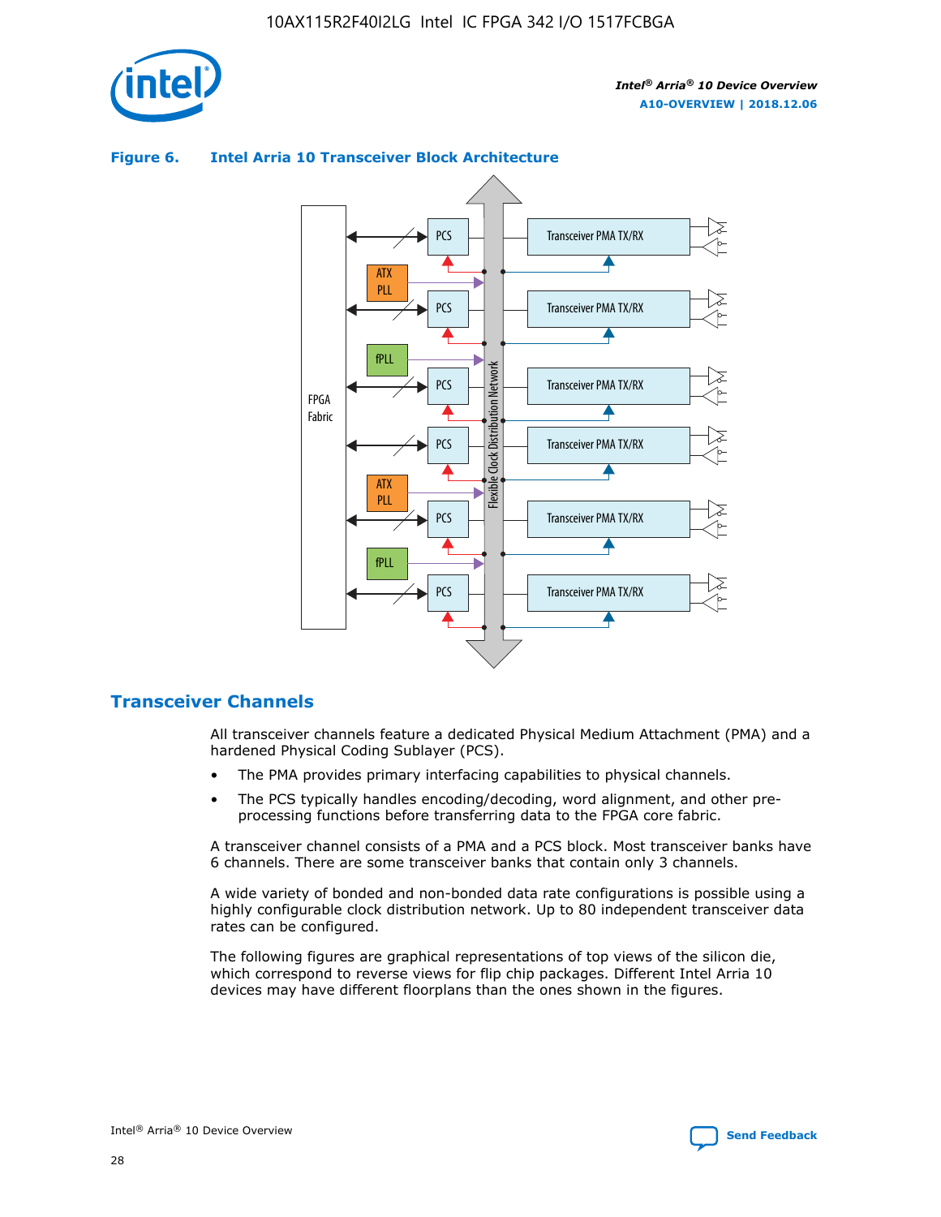**Figure 6. Intel Arria 10 Transceiver Block Architecture**

## Transceiver Channels

All transceiver channels feature a dedicated Physical Medium Attachment (PMA) and a hardened Physical Coding Sublayer (PCS).

- The PMA provides primary interfacing capabilities to physical channels.
- The PCS typically handles encoding/decoding, word alignment, and other pre-processing functions before transferring data to the FPGA core fabric.

A transceiver channel consists of a PMA and a PCS block. Most transceiver banks have 6 channels. There are some transceiver banks that contain only 3 channels.

A wide variety of bonded and non-bonded data rate configurations is possible using a highly configurable clock distribution network. Up to 80 independent transceiver data rates can be configured.

The following figures are graphical representations of top views of the silicon die, which correspond to reverse views for flip chip packages. Different Intel Arria 10 devices may have different floorplans than the ones shown in the figures.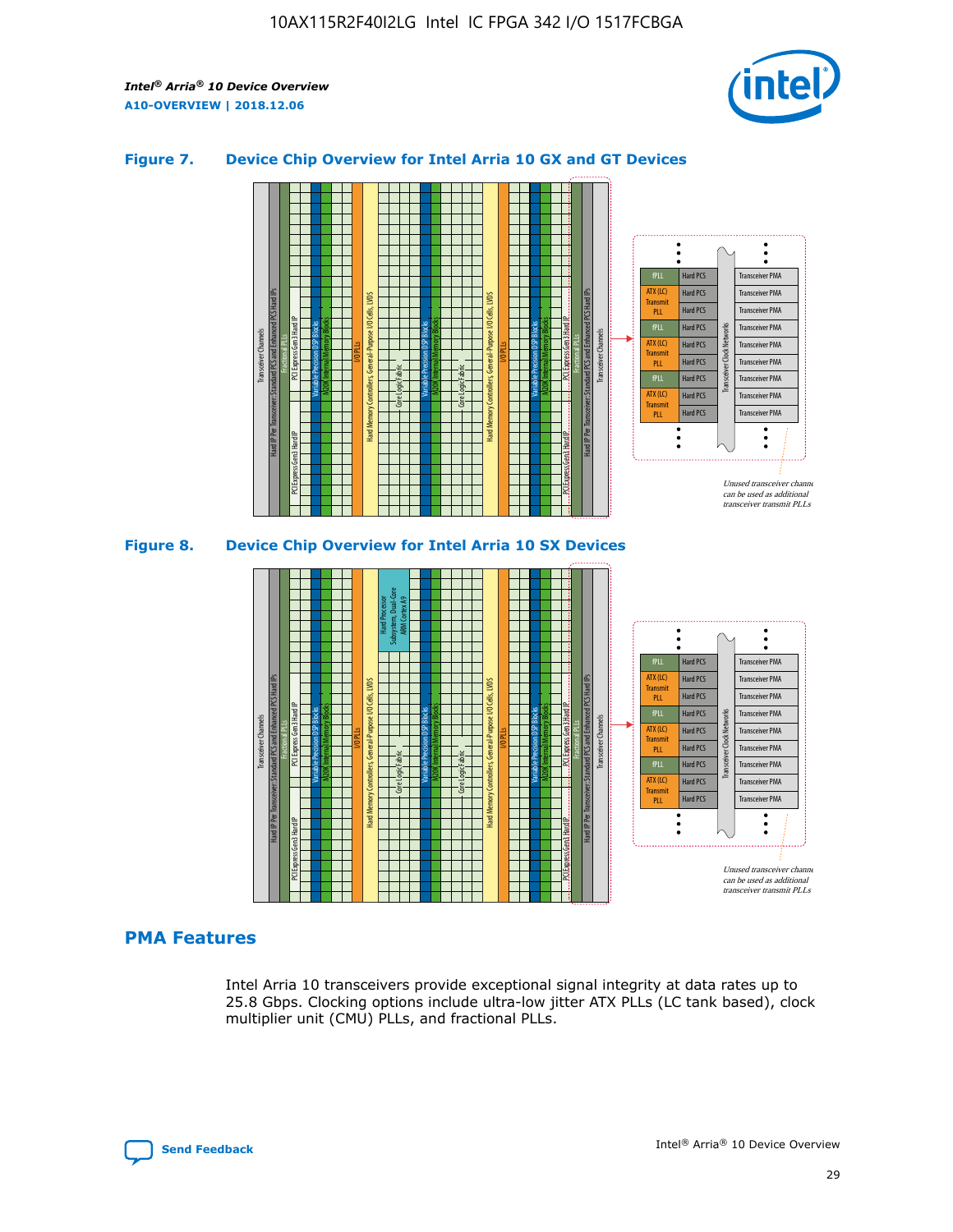**Figure 7. Device Chip Overview for Intel Arria 10 GX and GT Devices**

**Figure 8. Device Chip Overview for Intel Arria 10 SX Devices**

## PMA Features

Intel Arria 10 transceivers provide exceptional signal integrity at data rates up to 25.8 Gbps. Clocking options include ultra-low jitter ATX PLLs (LC tank based), clock multiplier unit (CMU) PLLs, and fractional PLLs.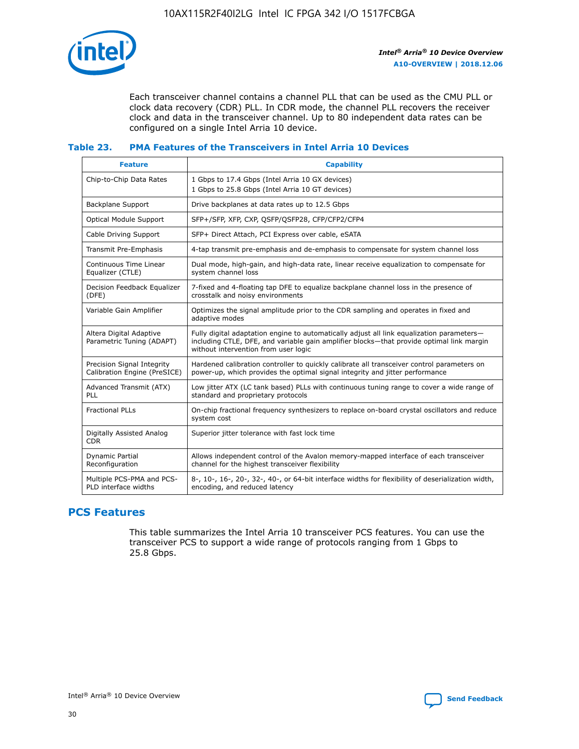Each transceiver channel contains a channel PLL that can be used as the CMU PLL or clock data recovery (CDR) PLL. In CDR mode, the channel PLL recovers the receiver clock and data in the transceiver channel. Up to 80 independent data rates can be configured on a single Intel Arria 10 device.

### Table 23. PMA Features of the Transceivers in Intel Arria 10 Devices

| Feature | Capability |
| --- | --- |
| Chip-to-Chip Data Rates | 1 Gbps to 17.4 Gbps (Intel Arria 10 GX devices)<br>1 Gbps to 25.8 Gbps (Intel Arria 10 GT devices) |
| Backplane Support | Drive backplanes at data rates up to 12.5 Gbps |
| Optical Module Support | SFP+/SFP, XFP, CXP, QSFP/QSFP28, CFP/CFP2/CFP4 |
| Cable Driving Support | SFP+ Direct Attach, PCI Express over cable, eSATA |
| Transmit Pre-Emphasis | 4-tap transmit pre-emphasis and de-emphasis to compensate for system channel loss |
| Continuous Time Linear Equalizer (CTLE) | Dual mode, high-gain, and high-data rate, linear receive equalization to compensate for system channel loss |
| Decision Feedback Equalizer (DFE) | 7-fixed and 4-floating tap DFE to equalize backplane channel loss in the presence of crosstalk and noisy environments |
| Variable Gain Amplifier | Optimizes the signal amplitude prior to the CDR sampling and operates in fixed and adaptive modes |
| Altera Digital Adaptive Parametric Tuning (ADAPT) | Fully digital adaptation engine to automatically adjust all link equalization parameters—including CTLE, DFE, and variable gain amplifier blocks—that provide optimal link margin without intervention from user logic |
| Precision Signal Integrity Calibration Engine (PreSICE) | Hardened calibration controller to quickly calibrate all transceiver control parameters on power-up, which provides the optimal signal integrity and jitter performance |
| Advanced Transmit (ATX) PLL | Low jitter ATX (LC tank based) PLLs with continuous tuning range to cover a wide range of standard and proprietary protocols |
| Fractional PLLs | On-chip fractional frequency synthesizers to replace on-board crystal oscillators and reduce system cost |
| Digitally Assisted Analog CDR | Superior jitter tolerance with fast lock time |
| Dynamic Partial Reconfiguration | Allows independent control of the Avalon memory-mapped interface of each transceiver channel for the highest transceiver flexibility |
| Multiple PCS-PMA and PCS-PLD interface widths | 8-, 10-, 16-, 20-, 32-, 40-, or 64-bit interface widths for flexibility of deserialization width, encoding, and reduced latency |

## PCS Features

This table summarizes the Intel Arria 10 transceiver PCS features. You can use the transceiver PCS to support a wide range of protocols ranging from 1 Gbps to 25.8 Gbps.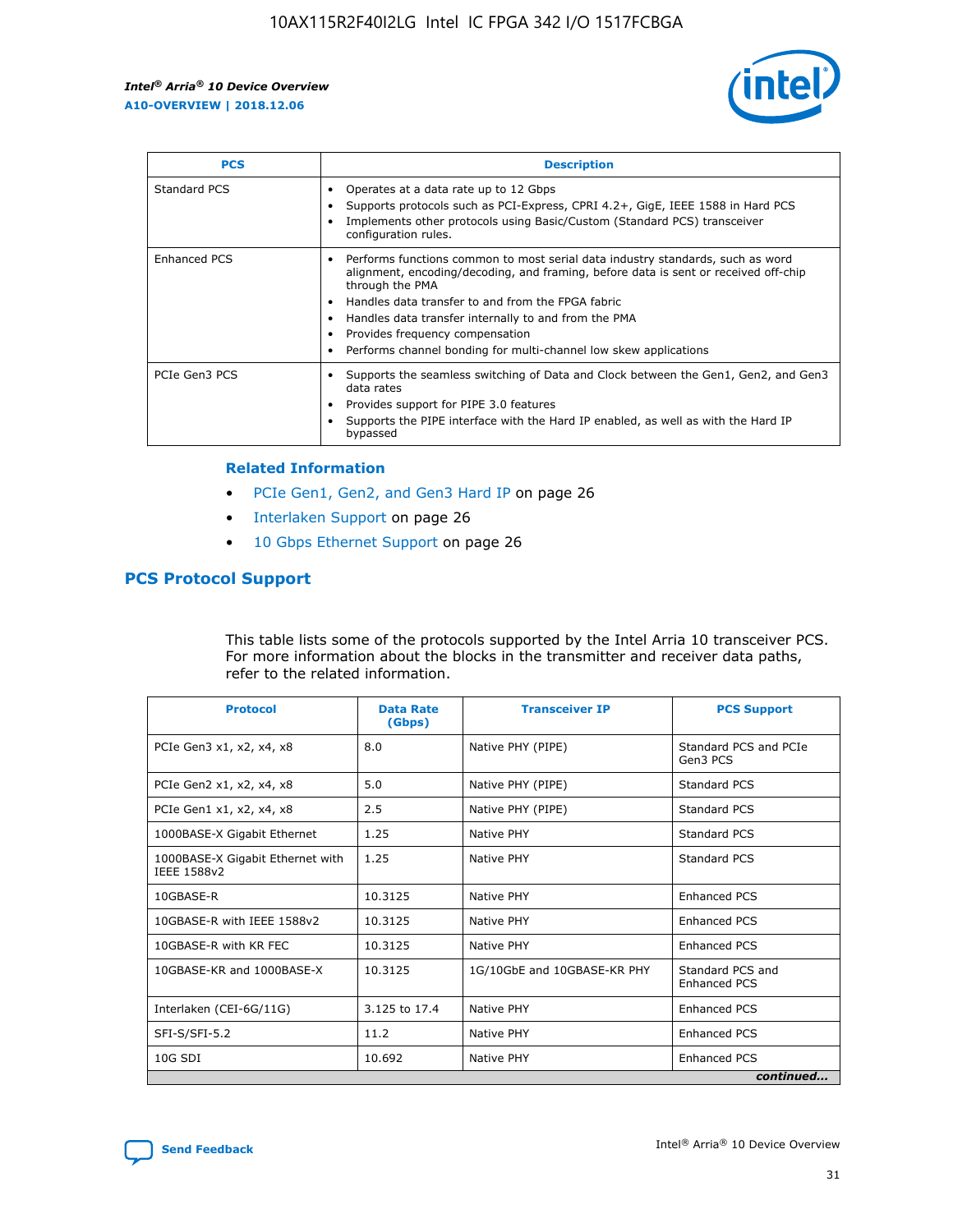| PCS | Description |
| --- | --- |
| Standard PCS | • Operates at a data rate up to 12 Gbps<br>• Supports protocols such as PCI-Express, CPRI 4.2+, GigE, IEEE 1588 in Hard PCS<br>• Implements other protocols using Basic/Custom (Standard PCS) transceiver configuration rules. |
| Enhanced PCS | • Performs functions common to most serial data industry standards, such as word alignment, encoding/decoding, and framing, before data is sent or received off-chip through the PMA<br>• Handles data transfer to and from the FPGA fabric<br>• Handles data transfer internally to and from the PMA<br>• Provides frequency compensation<br>• Performs channel bonding for multi-channel low skew applications |
| PCIe Gen3 PCS | • Supports the seamless switching of Data and Clock between the Gen1, Gen2, and Gen3 data rates<br>• Provides support for PIPE 3.0 features<br>• Supports the PIPE interface with the Hard IP enabled, as well as with the Hard IP bypassed |

**Related Information**

- PCIe Gen1, Gen2, and Gen3 Hard IP on page 26
- Interlaken Support on page 26
- 10 Gbps Ethernet Support on page 26

## PCS Protocol Support

This table lists some of the protocols supported by the Intel Arria 10 transceiver PCS. For more information about the blocks in the transmitter and receiver data paths, refer to the related information.

| Protocol | Data Rate (Gbps) | Transceiver IP | PCS Support |
| --- | --- | --- | --- |
| PCIe Gen3 x1, x2, x4, x8 | 8.0 | Native PHY (PIPE) | Standard PCS and PCIe Gen3 PCS |
| PCIe Gen2 x1, x2, x4, x8 | 5.0 | Native PHY (PIPE) | Standard PCS |
| PCIe Gen1 x1, x2, x4, x8 | 2.5 | Native PHY (PIPE) | Standard PCS |
| 1000BASE-X Gigabit Ethernet | 1.25 | Native PHY | Standard PCS |
| 1000BASE-X Gigabit Ethernet with IEEE 1588v2 | 1.25 | Native PHY | Standard PCS |
| 10GBASE-R | 10.3125 | Native PHY | Enhanced PCS |
| 10GBASE-R with IEEE 1588v2 | 10.3125 | Native PHY | Enhanced PCS |
| 10GBASE-R with KR FEC | 10.3125 | Native PHY | Enhanced PCS |
| 10GBASE-KR and 1000BASE-X | 10.3125 | 1G/10GbE and 10GBASE-KR PHY | Standard PCS and Enhanced PCS |
| Interlaken (CEI-6G/11G) | 3.125 to 17.4 | Native PHY | Enhanced PCS |
| SFI-S/SFI-5.2 | 11.2 | Native PHY | Enhanced PCS |
| 10G SDI | 10.692 | Native PHY | Enhanced PCS |

*continued...*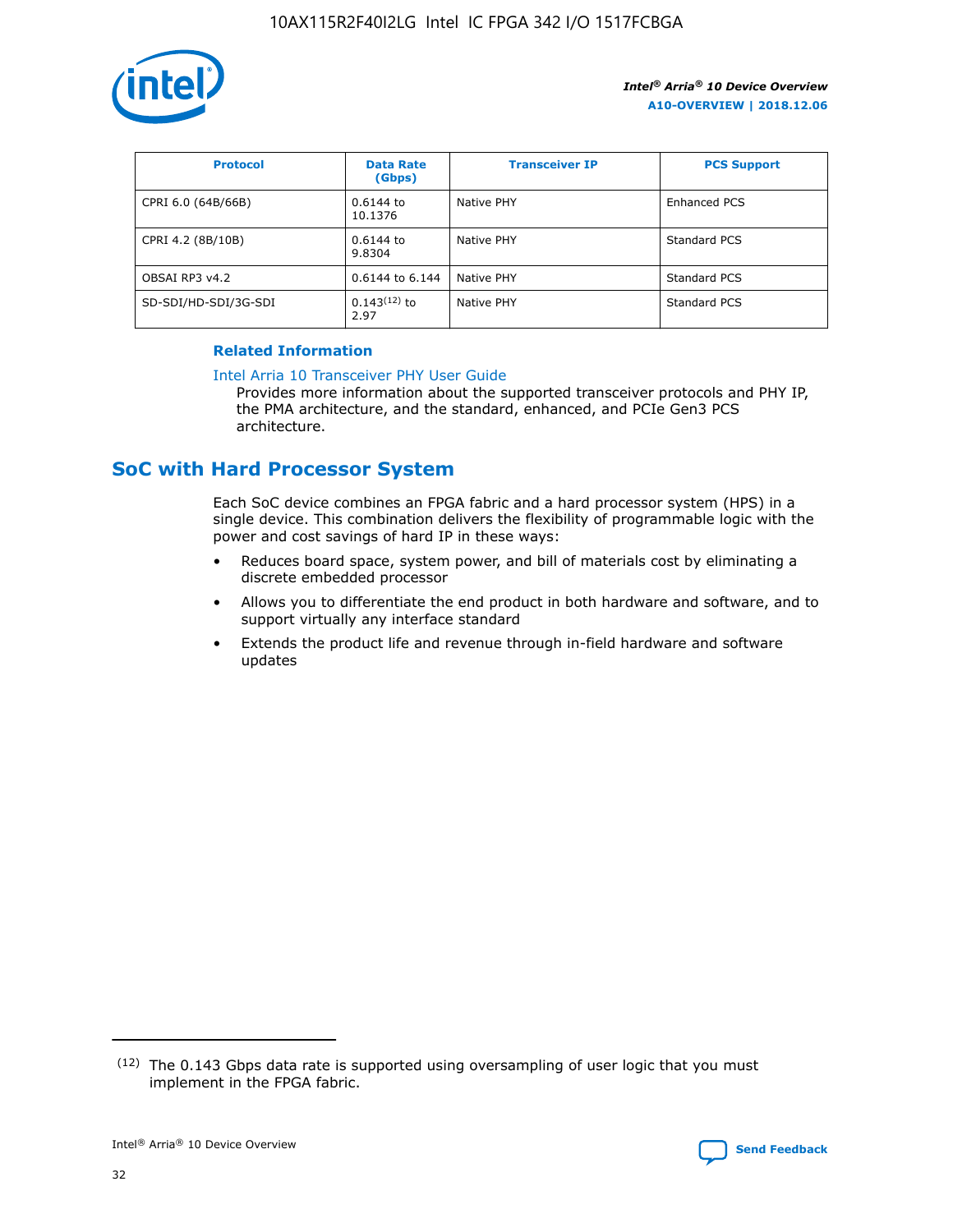| Protocol | Data Rate (Gbps) | Transceiver IP | PCS Support |
|---|---|---|---|
| CPRI 6.0 (64B/66B) | 0.6144 to 10.1376 | Native PHY | Enhanced PCS |
| CPRI 4.2 (8B/10B) | 0.6144 to 9.8304 | Native PHY | Standard PCS |
| OBSAI RP3 v4.2 | 0.6144 to 6.144 | Native PHY | Standard PCS |
| SD-SDI/HD-SDI/3G-SDI | 0.143[12] to 2.97 | Native PHY | Standard PCS |

**Related Information**

Intel Arria 10 Transceiver PHY User Guide

Provides more information about the supported transceiver protocols and PHY IP, the PMA architecture, and the standard, enhanced, and PCIe Gen3 PCS architecture.

## SoC with Hard Processor System

Each SoC device combines an FPGA fabric and a hard processor system (HPS) in a single device. This combination delivers the flexibility of programmable logic with the power and cost savings of hard IP in these ways:

- Reduces board space, system power, and bill of materials cost by eliminating a discrete embedded processor
- Allows you to differentiate the end product in both hardware and software, and to support virtually any interface standard
- Extends the product life and revenue through in-field hardware and software updates

[12] The 0.143 Gbps data rate is supported using oversampling of user logic that you must implement in the FPGA fabric.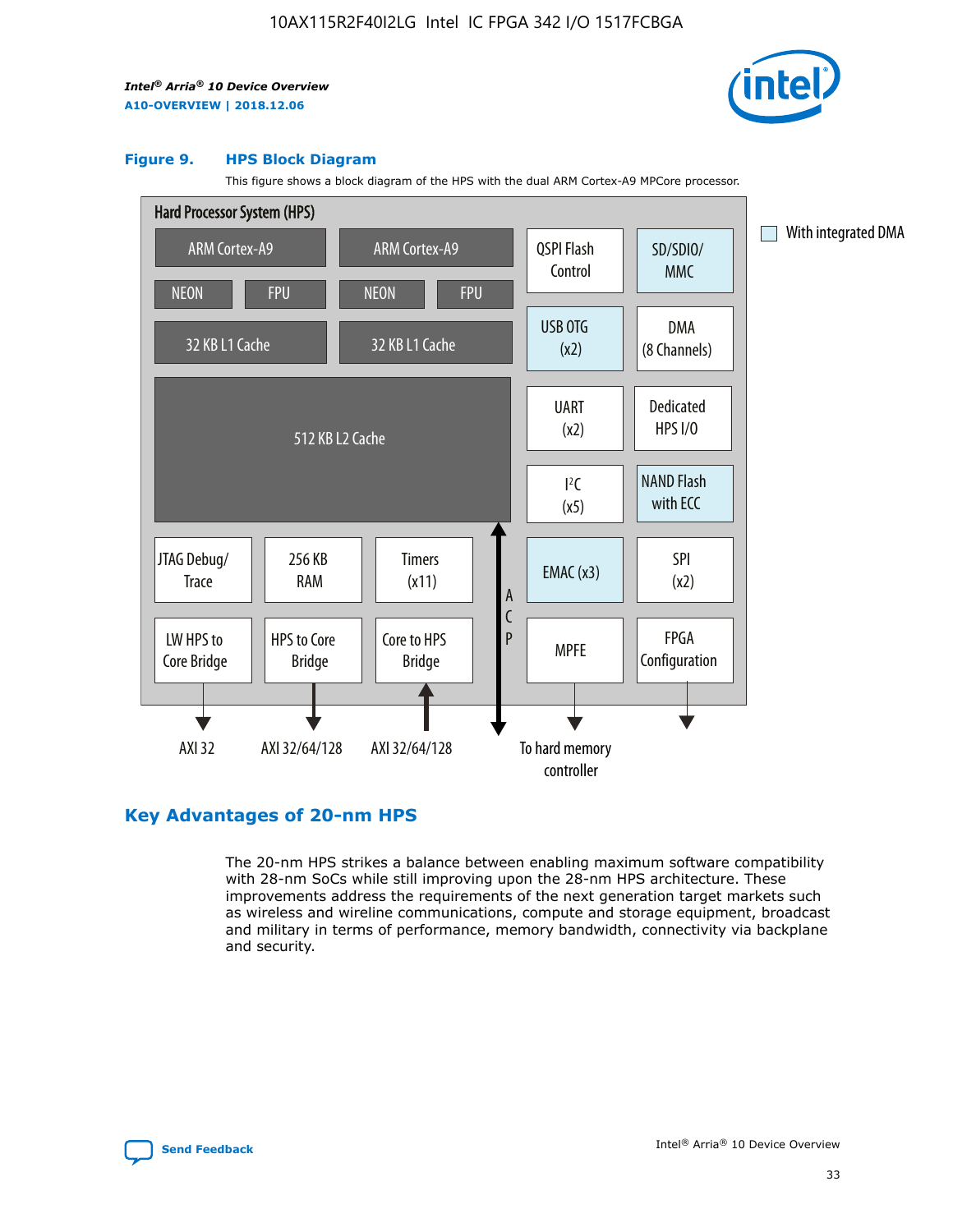**Figure 9. HPS Block Diagram**

This figure shows a block diagram of the HPS with the dual ARM Cortex-A9 MPCore processor.

Hard Processor System (HPS)

ARM Cortex-A9 | ARM Cortex-A9 | QSPI Flash Control | SD/SDIO/MMC

NEON | FPU | NEON | FPU

32 KB L1 Cache | 32 KB L1 Cache | USB OTG (x2) | DMA (8 Channels)

512 KB L2 Cache | UART (x2) | Dedicated HPS I/O | I²C (x5) | NAND Flash with ECC

JTAG Debug/Trace | 256 KB RAM | Timers (x11) | ACP | EMAC (x3) | SPI (x2)

LW HPS to Core Bridge | HPS to Core Bridge | Core to HPS Bridge | MPFE | FPGA Configuration

AXI 32 | AXI 32/64/128 | AXI 32/64/128 | To hard memory controller

With integrated DMA

## Key Advantages of 20-nm HPS

The 20-nm HPS strikes a balance between enabling maximum software compatibility with 28-nm SoCs while still improving upon the 28-nm HPS architecture. These improvements address the requirements of the next generation target markets such as wireless and wireline communications, compute and storage equipment, broadcast and military in terms of performance, memory bandwidth, connectivity via backplane and security.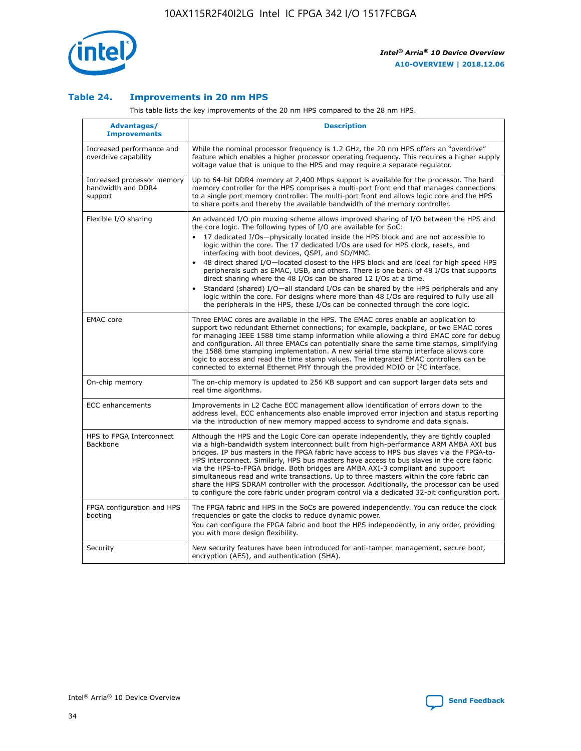### Table 24. Improvements in 20 nm HPS

This table lists the key improvements of the 20 nm HPS compared to the 28 nm HPS.

| Advantages/ Improvements | Description |
|---|---|
| Increased performance and overdrive capability | While the nominal processor frequency is 1.2 GHz, the 20 nm HPS offers an "overdrive" feature which enables a higher processor operating frequency. This requires a higher supply voltage value that is unique to the HPS and may require a separate regulator. |
| Increased processor memory bandwidth and DDR4 support | Up to 64-bit DDR4 memory at 2,400 Mbps support is available for the processor. The hard memory controller for the HPS comprises a multi-port front end that manages connections to a single port memory controller. The multi-port front end allows logic core and the HPS to share ports and thereby the available bandwidth of the memory controller. |
| Flexible I/O sharing | An advanced I/O pin muxing scheme allows improved sharing of I/O between the HPS and the core logic. The following types of I/O are available for SoC: <br>• 17 dedicated I/Os—physically located inside the HPS block and are not accessible to logic within the core. The 17 dedicated I/Os are used for HPS clock, resets, and interfacing with boot devices, QSPI, and SD/MMC. <br>• 48 direct shared I/O—located closest to the HPS block and are ideal for high speed HPS peripherals such as EMAC, USB, and others. There is one bank of 48 I/Os that supports direct sharing where the 48 I/Os can be shared 12 I/Os at a time. <br>• Standard (shared) I/O—all standard I/Os can be shared by the HPS peripherals and any logic within the core. For designs where more than 48 I/Os are required to fully use all the peripherals in the HPS, these I/Os can be connected through the core logic. |
| EMAC core | Three EMAC cores are available in the HPS. The EMAC cores enable an application to support two redundant Ethernet connections; for example, backplane, or two EMAC cores for managing IEEE 1588 time stamp information while allowing a third EMAC core for debug and configuration. All three EMACs can potentially share the same time stamps, simplifying the 1588 time stamping implementation. A new serial time stamp interface allows core logic to access and read the time stamp values. The integrated EMAC controllers can be connected to external Ethernet PHY through the provided MDIO or I²C interface. |
| On-chip memory | The on-chip memory is updated to 256 KB support and can support larger data sets and real time algorithms. |
| ECC enhancements | Improvements in L2 Cache ECC management allow identification of errors down to the address level. ECC enhancements also enable improved error injection and status reporting via the introduction of new memory mapped access to syndrome and data signals. |
| HPS to FPGA Interconnect Backbone | Although the HPS and the Logic Core can operate independently, they are tightly coupled via a high-bandwidth system interconnect built from high-performance ARM AMBA AXI bus bridges. IP bus masters in the FPGA fabric have access to HPS bus slaves via the FPGA-to-HPS interconnect. Similarly, HPS bus masters have access to bus slaves in the core fabric via the HPS-to-FPGA bridge. Both bridges are AMBA AXI-3 compliant and support simultaneous read and write transactions. Up to three masters within the core fabric can share the HPS SDRAM controller with the processor. Additionally, the processor can be used to configure the core fabric under program control via a dedicated 32-bit configuration port. |
| FPGA configuration and HPS booting | The FPGA fabric and HPS in the SoCs are powered independently. You can reduce the clock frequencies or gate the clocks to reduce dynamic power. <br>You can configure the FPGA fabric and boot the HPS independently, in any order, providing you with more design flexibility. |
| Security | New security features have been introduced for anti-tamper management, secure boot, encryption (AES), and authentication (SHA). |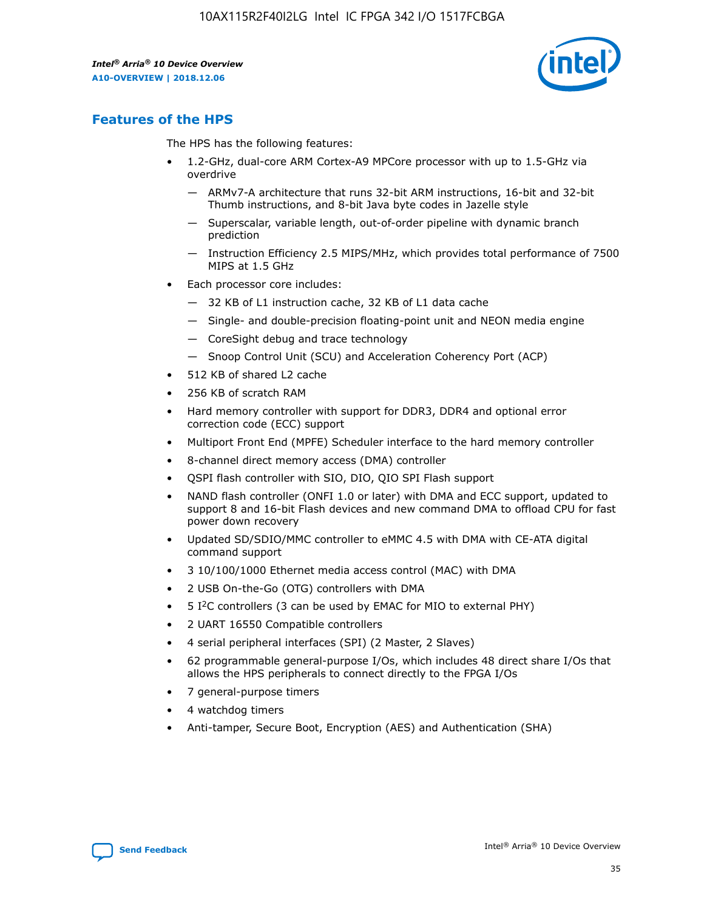## Features of the HPS

The HPS has the following features:

- 1.2-GHz, dual-core ARM Cortex-A9 MPCore processor with up to 1.5-GHz via overdrive
  - — ARMv7-A architecture that runs 32-bit ARM instructions, 16-bit and 32-bit Thumb instructions, and 8-bit Java byte codes in Jazelle style
  - — Superscalar, variable length, out-of-order pipeline with dynamic branch prediction
  - — Instruction Efficiency 2.5 MIPS/MHz, which provides total performance of 7500 MIPS at 1.5 GHz
- Each processor core includes:
  - — 32 KB of L1 instruction cache, 32 KB of L1 data cache
  - — Single- and double-precision floating-point unit and NEON media engine
  - — CoreSight debug and trace technology
  - — Snoop Control Unit (SCU) and Acceleration Coherency Port (ACP)
- 512 KB of shared L2 cache
- 256 KB of scratch RAM
- Hard memory controller with support for DDR3, DDR4 and optional error correction code (ECC) support
- Multiport Front End (MPFE) Scheduler interface to the hard memory controller
- 8-channel direct memory access (DMA) controller
- QSPI flash controller with SIO, DIO, QIO SPI Flash support
- NAND flash controller (ONFI 1.0 or later) with DMA and ECC support, updated to support 8 and 16-bit Flash devices and new command DMA to offload CPU for fast power down recovery
- Updated SD/SDIO/MMC controller to eMMC 4.5 with DMA with CE-ATA digital command support
- 3 10/100/1000 Ethernet media access control (MAC) with DMA
- 2 USB On-the-Go (OTG) controllers with DMA
- 5 I$^2$C controllers (3 can be used by EMAC for MIO to external PHY)
- 2 UART 16550 Compatible controllers
- 4 serial peripheral interfaces (SPI) (2 Master, 2 Slaves)
- 62 programmable general-purpose I/Os, which includes 48 direct share I/Os that allows the HPS peripherals to connect directly to the FPGA I/Os
- 7 general-purpose timers
- 4 watchdog timers
- Anti-tamper, Secure Boot, Encryption (AES) and Authentication (SHA)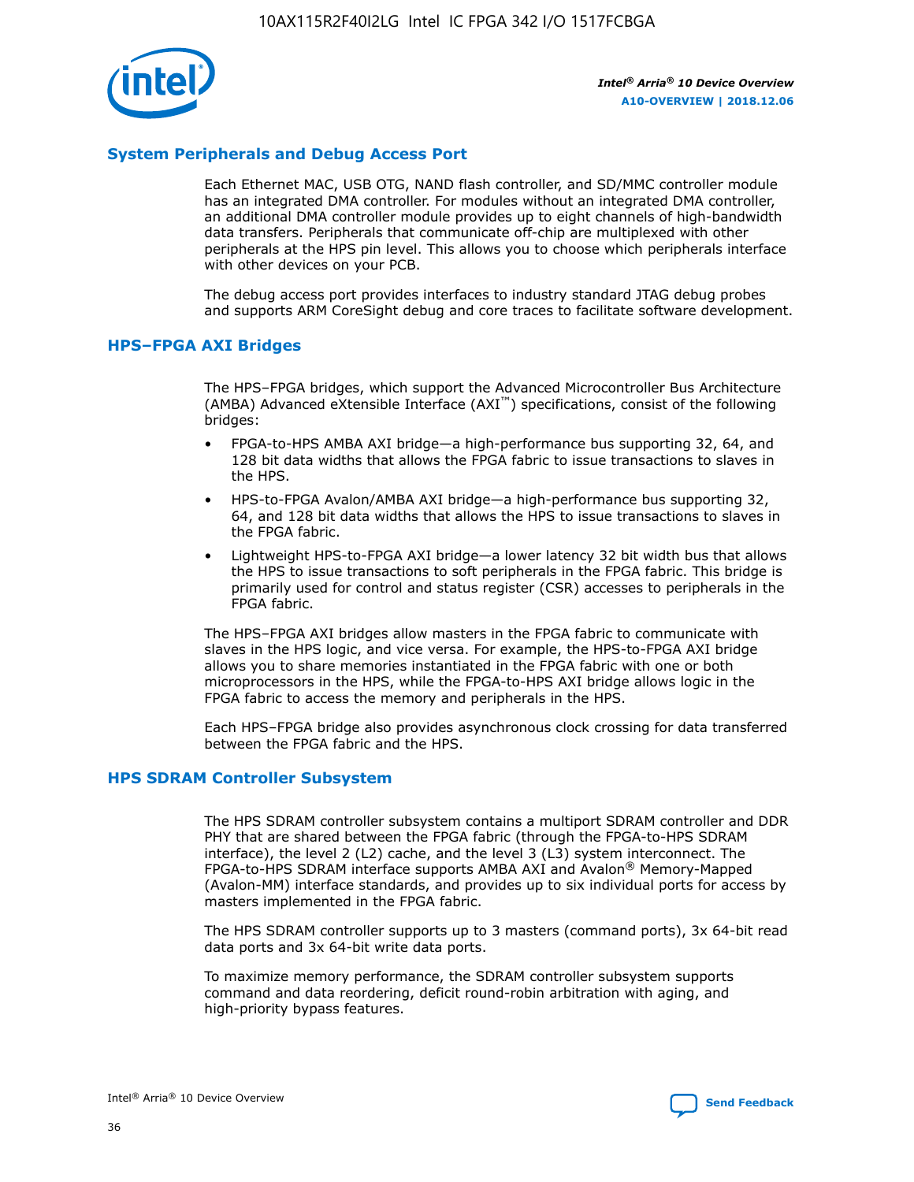## System Peripherals and Debug Access Port

Each Ethernet MAC, USB OTG, NAND flash controller, and SD/MMC controller module has an integrated DMA controller. For modules without an integrated DMA controller, an additional DMA controller module provides up to eight channels of high-bandwidth data transfers. Peripherals that communicate off-chip are multiplexed with other peripherals at the HPS pin level. This allows you to choose which peripherals interface with other devices on your PCB.

The debug access port provides interfaces to industry standard JTAG debug probes and supports ARM CoreSight debug and core traces to facilitate software development.

## HPS–FPGA AXI Bridges

The HPS–FPGA bridges, which support the Advanced Microcontroller Bus Architecture (AMBA) Advanced eXtensible Interface (AXI™) specifications, consist of the following bridges:

- FPGA-to-HPS AMBA AXI bridge—a high-performance bus supporting 32, 64, and 128 bit data widths that allows the FPGA fabric to issue transactions to slaves in the HPS.
- HPS-to-FPGA Avalon/AMBA AXI bridge—a high-performance bus supporting 32, 64, and 128 bit data widths that allows the HPS to issue transactions to slaves in the FPGA fabric.
- Lightweight HPS-to-FPGA AXI bridge—a lower latency 32 bit width bus that allows the HPS to issue transactions to soft peripherals in the FPGA fabric. This bridge is primarily used for control and status register (CSR) accesses to peripherals in the FPGA fabric.

The HPS–FPGA AXI bridges allow masters in the FPGA fabric to communicate with slaves in the HPS logic, and vice versa. For example, the HPS-to-FPGA AXI bridge allows you to share memories instantiated in the FPGA fabric with one or both microprocessors in the HPS, while the FPGA-to-HPS AXI bridge allows logic in the FPGA fabric to access the memory and peripherals in the HPS.

Each HPS–FPGA bridge also provides asynchronous clock crossing for data transferred between the FPGA fabric and the HPS.

## HPS SDRAM Controller Subsystem

The HPS SDRAM controller subsystem contains a multiport SDRAM controller and DDR PHY that are shared between the FPGA fabric (through the FPGA-to-HPS SDRAM interface), the level 2 (L2) cache, and the level 3 (L3) system interconnect. The FPGA-to-HPS SDRAM interface supports AMBA AXI and Avalon® Memory-Mapped (Avalon-MM) interface standards, and provides up to six individual ports for access by masters implemented in the FPGA fabric.

The HPS SDRAM controller supports up to 3 masters (command ports), 3x 64-bit read data ports and 3x 64-bit write data ports.

To maximize memory performance, the SDRAM controller subsystem supports command and data reordering, deficit round-robin arbitration with aging, and high-priority bypass features.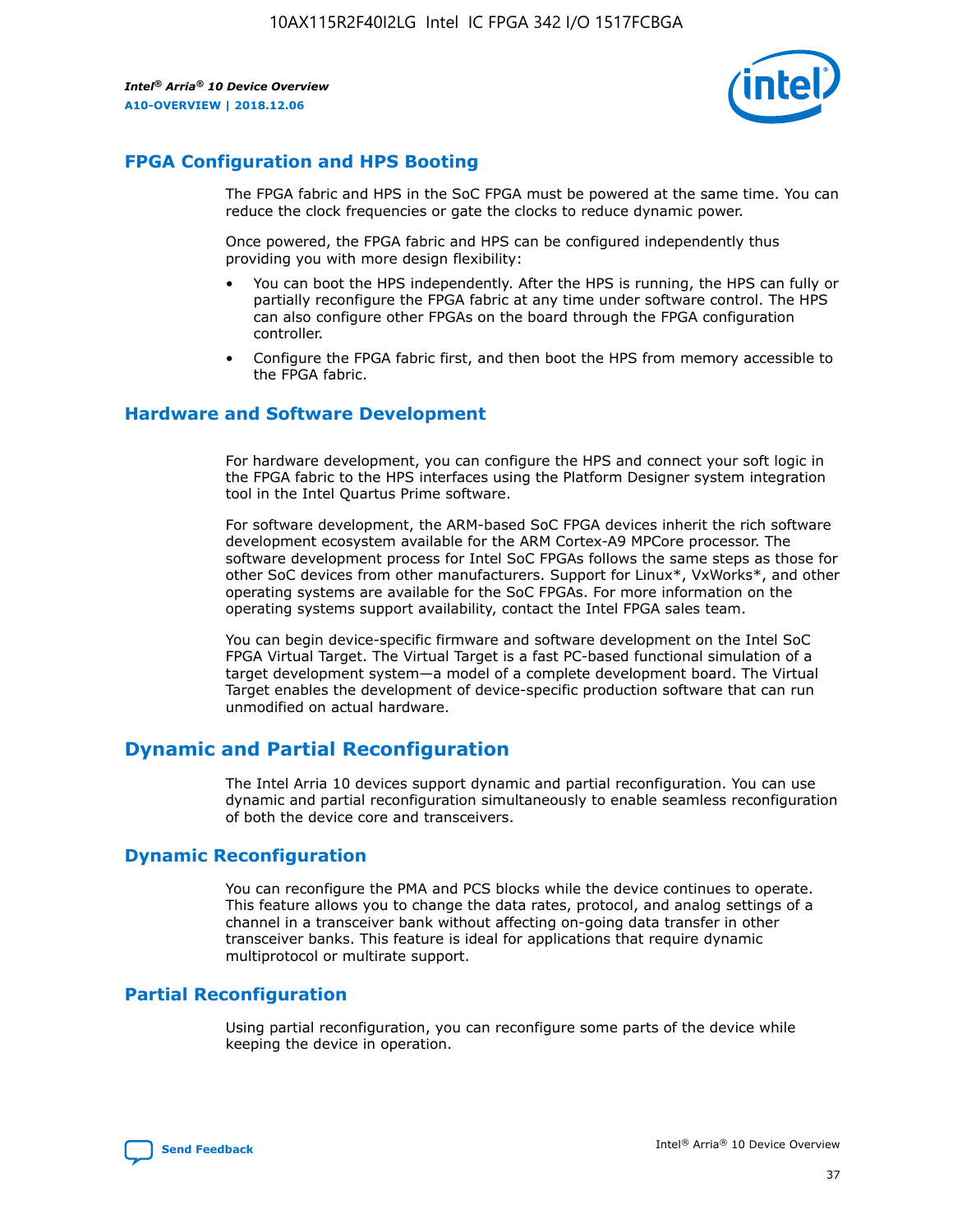## FPGA Configuration and HPS Booting

The FPGA fabric and HPS in the SoC FPGA must be powered at the same time. You can reduce the clock frequencies or gate the clocks to reduce dynamic power.

Once powered, the FPGA fabric and HPS can be configured independently thus providing you with more design flexibility:

- You can boot the HPS independently. After the HPS is running, the HPS can fully or partially reconfigure the FPGA fabric at any time under software control. The HPS can also configure other FPGAs on the board through the FPGA configuration controller.
- Configure the FPGA fabric first, and then boot the HPS from memory accessible to the FPGA fabric.

## Hardware and Software Development

For hardware development, you can configure the HPS and connect your soft logic in the FPGA fabric to the HPS interfaces using the Platform Designer system integration tool in the Intel Quartus Prime software.

For software development, the ARM-based SoC FPGA devices inherit the rich software development ecosystem available for the ARM Cortex-A9 MPCore processor. The software development process for Intel SoC FPGAs follows the same steps as those for other SoC devices from other manufacturers. Support for Linux*, VxWorks*, and other operating systems are available for the SoC FPGAs. For more information on the operating systems support availability, contact the Intel FPGA sales team.

You can begin device-specific firmware and software development on the Intel SoC FPGA Virtual Target. The Virtual Target is a fast PC-based functional simulation of a target development system—a model of a complete development board. The Virtual Target enables the development of device-specific production software that can run unmodified on actual hardware.

# Dynamic and Partial Reconfiguration

The Intel Arria 10 devices support dynamic and partial reconfiguration. You can use dynamic and partial reconfiguration simultaneously to enable seamless reconfiguration of both the device core and transceivers.

## Dynamic Reconfiguration

You can reconfigure the PMA and PCS blocks while the device continues to operate. This feature allows you to change the data rates, protocol, and analog settings of a channel in a transceiver bank without affecting on-going data transfer in other transceiver banks. This feature is ideal for applications that require dynamic multiprotocol or multirate support.

## Partial Reconfiguration

Using partial reconfiguration, you can reconfigure some parts of the device while keeping the device in operation.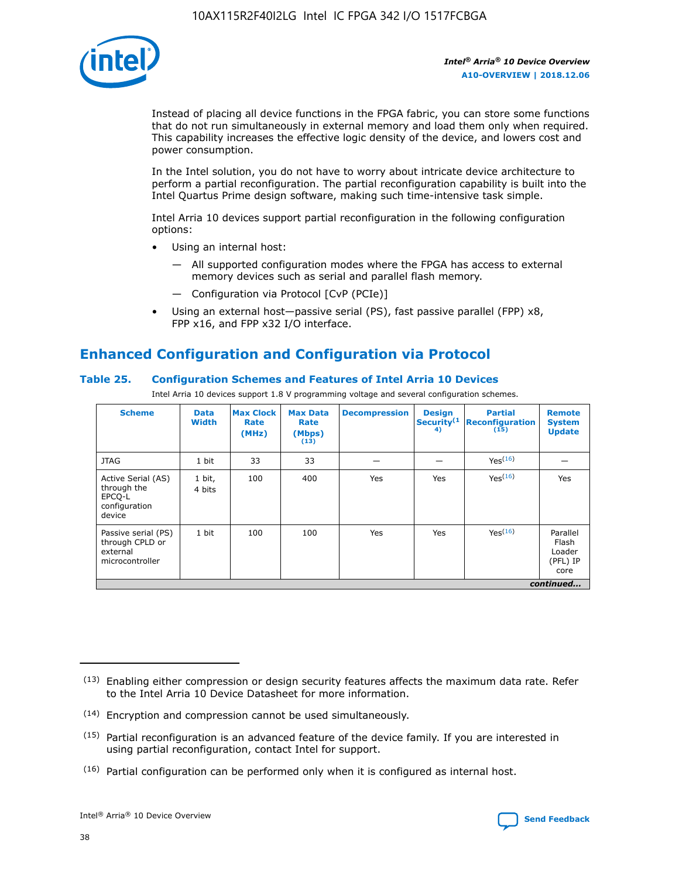Instead of placing all device functions in the FPGA fabric, you can store some functions that do not run simultaneously in external memory and load them only when required. This capability increases the effective logic density of the device, and lowers cost and power consumption.

In the Intel solution, you do not have to worry about intricate device architecture to perform a partial reconfiguration. The partial reconfiguration capability is built into the Intel Quartus Prime design software, making such time-intensive task simple.

Intel Arria 10 devices support partial reconfiguration in the following configuration options:

- Using an internal host:
  - — All supported configuration modes where the FPGA has access to external memory devices such as serial and parallel flash memory.
  - — Configuration via Protocol [CvP (PCIe)]
- Using an external host—passive serial (PS), fast passive parallel (FPP) x8, FPP x16, and FPP x32 I/O interface.

## Enhanced Configuration and Configuration via Protocol

### Table 25. Configuration Schemes and Features of Intel Arria 10 Devices

Intel Arria 10 devices support 1.8 V programming voltage and several configuration schemes.

| Scheme | Data Width | Max Clock Rate (MHz) | Max Data Rate (Mbps) (13) | Decompression | Design Security (14) | Partial Reconfiguration (15) | Remote System Update |
|---|---|---|---|---|---|---|---|
| JTAG | 1 bit | 33 | 33 | — | — | Yes (16) | — |
| Active Serial (AS) through the EPCQ-L configuration device | 1 bit, 4 bits | 100 | 400 | Yes | Yes | Yes (16) | Yes |
| Passive serial (PS) through CPLD or external microcontroller | 1 bit | 100 | 100 | Yes | Yes | Yes (16) | Parallel Flash Loader (PFL) IP core |

*continued...*

(13) Enabling either compression or design security features affects the maximum data rate. Refer to the Intel Arria 10 Device Datasheet for more information.

(14) Encryption and compression cannot be used simultaneously.

(15) Partial reconfiguration is an advanced feature of the device family. If you are interested in using partial reconfiguration, contact Intel for support.

(16) Partial configuration can be performed only when it is configured as internal host.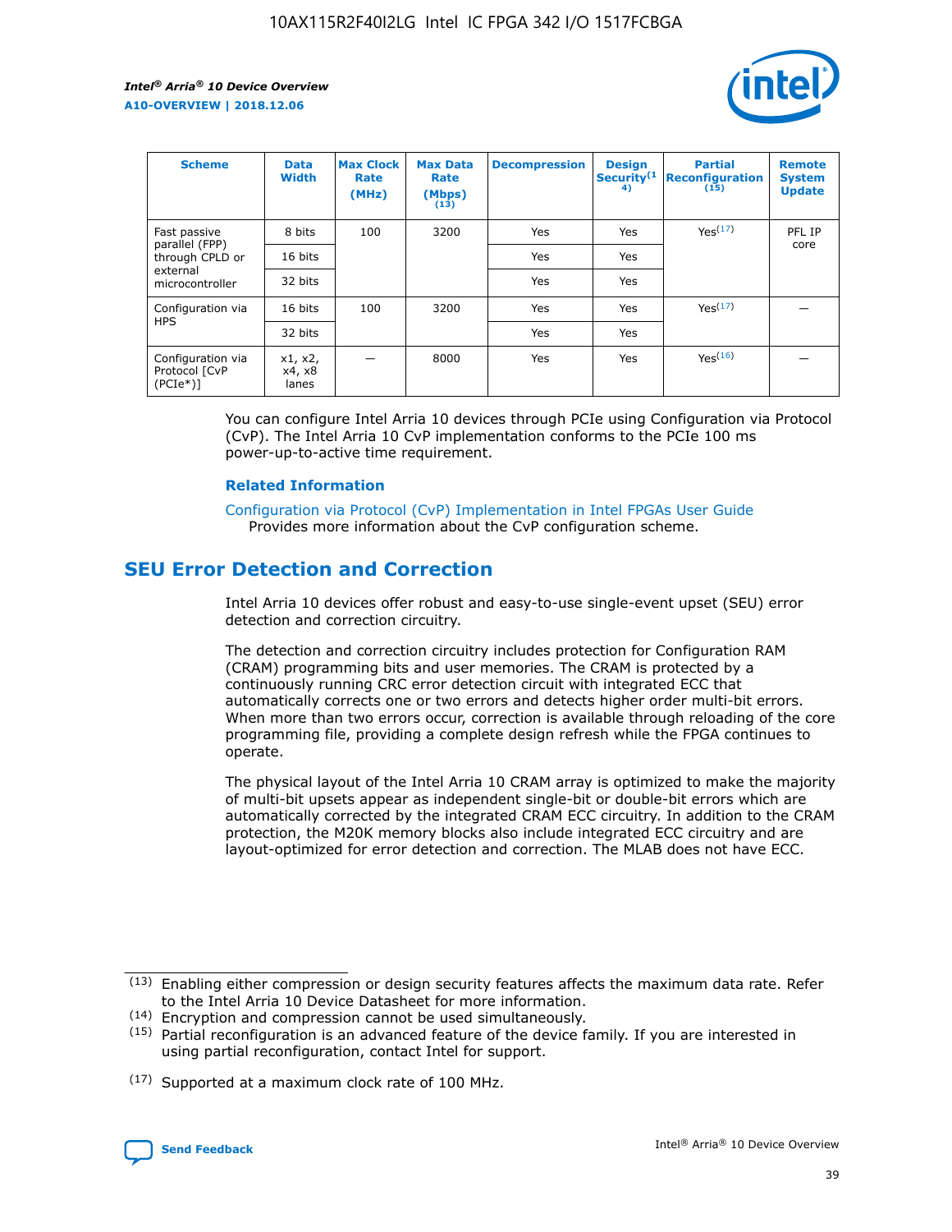| Scheme | Data Width | Max Clock Rate (MHz) | Max Data Rate (Mbps) (13) | Decompression | Design Security (14) | Partial Reconfiguration (15) | Remote System Update |
|---|---|---|---|---|---|---|---|
| Fast passive parallel (FPP) through CPLD or external microcontroller | 8 bits | 100 | 3200 | Yes | Yes | Yes(17) | PFL IP core |
| | 16 bits | | | Yes | Yes | | |
| | 32 bits | | | Yes | Yes | | |
| Configuration via HPS | 16 bits | 100 | 3200 | Yes | Yes | Yes(17) | — |
| | 32 bits | | | Yes | Yes | | |
| Configuration via Protocol [CvP (PCIe*)] | x1, x2, x4, x8 lanes | — | 8000 | Yes | Yes | Yes(16) | — |

You can configure Intel Arria 10 devices through PCIe using Configuration via Protocol (CvP). The Intel Arria 10 CvP implementation conforms to the PCIe 100 ms power-up-to-active time requirement.

**Related Information**

Configuration via Protocol (CvP) Implementation in Intel FPGAs User Guide
Provides more information about the CvP configuration scheme.

## SEU Error Detection and Correction

Intel Arria 10 devices offer robust and easy-to-use single-event upset (SEU) error detection and correction circuitry.

The detection and correction circuitry includes protection for Configuration RAM (CRAM) programming bits and user memories. The CRAM is protected by a continuously running CRC error detection circuit with integrated ECC that automatically corrects one or two errors and detects higher order multi-bit errors. When more than two errors occur, correction is available through reloading of the core programming file, providing a complete design refresh while the FPGA continues to operate.

The physical layout of the Intel Arria 10 CRAM array is optimized to make the majority of multi-bit upsets appear as independent single-bit or double-bit errors which are automatically corrected by the integrated CRAM ECC circuitry. In addition to the CRAM protection, the M20K memory blocks also include integrated ECC circuitry and are layout-optimized for error detection and correction. The MLAB does not have ECC.

(13) Enabling either compression or design security features affects the maximum data rate. Refer to the Intel Arria 10 Device Datasheet for more information.

(14) Encryption and compression cannot be used simultaneously.

(15) Partial reconfiguration is an advanced feature of the device family. If you are interested in using partial reconfiguration, contact Intel for support.

(17) Supported at a maximum clock rate of 100 MHz.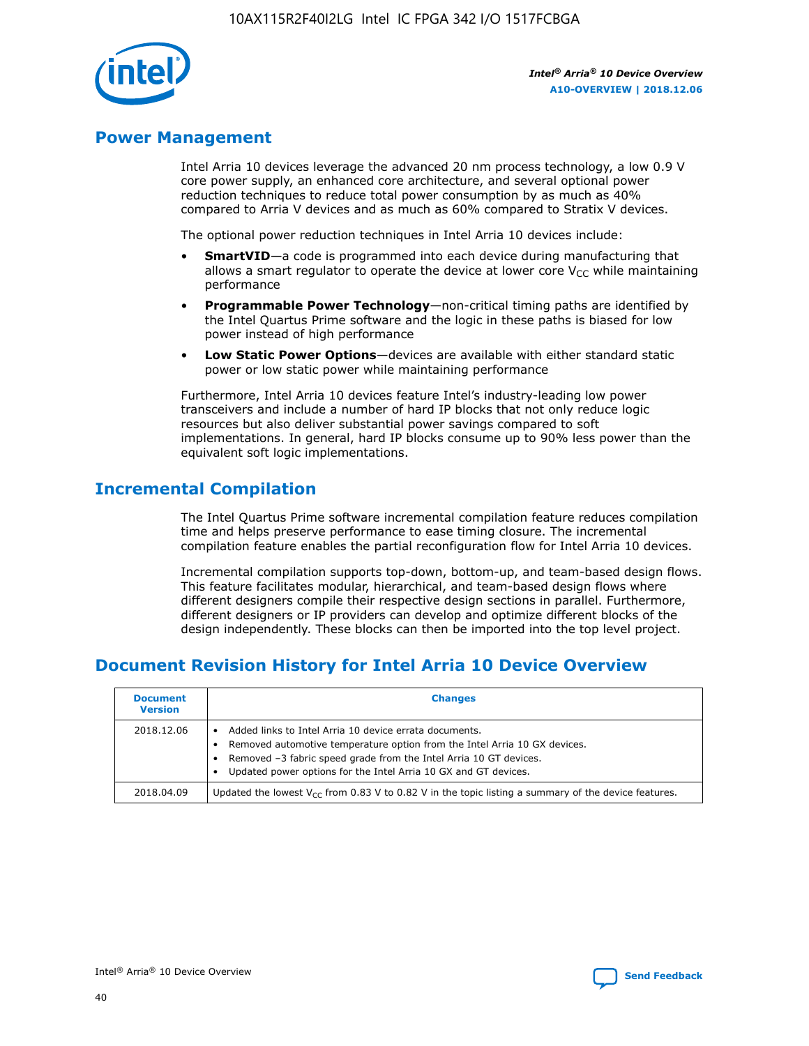## Power Management

Intel Arria 10 devices leverage the advanced 20 nm process technology, a low 0.9 V core power supply, an enhanced core architecture, and several optional power reduction techniques to reduce total power consumption by as much as 40% compared to Arria V devices and as much as 60% compared to Stratix V devices.

The optional power reduction techniques in Intel Arria 10 devices include:

- **SmartVID**—a code is programmed into each device during manufacturing that allows a smart regulator to operate the device at lower core $V_{CC}$ while maintaining performance
- **Programmable Power Technology**—non-critical timing paths are identified by the Intel Quartus Prime software and the logic in these paths is biased for low power instead of high performance
- **Low Static Power Options**—devices are available with either standard static power or low static power while maintaining performance

Furthermore, Intel Arria 10 devices feature Intel's industry-leading low power transceivers and include a number of hard IP blocks that not only reduce logic resources but also deliver substantial power savings compared to soft implementations. In general, hard IP blocks consume up to 90% less power than the equivalent soft logic implementations.

## Incremental Compilation

The Intel Quartus Prime software incremental compilation feature reduces compilation time and helps preserve performance to ease timing closure. The incremental compilation feature enables the partial reconfiguration flow for Intel Arria 10 devices.

Incremental compilation supports top-down, bottom-up, and team-based design flows. This feature facilitates modular, hierarchical, and team-based design flows where different designers compile their respective design sections in parallel. Furthermore, different designers or IP providers can develop and optimize different blocks of the design independently. These blocks can then be imported into the top level project.

## Document Revision History for Intel Arria 10 Device Overview

| Document Version | Changes |
| --- | --- |
| 2018.12.06 | • Added links to Intel Arria 10 device errata documents.<br>• Removed automotive temperature option from the Intel Arria 10 GX devices.<br>• Removed –3 fabric speed grade from the Intel Arria 10 GT devices.<br>• Updated power options for the Intel Arria 10 GX and GT devices. |
| 2018.04.09 | Updated the lowest $V_{CC}$ from 0.83 V to 0.82 V in the topic listing a summary of the device features. |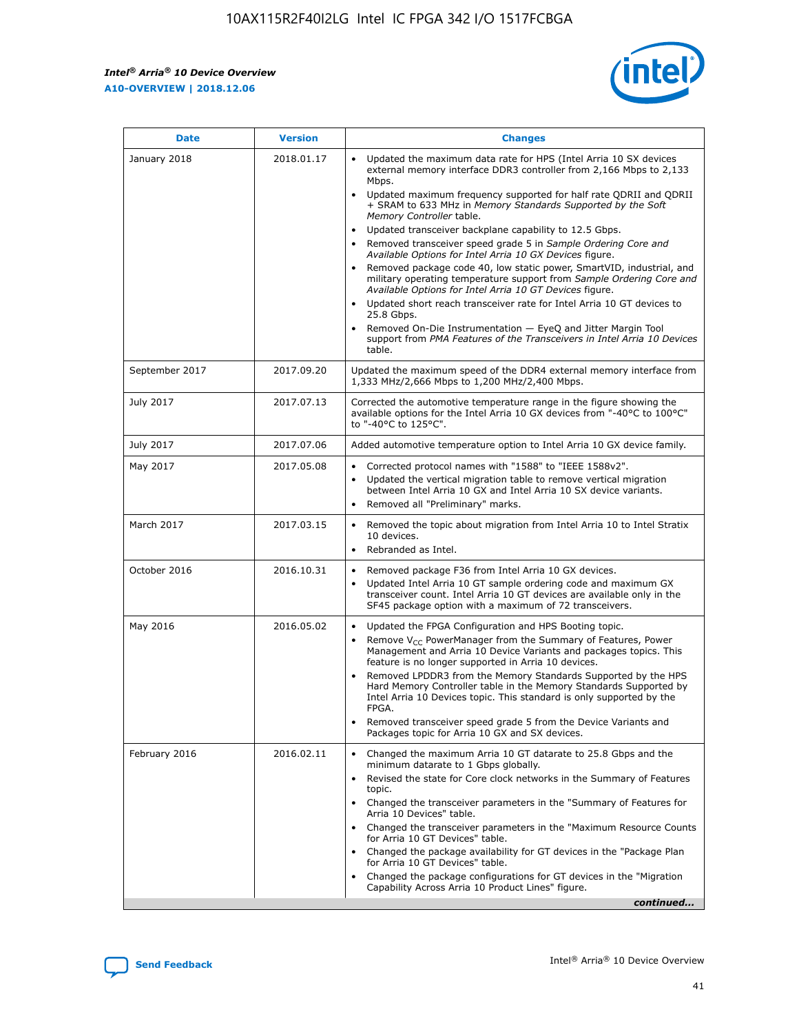| Date | Version | Changes |
| --- | --- | --- |
| January 2018 | 2018.01.17 | • Updated the maximum data rate for HPS (Intel Arria 10 SX devices external memory interface DDR3 controller from 2,166 Mbps to 2,133 Mbps.<br>• Updated maximum frequency supported for half rate QDRII and QDRII + SRAM to 633 MHz in *Memory Standards Supported by the Soft Memory Controller* table.<br>• Updated transceiver backplane capability to 12.5 Gbps.<br>• Removed transceiver speed grade 5 in *Sample Ordering Core and Available Options for Intel Arria 10 GX Devices* figure.<br>• Removed package code 40, low static power, SmartVID, industrial, and military operating temperature support from *Sample Ordering Core and Available Options for Intel Arria 10 GT Devices* figure.<br>• Updated short reach transceiver rate for Intel Arria 10 GT devices to 25.8 Gbps.<br>• Removed On-Die Instrumentation — EyeQ and Jitter Margin Tool support from *PMA Features of the Transceivers in Intel Arria 10 Devices* table. |
| September 2017 | 2017.09.20 | Updated the maximum speed of the DDR4 external memory interface from 1,333 MHz/2,666 Mbps to 1,200 MHz/2,400 Mbps. |
| July 2017 | 2017.07.13 | Corrected the automotive temperature range in the figure showing the available options for the Intel Arria 10 GX devices from "-40°C to 100°C" to "-40°C to 125°C". |
| July 2017 | 2017.07.06 | Added automotive temperature option to Intel Arria 10 GX device family. |
| May 2017 | 2017.05.08 | • Corrected protocol names with "1588" to "IEEE 1588v2".<br>• Updated the vertical migration table to remove vertical migration between Intel Arria 10 GX and Intel Arria 10 SX device variants.<br>• Removed all "Preliminary" marks. |
| March 2017 | 2017.03.15 | • Removed the topic about migration from Intel Arria 10 to Intel Stratix 10 devices.<br>• Rebranded as Intel. |
| October 2016 | 2016.10.31 | • Removed package F36 from Intel Arria 10 GX devices.<br>• Updated Intel Arria 10 GT sample ordering code and maximum GX transceiver count. Intel Arria 10 GT devices are available only in the SF45 package option with a maximum of 72 transceivers. |
| May 2016 | 2016.05.02 | • Updated the FPGA Configuration and HPS Booting topic.<br>• Remove $V_{CC}$ PowerManager from the Summary of Features, Power Management and Arria 10 Device Variants and packages topics. This feature is no longer supported in Arria 10 devices.<br>• Removed LPDDR3 from the Memory Standards Supported by the HPS Hard Memory Controller table in the Memory Standards Supported by Intel Arria 10 Devices topic. This standard is only supported by the FPGA.<br>• Removed transceiver speed grade 5 from the Device Variants and Packages topic for Arria 10 GX and SX devices. |
| February 2016 | 2016.02.11 | • Changed the maximum Arria 10 GT datarate to 25.8 Gbps and the minimum datarate to 1 Gbps globally.<br>• Revised the state for Core clock networks in the Summary of Features topic.<br>• Changed the transceiver parameters in the "Summary of Features for Arria 10 Devices" table.<br>• Changed the transceiver parameters in the "Maximum Resource Counts for Arria 10 GT Devices" table.<br>• Changed the package availability for GT devices in the "Package Plan for Arria 10 GT Devices" table.<br>• Changed the package configurations for GT devices in the "Migration Capability Across Arria 10 Product Lines" figure. |

*continued...*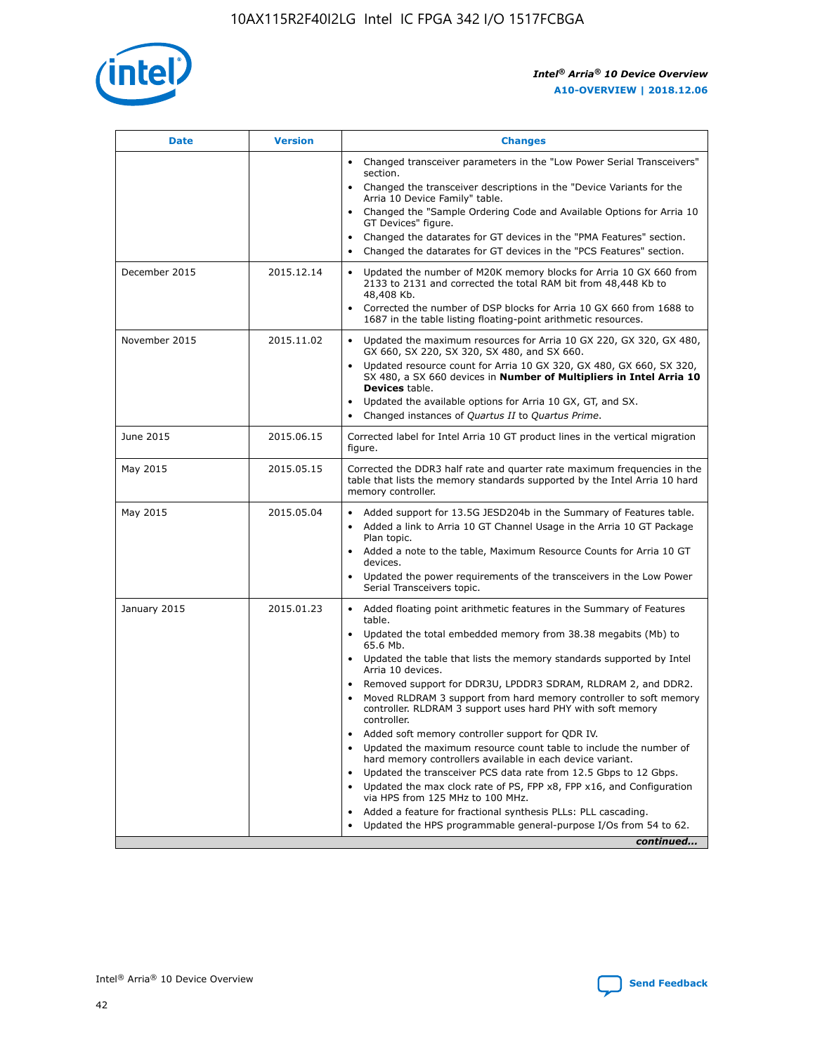| Date | Version | Changes |
| --- | --- | --- |
| | | • Changed transceiver parameters in the "Low Power Serial Transceivers" section.<br>• Changed the transceiver descriptions in the "Device Variants for the Arria 10 Device Family" table.<br>• Changed the "Sample Ordering Code and Available Options for Arria 10 GT Devices" figure.<br>• Changed the datarates for GT devices in the "PMA Features" section.<br>• Changed the datarates for GT devices in the "PCS Features" section. |
| December 2015 | 2015.12.14 | • Updated the number of M20K memory blocks for Arria 10 GX 660 from 2133 to 2131 and corrected the total RAM bit from 48,448 Kb to 48,408 Kb.<br>• Corrected the number of DSP blocks for Arria 10 GX 660 from 1688 to 1687 in the table listing floating-point arithmetic resources. |
| November 2015 | 2015.11.02 | • Updated the maximum resources for Arria 10 GX 220, GX 320, GX 480, GX 660, SX 220, SX 320, SX 480, and SX 660.<br>• Updated resource count for Arria 10 GX 320, GX 480, GX 660, SX 320, SX 480, a SX 660 devices in **Number of Multipliers in Intel Arria 10 Devices** table.<br>• Updated the available options for Arria 10 GX, GT, and SX.<br>• Changed instances of *Quartus II* to *Quartus Prime*. |
| June 2015 | 2015.06.15 | Corrected label for Intel Arria 10 GT product lines in the vertical migration figure. |
| May 2015 | 2015.05.15 | Corrected the DDR3 half rate and quarter rate maximum frequencies in the table that lists the memory standards supported by the Intel Arria 10 hard memory controller. |
| May 2015 | 2015.05.04 | • Added support for 13.5G JESD204b in the Summary of Features table.<br>• Added a link to Arria 10 GT Channel Usage in the Arria 10 GT Package Plan topic.<br>• Added a note to the table, Maximum Resource Counts for Arria 10 GT devices.<br>• Updated the power requirements of the transceivers in the Low Power Serial Transceivers topic. |
| January 2015 | 2015.01.23 | • Added floating point arithmetic features in the Summary of Features table.<br>• Updated the total embedded memory from 38.38 megabits (Mb) to 65.6 Mb.<br>• Updated the table that lists the memory standards supported by Intel Arria 10 devices.<br>• Removed support for DDR3U, LPDDR3 SDRAM, RLDRAM 2, and DDR2.<br>• Moved RLDRAM 3 support from hard memory controller to soft memory controller. RLDRAM 3 support uses hard PHY with soft memory controller.<br>• Added soft memory controller support for QDR IV.<br>• Updated the maximum resource count table to include the number of hard memory controllers available in each device variant.<br>• Updated the transceiver PCS data rate from 12.5 Gbps to 12 Gbps.<br>• Updated the max clock rate of PS, FPP x8, FPP x16, and Configuration via HPS from 125 MHz to 100 MHz.<br>• Added a feature for fractional synthesis PLLs: PLL cascading.<br>• Updated the HPS programmable general-purpose I/Os from 54 to 62. |

*continued...*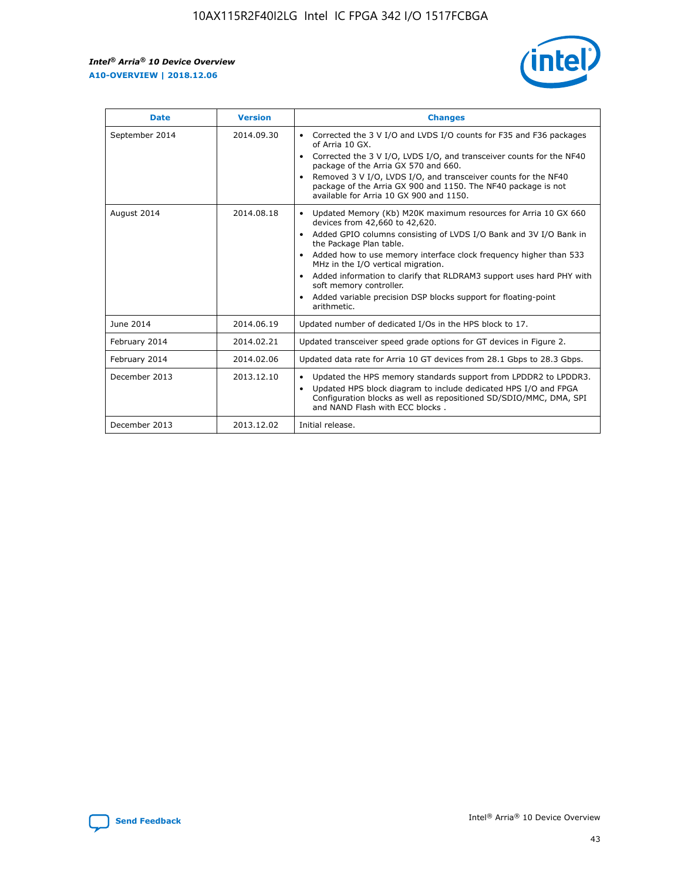| Date | Version | Changes |
| --- | --- | --- |
| September 2014 | 2014.09.30 | • Corrected the 3 V I/O and LVDS I/O counts for F35 and F36 packages of Arria 10 GX.<br>• Corrected the 3 V I/O, LVDS I/O, and transceiver counts for the NF40 package of the Arria GX 570 and 660.<br>• Removed 3 V I/O, LVDS I/O, and transceiver counts for the NF40 package of the Arria GX 900 and 1150. The NF40 package is not available for Arria 10 GX 900 and 1150. |
| August 2014 | 2014.08.18 | • Updated Memory (Kb) M20K maximum resources for Arria 10 GX 660 devices from 42,660 to 42,620.<br>• Added GPIO columns consisting of LVDS I/O Bank and 3V I/O Bank in the Package Plan table.<br>• Added how to use memory interface clock frequency higher than 533 MHz in the I/O vertical migration.<br>• Added information to clarify that RLDRAM3 support uses hard PHY with soft memory controller.<br>• Added variable precision DSP blocks support for floating-point arithmetic. |
| June 2014 | 2014.06.19 | Updated number of dedicated I/Os in the HPS block to 17. |
| February 2014 | 2014.02.21 | Updated transceiver speed grade options for GT devices in Figure 2. |
| February 2014 | 2014.02.06 | Updated data rate for Arria 10 GT devices from 28.1 Gbps to 28.3 Gbps. |
| December 2013 | 2013.12.10 | • Updated the HPS memory standards support from LPDDR2 to LPDDR3.<br>• Updated HPS block diagram to include dedicated HPS I/O and FPGA Configuration blocks as well as repositioned SD/SDIO/MMC, DMA, SPI and NAND Flash with ECC blocks . |
| December 2013 | 2013.12.02 | Initial release. |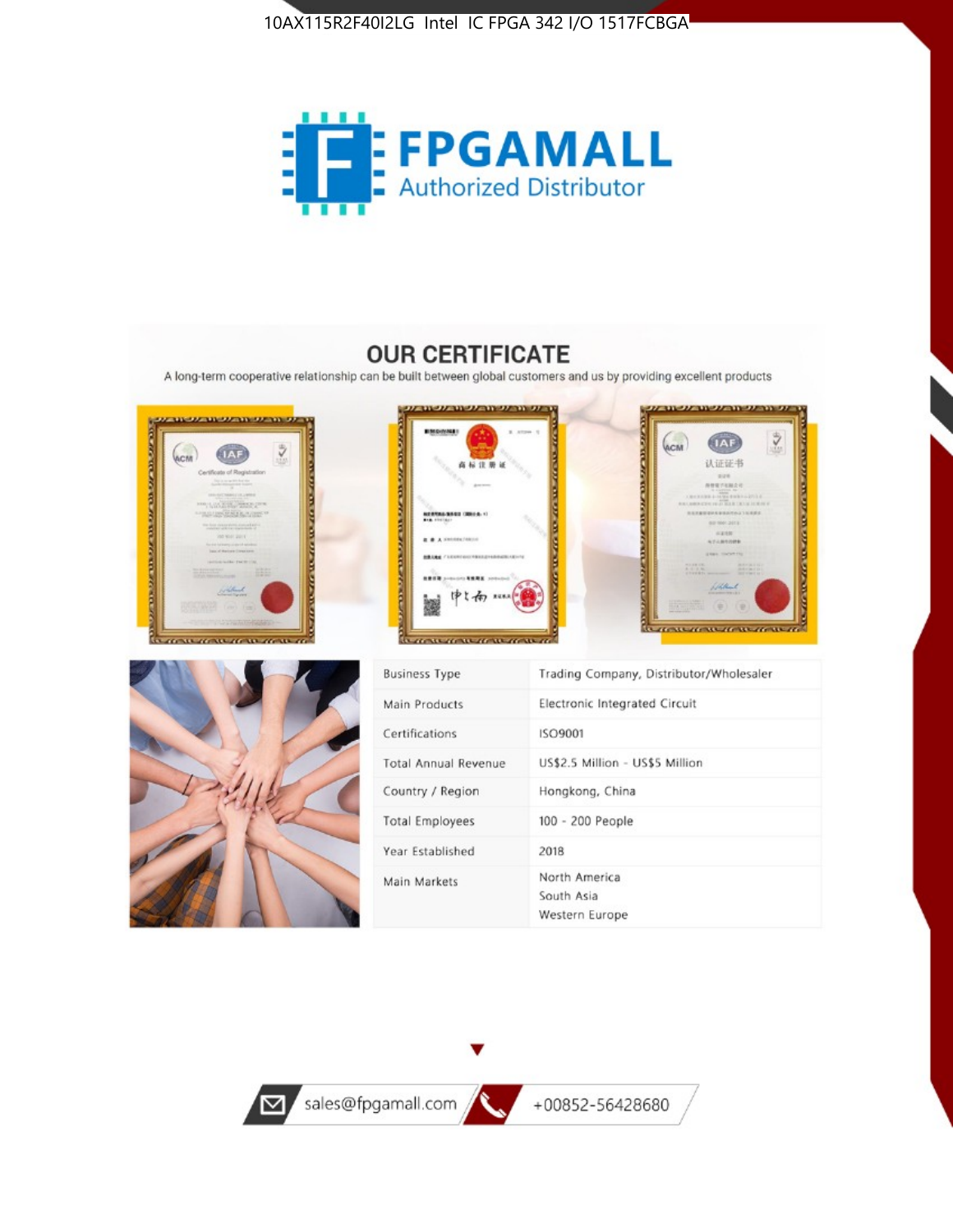FPGAMALL

Authorized Distributor

## OUR CERTIFICATE

A long-term cooperative relationship can be built between global customers and us by providing excellent products

| | |
|---|---|
| Business Type | Trading Company, Distributor/Wholesaler |
| Main Products | Electronic Integrated Circuit |
| Certifications | ISO9001 |
| Total Annual Revenue | US$2.5 Million - US$5 Million |
| Country / Region | Hongkong, China |
| Total Employees | 100 - 200 People |
| Year Established | 2018 |
| Main Markets | North America<br>South Asia<br>Western Europe |

sales@fpgamall.com

+00852-56428680